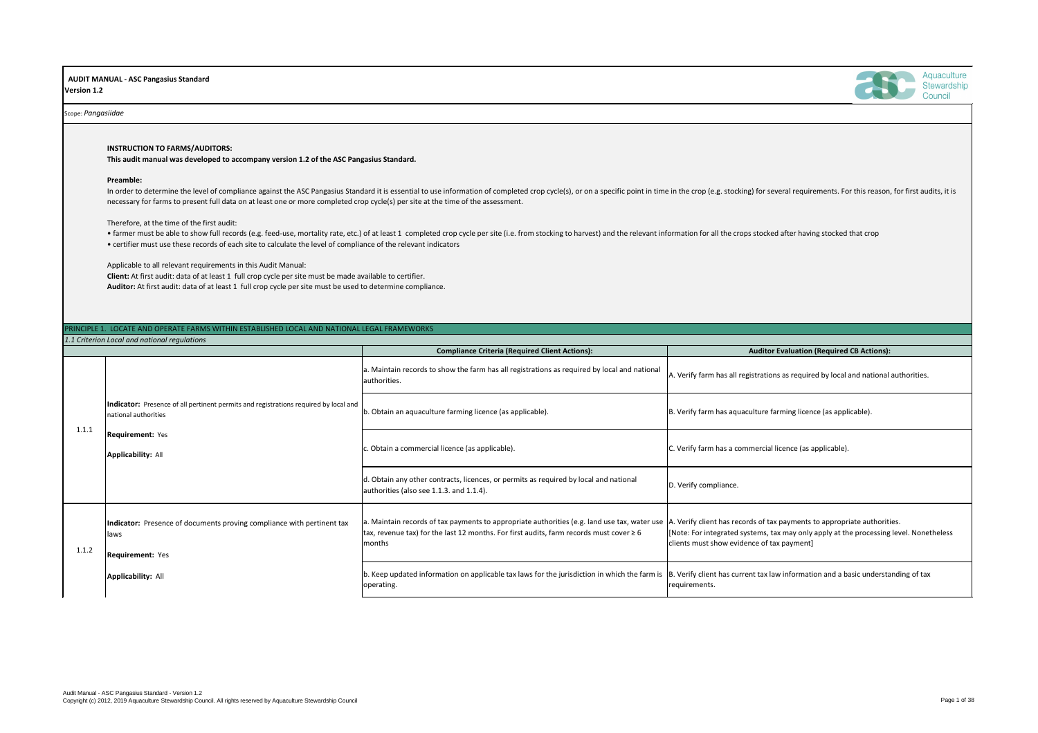**AUDIT MANUAL - ASC Pangasius Standard**
**Version 1.2**

Scope: *Pangasiidae*

**INSTRUCTION TO FARMS/AUDITORS:**

**This audit manual was developed to accompany version 1.2 of the ASC Pangasius Standard.**

**Preamble:**

In order to determine the level of compliance against the ASC Pangasius Standard it is essential to use information of completed crop cycle(s), or on a specific point in time in the crop (e.g. stocking) for several requirements. For this reason, for first audits, it is necessary for farms to present full data on at least one or more completed crop cycle(s) per site at the time of the assessment.

Therefore, at the time of the first audit:

- farmer must be able to show full records (e.g. feed-use, mortality rate, etc.) of at least 1 completed crop cycle per site (i.e. from stocking to harvest) and the relevant information for all the crops stocked after having stocked that crop
- certifier must use these records of each site to calculate the level of compliance of the relevant indicators

Applicable to all relevant requirements in this Audit Manual:

**Client:** At first audit: data of at least 1 full crop cycle per site must be made available to certifier.

**Auditor:** At first audit: data of at least 1 full crop cycle per site must be used to determine compliance.

## PRINCIPLE 1. LOCATE AND OPERATE FARMS WITHIN ESTABLISHED LOCAL AND NATIONAL LEGAL FRAMEWORKS

*1.1 Criterion Local and national regulations*

| | | Compliance Criteria (Required Client Actions): | Auditor Evaluation (Required CB Actions): |
|---|---|---|---|
| 1.1.1 | **Indicator:** Presence of all pertinent permits and registrations required by local and national authorities<br><br>**Requirement:** Yes<br><br>**Applicability:** All | a. Maintain records to show the farm has all registrations as required by local and national authorities. | A. Verify farm has all registrations as required by local and national authorities. |
| | | b. Obtain an aquaculture farming licence (as applicable). | B. Verify farm has aquaculture farming licence (as applicable). |
| | | c. Obtain a commercial licence (as applicable). | C. Verify farm has a commercial licence (as applicable). |
| | | d. Obtain any other contracts, licences, or permits as required by local and national authorities (also see 1.1.3. and 1.1.4). | D. Verify compliance. |
| 1.1.2 | **Indicator:** Presence of documents proving compliance with pertinent tax laws<br><br>**Requirement:** Yes<br><br>**Applicability:** All | a. Maintain records of tax payments to appropriate authorities (e.g. land use tax, water use tax, revenue tax) for the last 12 months. For first audits, farm records must cover ≥ 6 months | A. Verify client has records of tax payments to appropriate authorities.<br>[Note: For integrated systems, tax may only apply at the processing level. Nonetheless clients must show evidence of tax payment] |
| | | b. Keep updated information on applicable tax laws for the jurisdiction in which the farm is operating. | B. Verify client has current tax law information and a basic understanding of tax requirements. |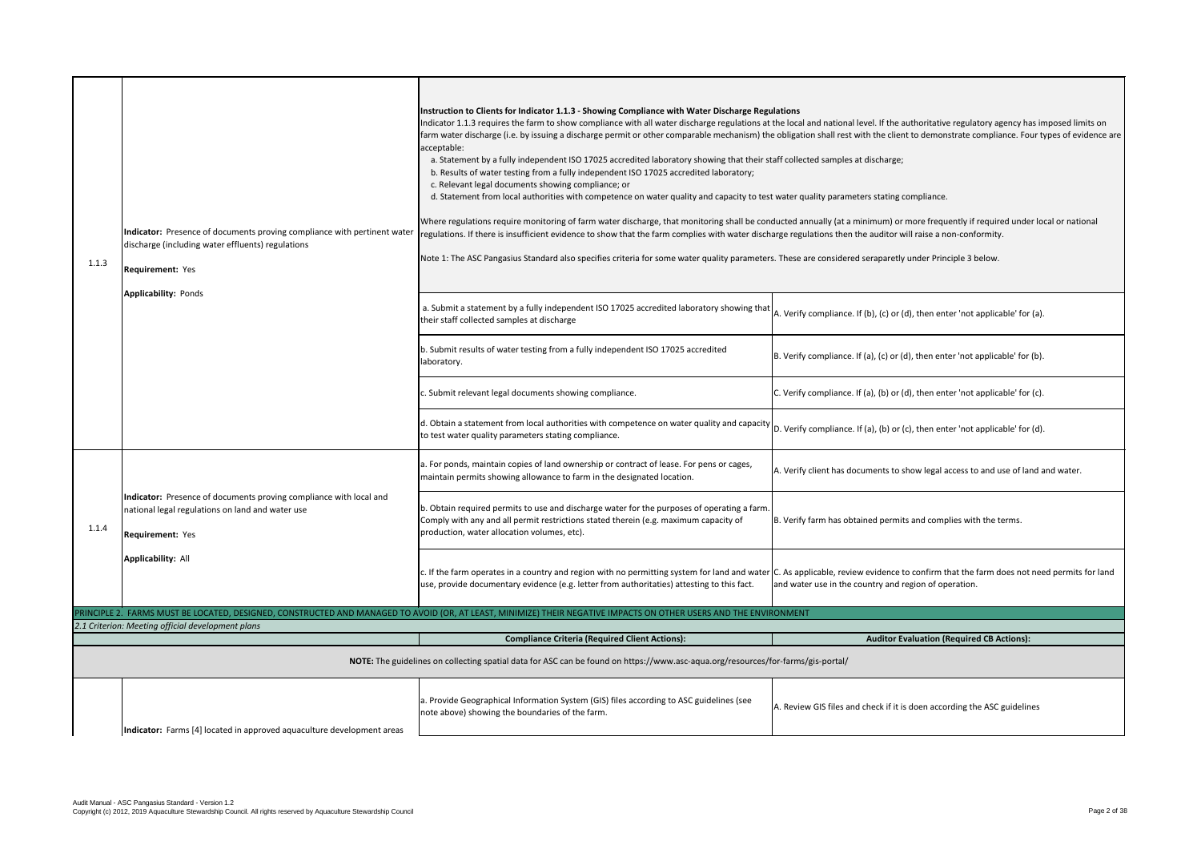| | | | |
|---|---|---|---|
| 1.1.3 | **Indicator:** Presence of documents proving compliance with pertinent water discharge (including water effluents) regulations<br><br>**Requirement:** Yes<br><br>**Applicability:** Ponds | **Instruction to Clients for Indicator 1.1.3 - Showing Compliance with Water Discharge Regulations**<br>Indicator 1.1.3 requires the farm to show compliance with all water discharge regulations at the local and national level. If the authoritative regulatory agency has imposed limits on farm water discharge (i.e. by issuing a discharge permit or other comparable mechanism) the obligation shall rest with the client to demonstrate compliance. Four types of evidence are acceptable:<br>a. Statement by a fully independent ISO 17025 accredited laboratory showing that their staff collected samples at discharge;<br>b. Results of water testing from a fully independent ISO 17025 accredited laboratory;<br>c. Relevant legal documents showing compliance; or<br>d. Statement from local authorities with competence on water quality and capacity to test water quality parameters stating compliance.<br><br>Where regulations require monitoring of farm water discharge, that monitoring shall be conducted annually (at a minimum) or more frequently if required under local or national regulations. If there is insufficient evidence to show that the farm complies with water discharge regulations then the auditor will raise a non-conformity.<br><br>Note 1: The ASC Pangasius Standard also specifies criteria for some water quality parameters. These are considered seraparetly under Principle 3 below. | |
| | | a. Submit a statement by a fully independent ISO 17025 accredited laboratory showing that their staff collected samples at discharge | A. Verify compliance. If (b), (c) or (d), then enter 'not applicable' for (a). |
| | | b. Submit results of water testing from a fully independent ISO 17025 accredited laboratory. | B. Verify compliance. If (a), (c) or (d), then enter 'not applicable' for (b). |
| | | c. Submit relevant legal documents showing compliance. | C. Verify compliance. If (a), (b) or (d), then enter 'not applicable' for (c). |
| | | d. Obtain a statement from local authorities with competence on water quality and capacity to test water quality parameters stating compliance. | D. Verify compliance. If (a), (b) or (c), then enter 'not applicable' for (d). |
| 1.1.4 | **Indicator:** Presence of documents proving compliance with local and national legal regulations on land and water use<br><br>**Requirement:** Yes<br><br>**Applicability:** All | a. For ponds, maintain copies of land ownership or contract of lease. For pens or cages, maintain permits showing allowance to farm in the designated location. | A. Verify client has documents to show legal access to and use of land and water. |
| | | b. Obtain required permits to use and discharge water for the purposes of operating a farm. Comply with any and all permit restrictions stated therein (e.g. maximum capacity of production, water allocation volumes, etc). | B. Verify farm has obtained permits and complies with the terms. |
| | | c. If the farm operates in a country and region with no permitting system for land and water use, provide documentary evidence (e.g. letter from authorities) attesting to this fact. | C. As applicable, review evidence to confirm that the farm does not need permits for land and water use in the country and region of operation. |

PRINCIPLE 2. FARMS MUST BE LOCATED, DESIGNED, CONSTRUCTED AND MANAGED TO AVOID (OR, AT LEAST, MINIMIZE) THEIR NEGATIVE IMPACTS ON OTHER USERS AND THE ENVIRONMENT

*2.1 Criterion: Meeting official development plans*

| | | **Compliance Criteria (Required Client Actions):** | **Auditor Evaluation (Required CB Actions):** |
|---|---|---|---|
| | | **NOTE:** The guidelines on collecting spatial data for ASC can be found on https://www.asc-aqua.org/resources/for-farms/gis-portal/ | |
| | **Indicator:** Farms [4] located in approved aquaculture development areas | a. Provide Geographical Information System (GIS) files according to ASC guidelines (see note above) showing the boundaries of the farm. | A. Review GIS files and check if it is doen according the ASC guidelines |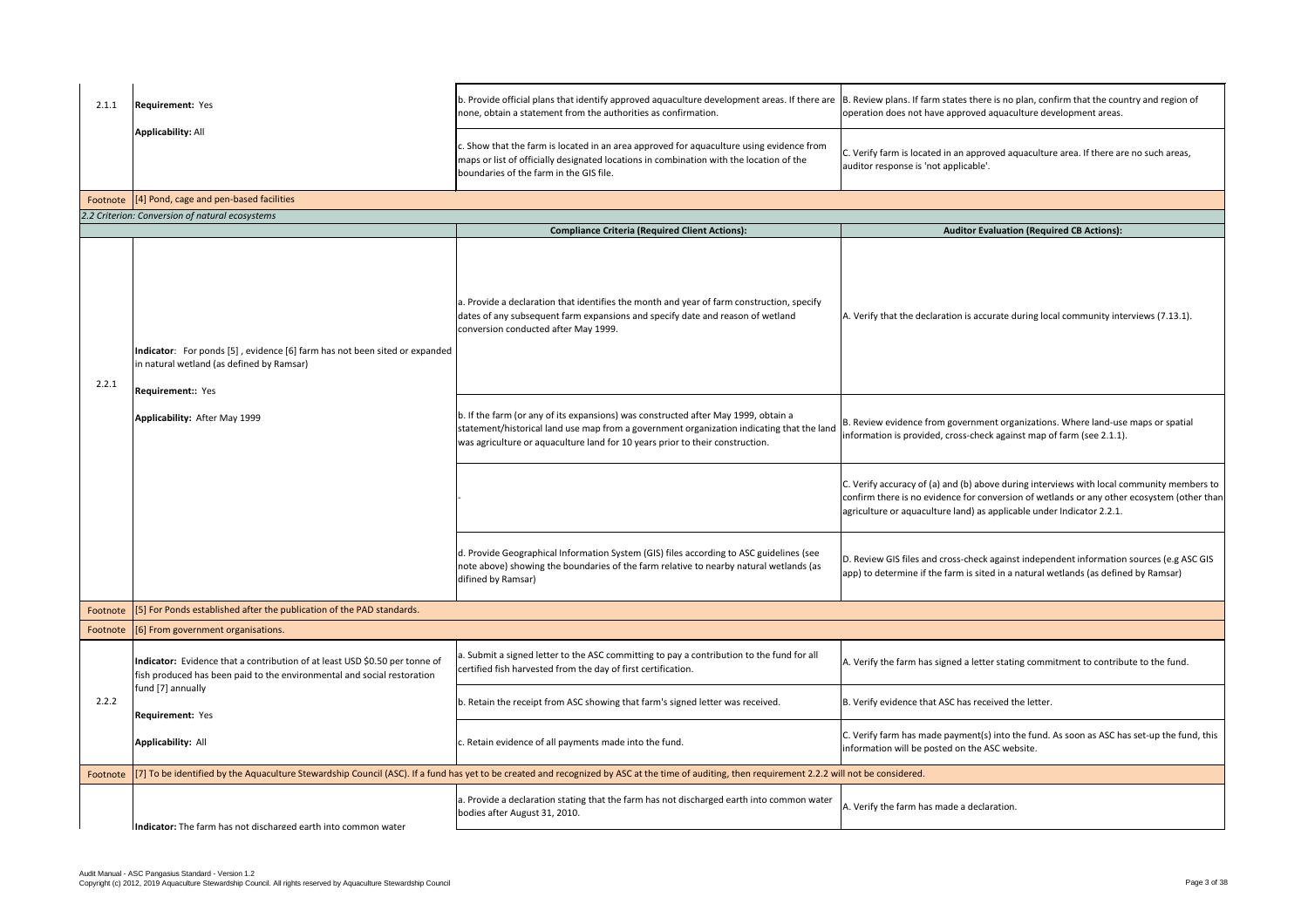| | | | |
|---|---|---|---|
| 2.1.1 | **Requirement:** Yes<br><br>**Applicability:** All | b. Provide official plans that identify approved aquaculture development areas. If there are none, obtain a statement from the authorities as confirmation. | B. Review plans. If farm states there is no plan, confirm that the country and region of operation does not have approved aquaculture development areas. |
| | | c. Show that the farm is located in an area approved for aquaculture using evidence from maps or list of officially designated locations in combination with the location of the boundaries of the farm in the GIS file. | C. Verify farm is located in an approved aquaculture area. If there are no such areas, auditor response is 'not applicable'. |
| Footnote | [4] Pond, cage and pen-based facilities | | |
| *2.2 Criterion: Conversion of natural ecosystems* | | | |
| | | **Compliance Criteria (Required Client Actions):** | **Auditor Evaluation (Required CB Actions):** |
| 2.2.1 | **Indicator**: For ponds [5] , evidence [6] farm has not been sited or expanded in natural wetland (as defined by Ramsar)<br><br>**Requirement:**: Yes<br><br>**Applicability:** After May 1999 | a. Provide a declaration that identifies the month and year of farm construction, specify dates of any subsequent farm expansions and specify date and reason of wetland conversion conducted after May 1999. | A. Verify that the declaration is accurate during local community interviews (7.13.1). |
| | | b. If the farm (or any of its expansions) was constructed after May 1999, obtain a statement/historical land use map from a government organization indicating that the land was agriculture or aquaculture land for 10 years prior to their construction. | B. Review evidence from government organizations. Where land-use maps or spatial information is provided, cross-check against map of farm (see 2.1.1). |
| | | - | C. Verify accuracy of (a) and (b) above during interviews with local community members to confirm there is no evidence for conversion of wetlands or any other ecosystem (other than agriculture or aquaculture land) as applicable under Indicator 2.2.1. |
| | | d. Provide Geographical Information System (GIS) files according to ASC guidelines (see note above) showing the boundaries of the farm relative to nearby natural wetlands (as difined by Ramsar) | D. Review GIS files and cross-check against independent information sources (e.g ASC GIS app) to determine if the farm is sited in a natural wetlands (as defined by Ramsar) |
| Footnote | [5] For Ponds established after the publication of the PAD standards. | | |
| Footnote | [6] From government organisations. | | |
| 2.2.2 | **Indicator:** Evidence that a contribution of at least USD $0.50 per tonne of fish produced has been paid to the environmental and social restoration fund [7] annually<br><br>**Requirement:** Yes<br><br>**Applicability:** All | a. Submit a signed letter to the ASC committing to pay a contribution to the fund for all certified fish harvested from the day of first certification. | A. Verify the farm has signed a letter stating commitment to contribute to the fund. |
| | | b. Retain the receipt from ASC showing that farm's signed letter was received. | B. Verify evidence that ASC has received the letter. |
| | | c. Retain evidence of all payments made into the fund. | C. Verify farm has made payment(s) into the fund. As soon as ASC has set-up the fund, this information will be posted on the ASC website. |
| Footnote | [7] To be identified by the Aquaculture Stewardship Council (ASC). If a fund has yet to be created and recognized by ASC at the time of auditing, then requirement 2.2.2 will not be considered. | | |
| | **Indicator:** The farm has not discharged earth into common water | a. Provide a declaration stating that the farm has not discharged earth into common water bodies after August 31, 2010. | A. Verify the farm has made a declaration. |

Audit Manual - ASC Pangasius Standard - Version 1.2
Copyright (c) 2012, 2019 Aquaculture Stewardship Council. All rights reserved by Aquaculture Stewardship Council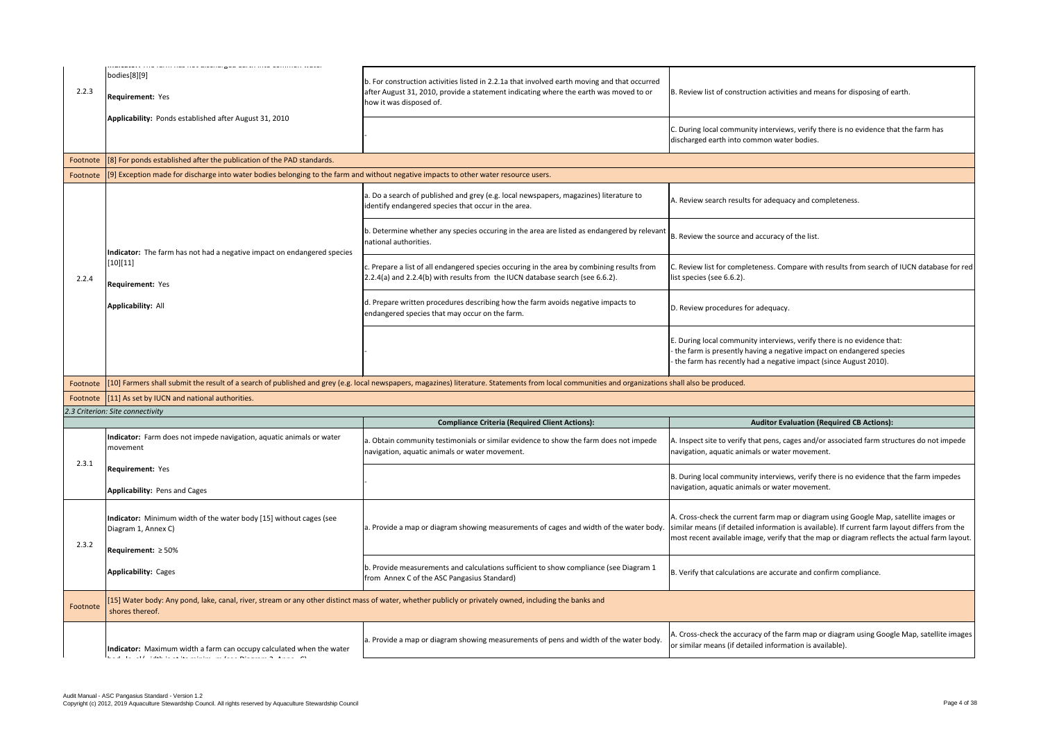| | | | |
|---|---|---|---|
| 2.2.3 | **Indicator:** The farm has not discharged earth into common water bodies[8][9]<br><br>**Requirement:** Yes<br><br>**Applicability:** Ponds established after August 31, 2010 | b. For construction activities listed in 2.2.1a that involved earth moving and that occurred after August 31, 2010, provide a statement indicating where the earth was moved to or how it was disposed of. | B. Review list of construction activities and means for disposing of earth. |
| | | - | C. During local community interviews, verify there is no evidence that the farm has discharged earth into common water bodies. |
| Footnote | [8] For ponds established after the publication of the PAD standards. | | |
| Footnote | [9] Exception made for discharge into water bodies belonging to the farm and without negative impacts to other water resource users. | | |
| 2.2.4 | **Indicator:** The farm has not had a negative impact on endangered species [10][11]<br><br>**Requirement:** Yes<br><br>**Applicability:** All | a. Do a search of published and grey (e.g. local newspapers, magazines) literature to identify endangered species that occur in the area. | A. Review search results for adequacy and completeness. |
| | | b. Determine whether any species occuring in the area are listed as endangered by relevant national authorities. | B. Review the source and accuracy of the list. |
| | | c. Prepare a list of all endangered species occuring in the area by combining results from 2.2.4(a) and 2.2.4(b) with results from the IUCN database search (see 6.6.2). | C. Review list for completeness. Compare with results from search of IUCN database for red list species (see 6.6.2). |
| | | d. Prepare written procedures describing how the farm avoids negative impacts to endangered species that may occur on the farm. | D. Review procedures for adequacy. |
| | | - | E. During local community interviews, verify there is no evidence that:<br>- the farm is presently having a negative impact on endangered species<br>- the farm has recently had a negative impact (since August 2010). |
| Footnote | [10] Farmers shall submit the result of a search of published and grey (e.g. local newspapers, magazines) literature. Statements from local communities and organizations shall also be produced. | | |
| Footnote | [11] As set by IUCN and national authorities. | | |
| *2.3 Criterion: Site connectivity* | | | |
| | | **Compliance Criteria (Required Client Actions):** | **Auditor Evaluation (Required CB Actions):** |
| 2.3.1 | **Indicator:** Farm does not impede navigation, aquatic animals or water movement<br><br>**Requirement:** Yes<br><br>**Applicability:** Pens and Cages | a. Obtain community testimonials or similar evidence to show the farm does not impede navigation, aquatic animals or water movement. | A. Inspect site to verify that pens, cages and/or associated farm structures do not impede navigation, aquatic animals or water movement. |
| | | - | B. During local community interviews, verify there is no evidence that the farm impedes navigation, aquatic animals or water movement. |
| 2.3.2 | **Indicator:** Minimum width of the water body [15] without cages (see Diagram 1, Annex C)<br><br>**Requirement:** ≥ 50%<br><br>**Applicability:** Cages | a. Provide a map or diagram showing measurements of cages and width of the water body. | A. Cross-check the current farm map or diagram using Google Map, satellite images or similar means (if detailed information is available). If current farm layout differs from the most recent available image, verify that the map or diagram reflects the actual farm layout. |
| | | b. Provide measurements and calculations sufficient to show compliance (see Diagram 1 from Annex C of the ASC Pangasius Standard) | B. Verify that calculations are accurate and confirm compliance. |
| Footnote | [15] Water body: Any pond, lake, canal, river, stream or any other distinct mass of water, whether publicly or privately owned, including the banks and shores thereof. | | |
| | **Indicator:** Maximum width a farm can occupy calculated when the water body levels/width is at its minimum (see Diagram 2, Annex C) | a. Provide a map or diagram showing measurements of pens and width of the water body. | A. Cross-check the accuracy of the farm map or diagram using Google Map, satellite images or similar means (if detailed information is available). |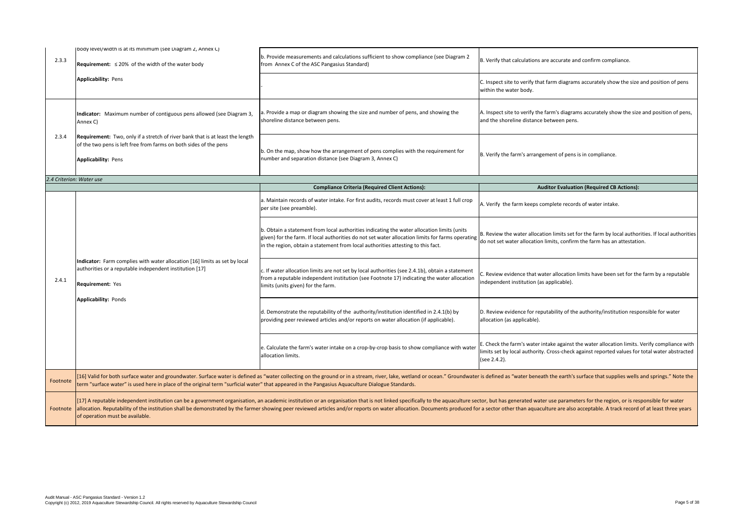| | | | |
|---|---|---|---|
| 2.3.3 | body level/width is at its minimum (see Diagram 2, Annex C)<br><br>**Requirement:** ≤ 20% of the width of the water body<br><br>**Applicability:** Pens | b. Provide measurements and calculations sufficient to show compliance (see Diagram 2 from Annex C of the ASC Pangasius Standard) | B. Verify that calculations are accurate and confirm compliance. |
| | | - | C. Inspect site to verify that farm diagrams accurately show the size and position of pens within the water body. |
| 2.3.4 | **Indicator:** Maximum number of contiguous pens allowed (see Diagram 3, Annex C)<br><br>**Requirement:** Two, only if a stretch of river bank that is at least the length of the two pens is left free from farms on both sides of the pens<br><br>**Applicability:** Pens | a. Provide a map or diagram showing the size and number of pens, and showing the shoreline distance between pens. | A. Inspect site to verify the farm's diagrams accurately show the size and position of pens, and the shoreline distance between pens. |
| | | b. On the map, show how the arrangement of pens complies with the requirement for number and separation distance (see Diagram 3, Annex C) | B. Verify the farm's arrangement of pens is in compliance. |

*2.4 Criterion: Water use*

| | | **Compliance Criteria (Required Client Actions):** | **Auditor Evaluation (Required CB Actions):** |
|---|---|---|---|
| 2.4.1 | **Indicator:** Farm complies with water allocation [16] limits as set by local authorities or a reputable independent institution [17]<br><br>**Requirement:** Yes<br><br>**Applicability:** Ponds | a. Maintain records of water intake. For first audits, records must cover at least 1 full crop per site (see preamble). | A. Verify the farm keeps complete records of water intake. |
| | | b. Obtain a statement from local authorities indicating the water allocation limits (units given) for the farm. If local authorities do not set water allocation limits for farms operating in the region, obtain a statement from local authorities attesting to this fact. | B. Review the water allocation limits set for the farm by local authorities. If local authorities do not set water allocation limits, confirm the farm has an attestation. |
| | | c. If water allocation limits are not set by local authorities (see 2.4.1b), obtain a statement from a reputable independent institution (see Footnote 17) indicating the water allocation limits (units given) for the farm. | C. Review evidence that water allocation limits have been set for the farm by a reputable independent institution (as applicable). |
| | | d. Demonstrate the reputability of the authority/institution identified in 2.4.1(b) by providing peer reviewed articles and/or reports on water allocation (if applicable). | D. Review evidence for reputability of the authority/institution responsible for water allocation (as applicable). |
| | | e. Calculate the farm's water intake on a crop-by-crop basis to show compliance with water allocation limits. | E. Check the farm's water intake against the water allocation limits. Verify compliance with limits set by local authority. Cross-check against reported values for total water abstracted (see 2.4.2). |
| Footnote | [16] Valid for both surface water and groundwater. Surface water is defined as "water collecting on the ground or in a stream, river, lake, wetland or ocean." Groundwater is defined as "water beneath the earth's surface that supplies wells and springs." Note the term "surface water" is used here in place of the original term "surficial water" that appeared in the Pangasius Aquaculture Dialogue Standards. | | |
| Footnote | [17] A reputable independent institution can be a government organisation, an academic institution or an organisation that is not linked specifically to the aquaculture sector, but has generated water use parameters for the region, or is responsible for water allocation. Reputability of the institution shall be demonstrated by the farmer showing peer reviewed articles and/or reports on water allocation. Documents produced for a sector other than aquaculture are also acceptable. A track record of at least three years of operation must be available. | | |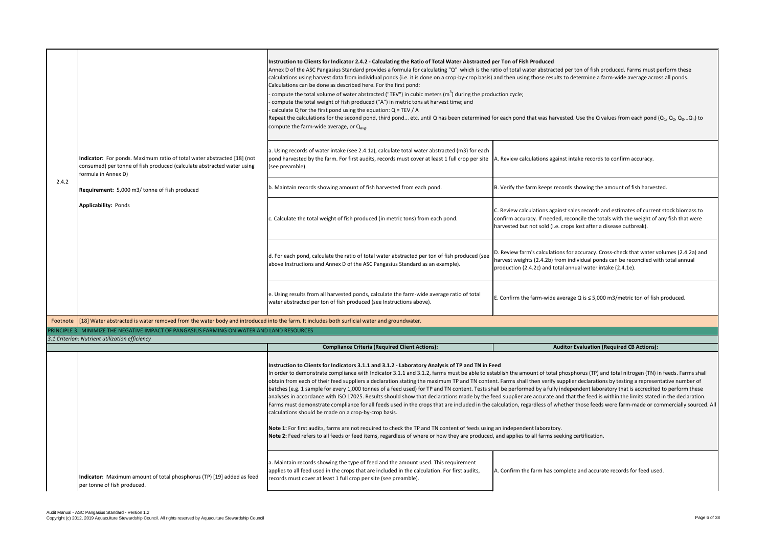| | | | |
|---|---|---|---|
| 2.4.2 | **Indicator:** For ponds. Maximum ratio of total water abstracted [18] (not consumed) per tonne of fish produced (calculate abstracted water using formula in Annex D)<br><br>**Requirement:** 5,000 m3/ tonne of fish produced<br><br>**Applicability:** Ponds | **Instruction to Clients for Indicator 2.4.2 - Calculating the Ratio of Total Water Abstracted per Ton of Fish Produced**<br>Annex D of the ASC Pangasius Standard provides a formula for calculating "Q" which is the ratio of total water abstracted per ton of fish produced. Farms must perform these calculations using harvest data from individual ponds (i.e. it is done on a crop-by-crop basis) and then using those results to determine a farm-wide average across all ponds. Calculations can be done as described here. For the first pond:<br>- compute the total volume of water abstracted ("TEV") in cubic meters ($m^3$) during the production cycle;<br>- compute the total weight of fish produced ("A") in metric tons at harvest time; and<br>- calculate Q for the first pond using the equation: Q = TEV / A<br>Repeat the calculations for the second pond, third pond... etc. until Q has been determined for each pond that was harvested. Use the Q values from each pond ($Q_1$, $Q_2$, $Q_3$...$Q_n$) to compute the farm-wide average, or $Q_{avg}$. | |
| | | a. Using records of water intake (see 2.4.1a), calculate total water abstracted (m3) for each pond harvested by the farm. For first audits, records must cover at least 1 full crop per site (see preamble). | A. Review calculations against intake records to confirm accuracy. |
| | | b. Maintain records showing amount of fish harvested from each pond. | B. Verify the farm keeps records showing the amount of fish harvested. |
| | | c. Calculate the total weight of fish produced (in metric tons) from each pond. | C. Review calculations against sales records and estimates of current stock biomass to confirm accuracy. If needed, reconcile the totals with the weight of any fish that were harvested but not sold (i.e. crops lost after a disease outbreak). |
| | | d. For each pond, calculate the ratio of total water abstracted per ton of fish produced (see above Instructions and Annex D of the ASC Pangasius Standard as an example). | D. Review farm's calculations for accuracy. Cross-check that water volumes (2.4.2a) and harvest weights (2.4.2b) from individual ponds can be reconciled with total annual production (2.4.2c) and total annual water intake (2.4.1e). |
| | | e. Using results from all harvested ponds, calculate the farm-wide average ratio of total water abstracted per ton of fish produced (see Instructions above). | E. Confirm the farm-wide average Q is ≤ 5,000 m3/metric ton of fish produced. |
| Footnote | [18] Water abstracted is water removed from the water body and introduced into the farm. It includes both surficial water and groundwater. | | |
| PRINCIPLE 3. MINIMIZE THE NEGATIVE IMPACT OF PANGASIUS FARMING ON WATER AND LAND RESOURCES | | | |
| *3.1 Criterion: Nutrient utilization efficiency* | | | |
| | | **Compliance Criteria (Required Client Actions):** | **Auditor Evaluation (Required CB Actions):** |
| | **Indicator:** Maximum amount of total phosphorus (TP) [19] added as feed per tonne of fish produced. | **Instruction to Clients for Indicators 3.1.1 and 3.1.2 - Laboratory Analysis of TP and TN in Feed**<br>In order to demonstrate compliance with Indicator 3.1.1 and 3.1.2, farms must be able to establish the amount of total phosphorus (TP) and total nitrogen (TN) in feeds. Farms shall obtain from each of their feed suppliers a declaration stating the maximum TP and TN content. Farms shall then verify supplier declarations by testing a representative number of batches (e.g. 1 sample for every 1,000 tonnes of a feed used) for TP and TN content. Tests shall be performed by a fully independent laboratory that is accredited to perform these analyses in accordance with ISO 17025. Results should show that declarations made by the feed supplier are accurate and that the feed is within the limits stated in the declaration. Farms must demonstrate compliance for all feeds used in the crops that are included in the calculation, regardless of whether those feeds were farm-made or commercially sourced. All calculations should be made on a crop-by-crop basis.<br><br>**Note 1:** For first audits, farms are not required to check the TP and TN content of feeds using an independent laboratory.<br>**Note 2:** Feed refers to all feeds or feed items, regardless of where or how they are produced, and applies to all farms seeking certification. | |
| | | a. Maintain records showing the type of feed and the amount used. This requirement applies to all feed used in the crops that are included in the calculation. For first audits, records must cover at least 1 full crop per site (see preamble). | A. Confirm the farm has complete and accurate records for feed used. |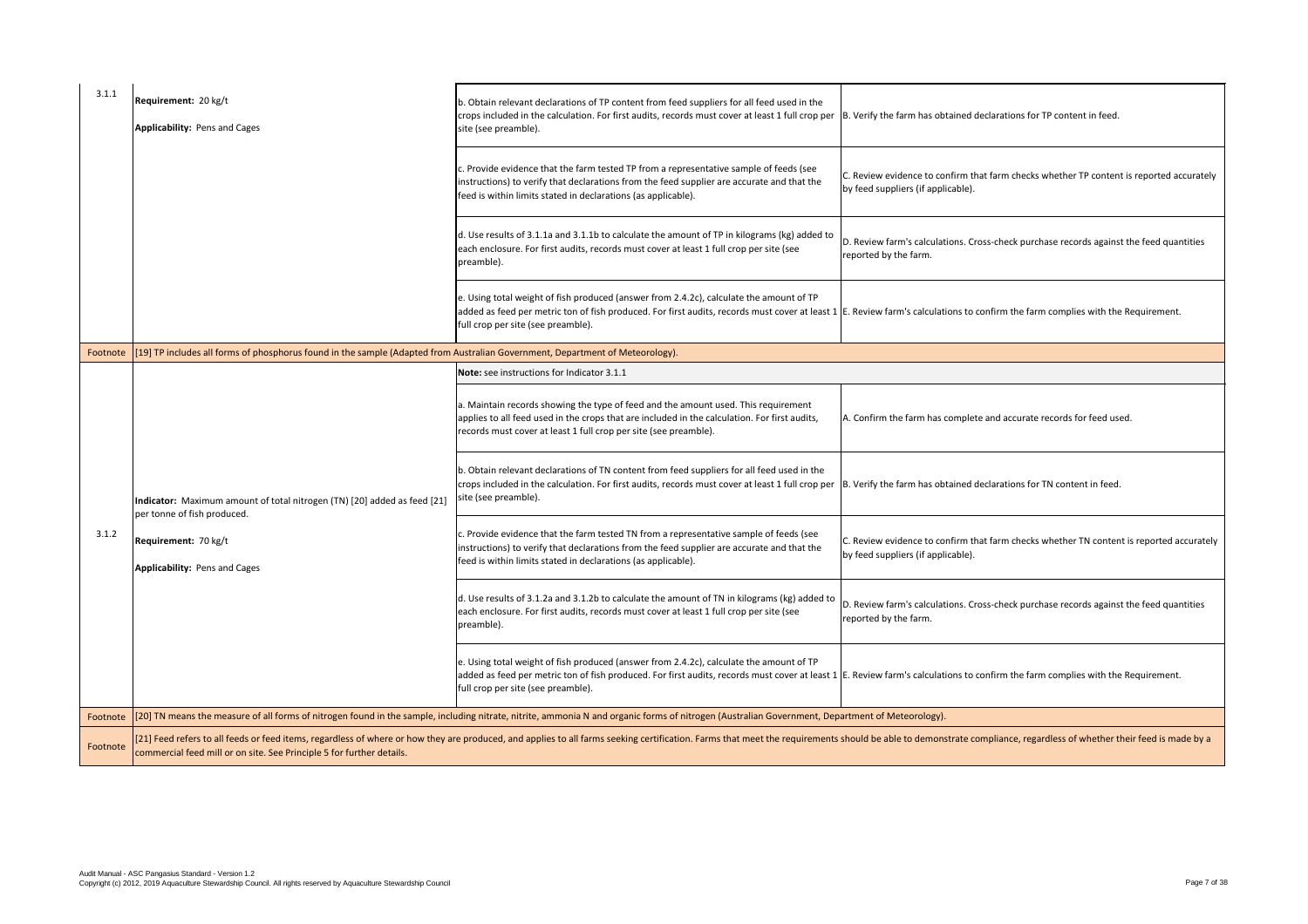| | | | |
|---|---|---|---|
| 3.1.1 | **Requirement:** 20 kg/t<br><br>**Applicability:** Pens and Cages | b. Obtain relevant declarations of TP content from feed suppliers for all feed used in the crops included in the calculation. For first audits, records must cover at least 1 full crop per site (see preamble). | B. Verify the farm has obtained declarations for TP content in feed. |
| | | c. Provide evidence that the farm tested TP from a representative sample of feeds (see instructions) to verify that declarations from the feed supplier are accurate and that the feed is within limits stated in declarations (as applicable). | C. Review evidence to confirm that farm checks whether TP content is reported accurately by feed suppliers (if applicable). |
| | | d. Use results of 3.1.1a and 3.1.1b to calculate the amount of TP in kilograms (kg) added to each enclosure. For first audits, records must cover at least 1 full crop per site (see preamble). | D. Review farm's calculations. Cross-check purchase records against the feed quantities reported by the farm. |
| | | e. Using total weight of fish produced (answer from 2.4.2c), calculate the amount of TP added as feed per metric ton of fish produced. For first audits, records must cover at least 1 full crop per site (see preamble). | E. Review farm's calculations to confirm the farm complies with the Requirement. |
| Footnote | [19] TP includes all forms of phosphorus found in the sample (Adapted from Australian Government, Department of Meteorology). | | |
| 3.1.2 | **Indicator:** Maximum amount of total nitrogen (TN) [20] added as feed [21] per tonne of fish produced.<br><br>**Requirement:** 70 kg/t<br><br>**Applicability:** Pens and Cages | **Note:** see instructions for Indicator 3.1.1 | |
| | | a. Maintain records showing the type of feed and the amount used. This requirement applies to all feed used in the crops that are included in the calculation. For first audits, records must cover at least 1 full crop per site (see preamble). | A. Confirm the farm has complete and accurate records for feed used. |
| | | b. Obtain relevant declarations of TN content from feed suppliers for all feed used in the crops included in the calculation. For first audits, records must cover at least 1 full crop per site (see preamble). | B. Verify the farm has obtained declarations for TN content in feed. |
| | | c. Provide evidence that the farm tested TN from a representative sample of feeds (see instructions) to verify that declarations from the feed supplier are accurate and that the feed is within limits stated in declarations (as applicable). | C. Review evidence to confirm that farm checks whether TN content is reported accurately by feed suppliers (if applicable). |
| | | d. Use results of 3.1.2a and 3.1.2b to calculate the amount of TN in kilograms (kg) added to each enclosure. For first audits, records must cover at least 1 full crop per site (see preamble). | D. Review farm's calculations. Cross-check purchase records against the feed quantities reported by the farm. |
| | | e. Using total weight of fish produced (answer from 2.4.2c), calculate the amount of TP added as feed per metric ton of fish produced. For first audits, records must cover at least 1 full crop per site (see preamble). | E. Review farm's calculations to confirm the farm complies with the Requirement. |
| Footnote | [20] TN means the measure of all forms of nitrogen found in the sample, including nitrate, nitrite, ammonia N and organic forms of nitrogen (Australian Government, Department of Meteorology). | | |
| Footnote | [21] Feed refers to all feeds or feed items, regardless of where or how they are produced, and applies to all farms seeking certification. Farms that meet the requirements should be able to demonstrate compliance, regardless of whether their feed is made by a commercial feed mill or on site. See Principle 5 for further details. | | |

Audit Manual - ASC Pangasius Standard - Version 1.2
Copyright (c) 2012, 2019 Aquaculture Stewardship Council. All rights reserved by Aquaculture Stewardship Council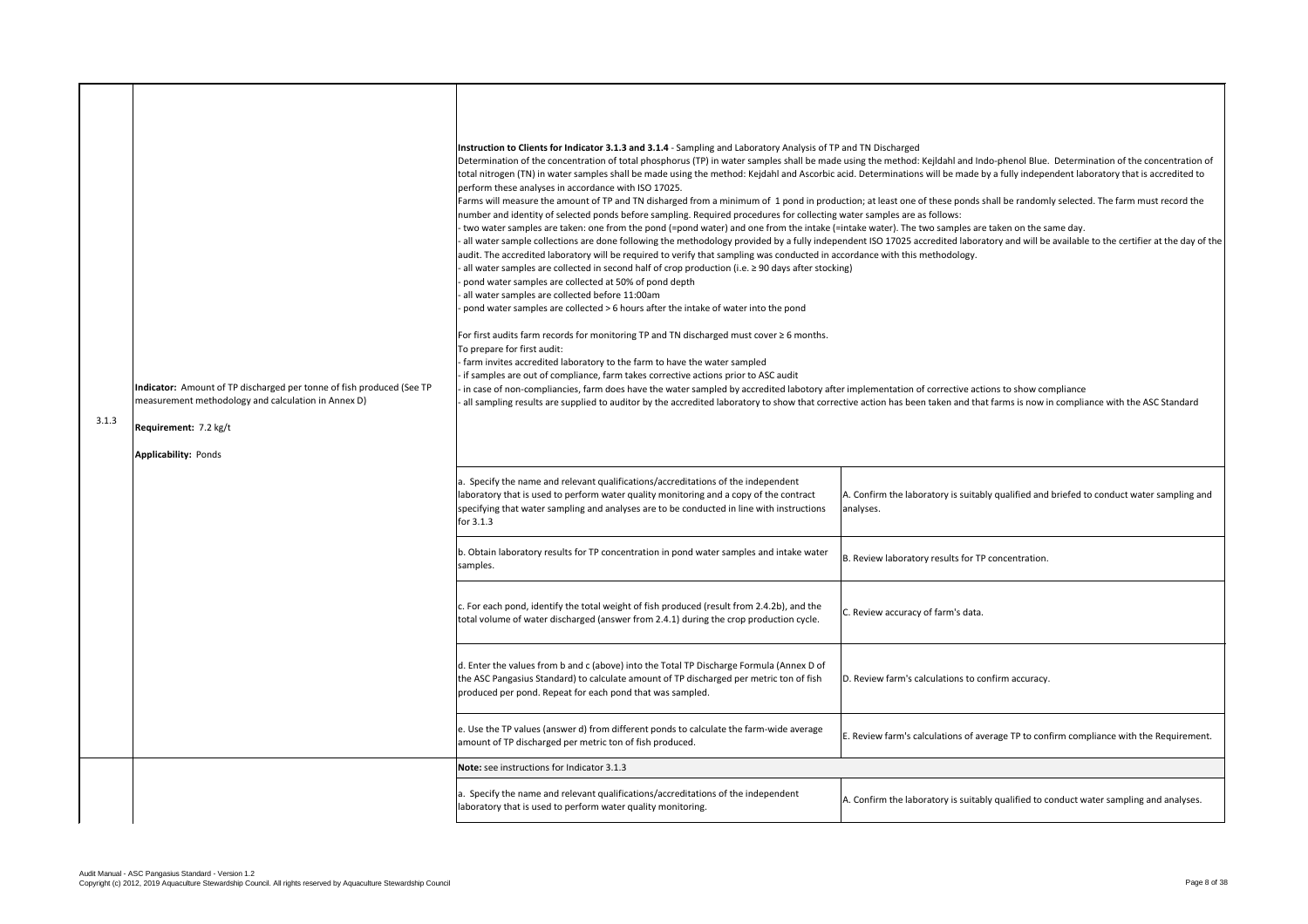| | | | |
|---|---|---|---|
| 3.1.3 | **Indicator:** Amount of TP discharged per tonne of fish produced (See TP measurement methodology and calculation in Annex D)<br><br>**Requirement:** 7.2 kg/t<br><br>**Applicability:** Ponds | **Instruction to Clients for Indicator 3.1.3 and 3.1.4** - Sampling and Laboratory Analysis of TP and TN Discharged<br>Determination of the concentration of total phosphorus (TP) in water samples shall be made using the method: Kejldahl and Indo-phenol Blue. Determination of the concentration of total nitrogen (TN) in water samples shall be made using the method: Kejdahl and Ascorbic acid. Determinations will be made by a fully independent laboratory that is accredited to perform these analyses in accordance with ISO 17025.<br>Farms will measure the amount of TP and TN disharged from a minimum of 1 pond in production; at least one of these ponds shall be randomly selected. The farm must record the number and identity of selected ponds before sampling. Required procedures for collecting water samples are as follows:<br>- two water samples are taken: one from the pond (=pond water) and one from the intake (=intake water). The two samples are taken on the same day.<br>- all water sample collections are done following the methodology provided by a fully independent ISO 17025 accredited laboratory and will be available to the certifier at the day of the audit. The accredited laboratory will be required to verify that sampling was conducted in accordance with this methodology.<br>- all water samples are collected in second half of crop production (i.e. ≥ 90 days after stocking)<br>- pond water samples are collected at 50% of pond depth<br>- all water samples are collected before 11:00am<br>- pond water samples are collected > 6 hours after the intake of water into the pond<br><br>For first audits farm records for monitoring TP and TN discharged must cover ≥ 6 months.<br>To prepare for first audit:<br>- farm invites accredited laboratory to the farm to have the water sampled<br>- if samples are out of compliance, farm takes corrective actions prior to ASC audit<br>- in case of non-compliancies, farm does have the water sampled by accredited labotory after implementation of corrective actions to show compliance<br>- all sampling results are supplied to auditor by the accredited laboratory to show that corrective action has been taken and that farms is now in compliance with the ASC Standard | |
| | | a. Specify the name and relevant qualifications/accreditations of the independent laboratory that is used to perform water quality monitoring and a copy of the contract specifying that water sampling and analyses are to be conducted in line with instructions for 3.1.3 | A. Confirm the laboratory is suitably qualified and briefed to conduct water sampling and analyses. |
| | | b. Obtain laboratory results for TP concentration in pond water samples and intake water samples. | B. Review laboratory results for TP concentration. |
| | | c. For each pond, identify the total weight of fish produced (result from 2.4.2b), and the total volume of water discharged (answer from 2.4.1) during the crop production cycle. | C. Review accuracy of farm's data. |
| | | d. Enter the values from b and c (above) into the Total TP Discharge Formula (Annex D of the ASC Pangasius Standard) to calculate amount of TP discharged per metric ton of fish produced per pond. Repeat for each pond that was sampled. | D. Review farm's calculations to confirm accuracy. |
| | | e. Use the TP values (answer d) from different ponds to calculate the farm-wide average amount of TP discharged per metric ton of fish produced. | E. Review farm's calculations of average TP to confirm compliance with the Requirement. |
| | | **Note:** see instructions for Indicator 3.1.3 | |
| | | a. Specify the name and relevant qualifications/accreditations of the independent laboratory that is used to perform water quality monitoring. | A. Confirm the laboratory is suitably qualified to conduct water sampling and analyses. |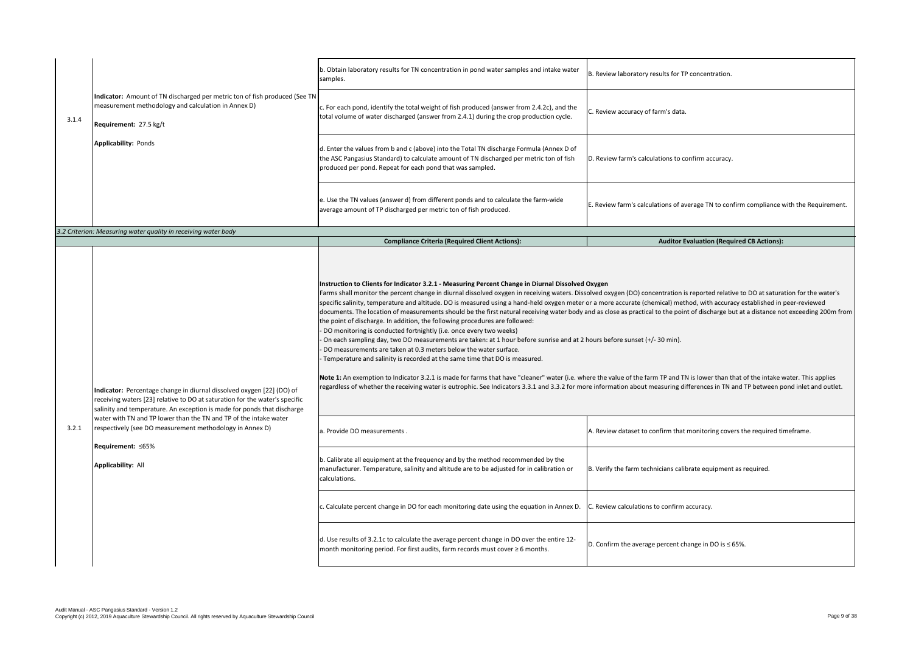| | | Compliance Criteria (Required Client Actions): | Auditor Evaluation (Required CB Actions): |
|---|---|---|---|
| 3.1.4 | **Indicator:** Amount of TN discharged per metric ton of fish produced (See TN measurement methodology and calculation in Annex D)<br><br>**Requirement:** 27.5 kg/t<br><br>**Applicability:** Ponds | b. Obtain laboratory results for TN concentration in pond water samples and intake water samples. | B. Review laboratory results for TP concentration. |
| | | c. For each pond, identify the total weight of fish produced (answer from 2.4.2c), and the total volume of water discharged (answer from 2.4.1) during the crop production cycle. | C. Review accuracy of farm's data. |
| | | d. Enter the values from b and c (above) into the Total TN discharge Formula (Annex D of the ASC Pangasius Standard) to calculate amount of TN discharged per metric ton of fish produced per pond. Repeat for each pond that was sampled. | D. Review farm's calculations to confirm accuracy. |
| | | e. Use the TN values (answer d) from different ponds and to calculate the farm-wide average amount of TP discharged per metric ton of fish produced. | E. Review farm's calculations of average TN to confirm compliance with the Requirement. |

*3.2 Criterion: Measuring water quality in receiving water body*

| | | Compliance Criteria (Required Client Actions): | Auditor Evaluation (Required CB Actions): |
|---|---|---|---|
| 3.2.1 | **Indicator:** Percentage change in diurnal dissolved oxygen [22] (DO) of receiving waters [23] relative to DO at saturation for the water's specific salinity and temperature. An exception is made for ponds that discharge water with TN and TP lower than the TN and TP of the intake water respectively (see DO measurement methodology in Annex D)<br><br>**Requirement:** ≤65%<br><br>**Applicability:** All | **Instruction to Clients for Indicator 3.2.1 - Measuring Percent Change in Diurnal Dissolved Oxygen**<br>Farms shall monitor the percent change in diurnal dissolved oxygen in receiving waters. Dissolved oxygen (DO) concentration is reported relative to DO at saturation for the water's specific salinity, temperature and altitude. DO is measured using a hand-held oxygen meter or a more accurate (chemical) method, with accuracy established in peer-reviewed documents. The location of measurements should be the first natural receiving water body and as close as practical to the point of discharge but at a distance not exceeding 200m from the point of discharge. In addition, the following procedures are followed:<br>- DO monitoring is conducted fortnightly (i.e. once every two weeks)<br>- On each sampling day, two DO measurements are taken: at 1 hour before sunrise and at 2 hours before sunset (+/- 30 min).<br>- DO measurements are taken at 0.3 meters below the water surface.<br>- Temperature and salinity is recorded at the same time that DO is measured.<br><br>**Note 1:** An exemption to Indicator 3.2.1 is made for farms that have "cleaner" water (i.e. where the value of the farm TP and TN is lower than that of the intake water. This applies regardless of whether the receiving water is eutrophic. See Indicators 3.3.1 and 3.3.2 for more information about measuring differences in TN and TP between pond inlet and outlet. | |
| | | a. Provide DO measurements . | A. Review dataset to confirm that monitoring covers the required timeframe. |
| | | b. Calibrate all equipment at the frequency and by the method recommended by the manufacturer. Temperature, salinity and altitude are to be adjusted for in calibration or calculations. | B. Verify the farm technicians calibrate equipment as required. |
| | | c. Calculate percent change in DO for each monitoring date using the equation in Annex D. | C. Review calculations to confirm accuracy. |
| | | d. Use results of 3.2.1c to calculate the average percent change in DO over the entire 12-month monitoring period. For first audits, farm records must cover ≥ 6 months. | D. Confirm the average percent change in DO is ≤ 65%. |

Audit Manual - ASC Pangasius Standard - Version 1.2
Copyright (c) 2012, 2019 Aquaculture Stewardship Council. All rights reserved by Aquaculture Stewardship Council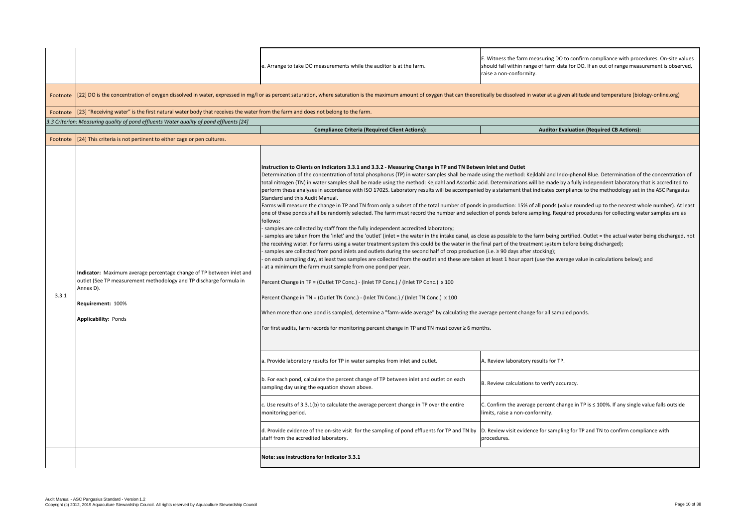| | | Compliance Criteria (Required Client Actions) | Auditor Evaluation (Required CB Actions) |
|---|---|---|---|
| | | e. Arrange to take DO measurements while the auditor is at the farm. | E. Witness the farm measuring DO to confirm compliance with procedures. On-site values should fall within range of farm data for DO. If an out of range measurement is observed, raise a non-conformity. |
| Footnote | [22] DO is the concentration of oxygen dissolved in water, expressed in mg/l or as percent saturation, where saturation is the maximum amount of oxygen that can theoretically be dissolved in water at a given altitude and temperature (biology-online.org) | | |
| Footnote | [23] "Receiving water" is the first natural water body that receives the water from the farm and does not belong to the farm. | | |
| *3.3 Criterion: Measuring quality of pond effluents Water quality of pond effluents [24]* | | | |
| | | **Compliance Criteria (Required Client Actions):** | **Auditor Evaluation (Required CB Actions):** |
| Footnote | [24] This criteria is not pertinent to either cage or pen cultures. | | |
| 3.3.1 | **Indicator:** Maximum average percentage change of TP between inlet and outlet (See TP measurement methodology and TP discharge formula in Annex D).<br><br>**Requirement:** 100%<br><br>**Applicability:** Ponds | **Instruction to Clients on Indicators 3.3.1 and 3.3.2 - Measuring Change in TP and TN Betwen Inlet and Outlet**<br>Determination of the concentration of total phosphorus (TP) in water samples shall be made using the method: Kejldahl and Indo-phenol Blue. Determination of the concentration of total nitrogen (TN) in water samples shall be made using the method: Kejdahl and Ascorbic acid. Determinations will be made by a fully independent laboratory that is accredited to perform these analyses in accordance with ISO 17025. Laboratory results will be accompanied by a statement that indicates compliance to the methodology set in the ASC Pangasius Standard and this Audit Manual.<br>Farms will measure the change in TP and TN from only a subset of the total number of ponds in production: 15% of all ponds (value rounded up to the nearest whole number). At least one of these ponds shall be randomly selected. The farm must record the number and selection of ponds before sampling. Required procedures for collecting water samples are as follows:<br>- samples are collected by staff from the fully independent accredited laboratory;<br>- samples are taken from the 'inlet' and the 'outlet' (inlet = the water in the intake canal, as close as possible to the farm being certified. Outlet = the actual water being discharged, not the receiving water. For farms using a water treatment system this could be the water in the final part of the treatment system before being discharged);<br>- samples are collected from pond inlets and outlets during the second half of crop production (i.e. ≥ 90 days after stocking);<br>- on each sampling day, at least two samples are collected from the outlet and these are taken at least 1 hour apart (use the average value in calculations below); and<br>- at a minimum the farm must sample from one pond per year.<br><br>Percent Change in TP = (Outlet TP Conc.) - (Inlet TP Conc.) / (Inlet TP Conc.) x 100<br><br>Percent Change in TN = (Outlet TN Conc.) - (Inlet TN Conc.) / (Inlet TN Conc.) x 100<br><br>When more than one pond is sampled, determine a "farm-wide average" by calculating the average percent change for all sampled ponds.<br><br>For first audits, farm records for monitoring percent change in TP and TN must cover ≥ 6 months. | |
| | | a. Provide laboratory results for TP in water samples from inlet and outlet. | A. Review laboratory results for TP. |
| | | b. For each pond, calculate the percent change of TP between inlet and outlet on each sampling day using the equation shown above. | B. Review calculations to verify accuracy. |
| | | c. Use results of 3.3.1(b) to calculate the average percent change in TP over the entire monitoring period. | C. Confirm the average percent change in TP is ≤ 100%. If any single value falls outside limits, raise a non-conformity. |
| | | d. Provide evidence of the on-site visit for the sampling of pond effluents for TP and TN by staff from the accredited laboratory. | D. Review visit evidence for sampling for TP and TN to confirm compliance with procedures. |
| | | **Note: see instructions for Indicator 3.3.1** | |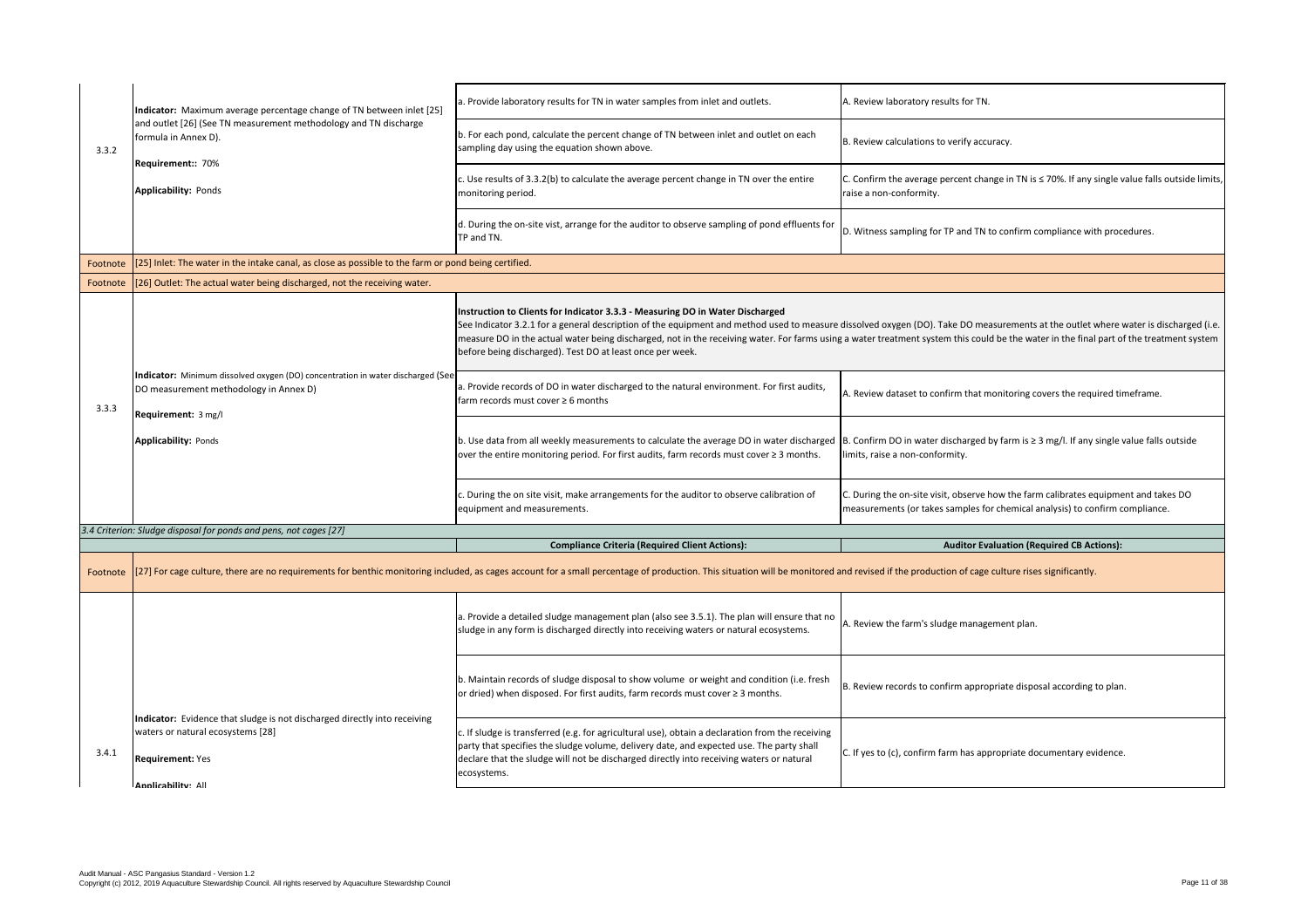| | | | |
|---|---|---|---|
| 3.3.2 | **Indicator:** Maximum average percentage change of TN between inlet [25] and outlet [26] (See TN measurement methodology and TN discharge formula in Annex D).<br><br>**Requirement::** 70%<br><br>**Applicability:** Ponds | a. Provide laboratory results for TN in water samples from inlet and outlets. | A. Review laboratory results for TN. |
| | | b. For each pond, calculate the percent change of TN between inlet and outlet on each sampling day using the equation shown above. | B. Review calculations to verify accuracy. |
| | | c. Use results of 3.3.2(b) to calculate the average percent change in TN over the entire monitoring period. | C. Confirm the average percent change in TN is ≤ 70%. If any single value falls outside limits, raise a non-conformity. |
| | | d. During the on-site vist, arrange for the auditor to observe sampling of pond effluents for TP and TN. | D. Witness sampling for TP and TN to confirm compliance with procedures. |
| Footnote | [25] Inlet: The water in the intake canal, as close as possible to the farm or pond being certified. | | |
| Footnote | [26] Outlet: The actual water being discharged, not the receiving water. | | |
| 3.3.3 | **Indicator:** Minimum dissolved oxygen (DO) concentration in water discharged (See DO measurement methodology in Annex D)<br><br>**Requirement:** 3 mg/l<br><br>**Applicability:** Ponds | **Instruction to Clients for Indicator 3.3.3 - Measuring DO in Water Discharged**<br>See Indicator 3.2.1 for a general description of the equipment and method used to measure dissolved oxygen (DO). Take DO measurements at the outlet where water is discharged (i.e. measure DO in the actual water being discharged, not in the receiving water. For farms using a water treatment system this could be the water in the final part of the treatment system before being discharged). Test DO at least once per week. | |
| | | a. Provide records of DO in water discharged to the natural environment. For first audits, farm records must cover ≥ 6 months | A. Review dataset to confirm that monitoring covers the required timeframe. |
| | | b. Use data from all weekly measurements to calculate the average DO in water discharged over the entire monitoring period. For first audits, farm records must cover ≥ 3 months. | B. Confirm DO in water discharged by farm is ≥ 3 mg/l. If any single value falls outside limits, raise a non-conformity. |
| | | c. During the on site visit, make arrangements for the auditor to observe calibration of equipment and measurements. | C. During the on-site visit, observe how the farm calibrates equipment and takes DO measurements (or takes samples for chemical analysis) to confirm compliance. |
| *3.4 Criterion: Sludge disposal for ponds and pens, not cages [27]* | | | |
| | | **Compliance Criteria (Required Client Actions):** | **Auditor Evaluation (Required CB Actions):** |
| Footnote | [27] For cage culture, there are no requirements for benthic monitoring included, as cages account for a small percentage of production. This situation will be monitored and revised if the production of cage culture rises significantly. | | |
| 3.4.1 | **Indicator:** Evidence that sludge is not discharged directly into receiving waters or natural ecosystems [28]<br><br>**Requirement:** Yes<br><br>**Applicability:** All | a. Provide a detailed sludge management plan (also see 3.5.1). The plan will ensure that no sludge in any form is discharged directly into receiving waters or natural ecosystems. | A. Review the farm's sludge management plan. |
| | | b. Maintain records of sludge disposal to show volume or weight and condition (i.e. fresh or dried) when disposed. For first audits, farm records must cover ≥ 3 months. | B. Review records to confirm appropriate disposal according to plan. |
| | | c. If sludge is transferred (e.g. for agricultural use), obtain a declaration from the receiving party that specifies the sludge volume, delivery date, and expected use. The party shall declare that the sludge will not be discharged directly into receiving waters or natural ecosystems. | C. If yes to (c), confirm farm has appropriate documentary evidence. |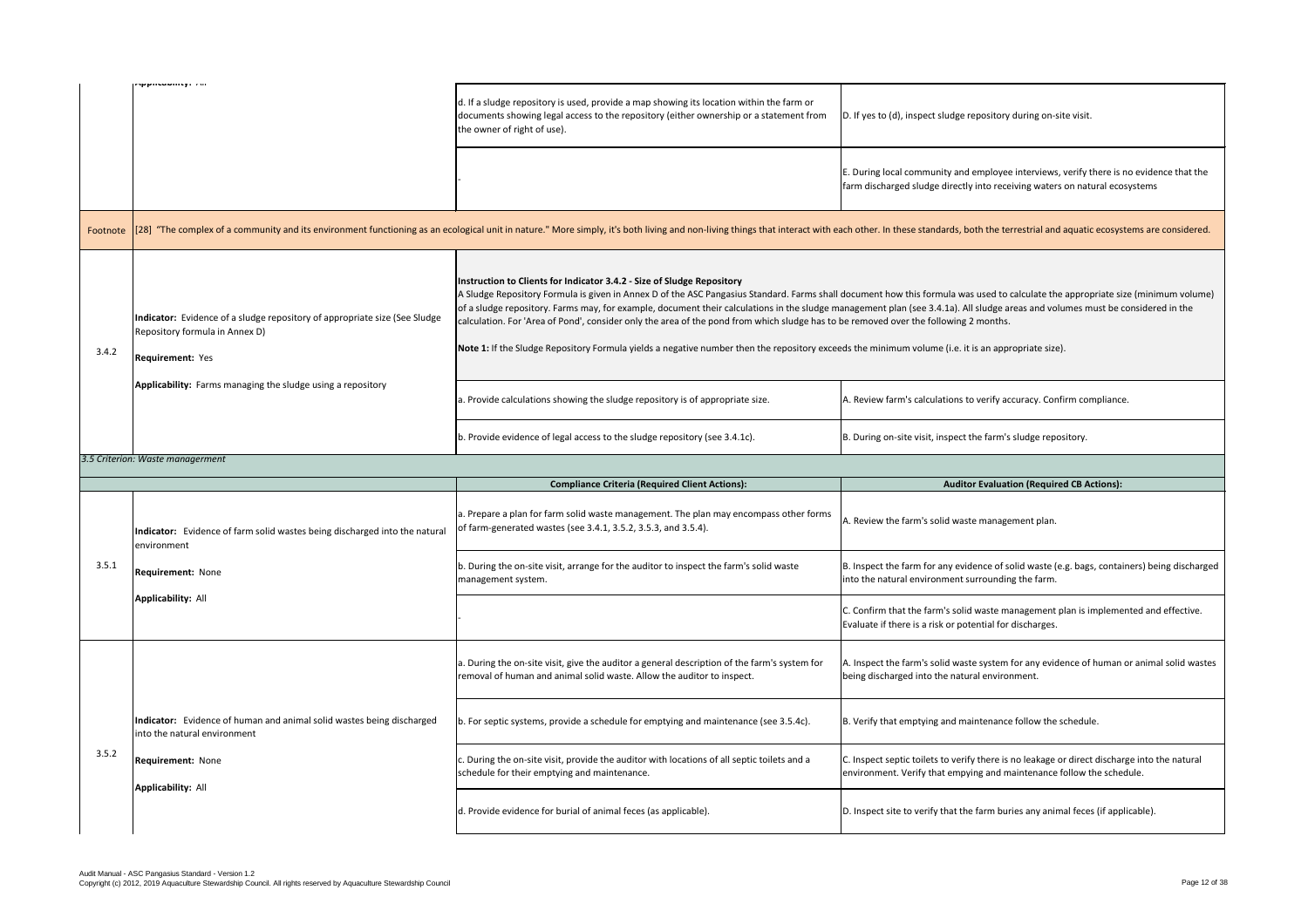| | Applicability: All | | |
|---|---|---|---|
| | | d. If a sludge repository is used, provide a map showing its location within the farm or documents showing legal access to the repository (either ownership or a statement from the owner of right of use). | D. If yes to (d), inspect sludge repository during on-site visit. |
| | | - | E. During local community and employee interviews, verify there is no evidence that the farm discharged sludge directly into receiving waters on natural ecosystems |
| Footnote | [28] "The complex of a community and its environment functioning as an ecological unit in nature." More simply, it's both living and non-living things that interact with each other. In these standards, both the terrestrial and aquatic ecosystems are considered. | | |
| 3.4.2 | **Indicator:** Evidence of a sludge repository of appropriate size (See Sludge Repository formula in Annex D)<br><br>**Requirement:** Yes<br><br>**Applicability:** Farms managing the sludge using a repository | **Instruction to Clients for Indicator 3.4.2 - Size of Sludge Repository**<br>A Sludge Repository Formula is given in Annex D of the ASC Pangasius Standard. Farms shall document how this formula was used to calculate the appropriate size (minimum volume) of a sludge repository. Farms may, for example, document their calculations in the sludge management plan (see 3.4.1a). All sludge areas and volumes must be considered in the calculation. For 'Area of Pond', consider only the area of the pond from which sludge has to be removed over the following 2 months.<br><br>**Note 1:** If the Sludge Repository Formula yields a negative number then the repository exceeds the minimum volume (i.e. it is an appropriate size). | |
| | | a. Provide calculations showing the sludge repository is of appropriate size. | A. Review farm's calculations to verify accuracy. Confirm compliance. |
| | | b. Provide evidence of legal access to the sludge repository (see 3.4.1c). | B. During on-site visit, inspect the farm's sludge repository. |

*3.5 Criterion: Waste managerment*

| | | **Compliance Criteria (Required Client Actions):** | **Auditor Evaluation (Required CB Actions):** |
|---|---|---|---|
| 3.5.1 | **Indicator:** Evidence of farm solid wastes being discharged into the natural environment<br><br>**Requirement:** None<br><br>**Applicability:** All | a. Prepare a plan for farm solid waste management. The plan may encompass other forms of farm-generated wastes (see 3.4.1, 3.5.2, 3.5.3, and 3.5.4). | A. Review the farm's solid waste management plan. |
| | | b. During the on-site visit, arrange for the auditor to inspect the farm's solid waste management system. | B. Inspect the farm for any evidence of solid waste (e.g. bags, containers) being discharged into the natural environment surrounding the farm. |
| | | - | C. Confirm that the farm's solid waste management plan is implemented and effective. Evaluate if there is a risk or potential for discharges. |
| 3.5.2 | **Indicator:** Evidence of human and animal solid wastes being discharged into the natural environment<br><br>**Requirement:** None<br><br>**Applicability:** All | a. During the on-site visit, give the auditor a general description of the farm's system for removal of human and animal solid waste. Allow the auditor to inspect. | A. Inspect the farm's solid waste system for any evidence of human or animal solid wastes being discharged into the natural environment. |
| | | b. For septic systems, provide a schedule for emptying and maintenance (see 3.5.4c). | B. Verify that emptying and maintenance follow the schedule. |
| | | c. During the on-site visit, provide the auditor with locations of all septic toilets and a schedule for their emptying and maintenance. | C. Inspect septic toilets to verify there is no leakage or direct discharge into the natural environment. Verify that empying and maintenance follow the schedule. |
| | | d. Provide evidence for burial of animal feces (as applicable). | D. Inspect site to verify that the farm buries any animal feces (if applicable). |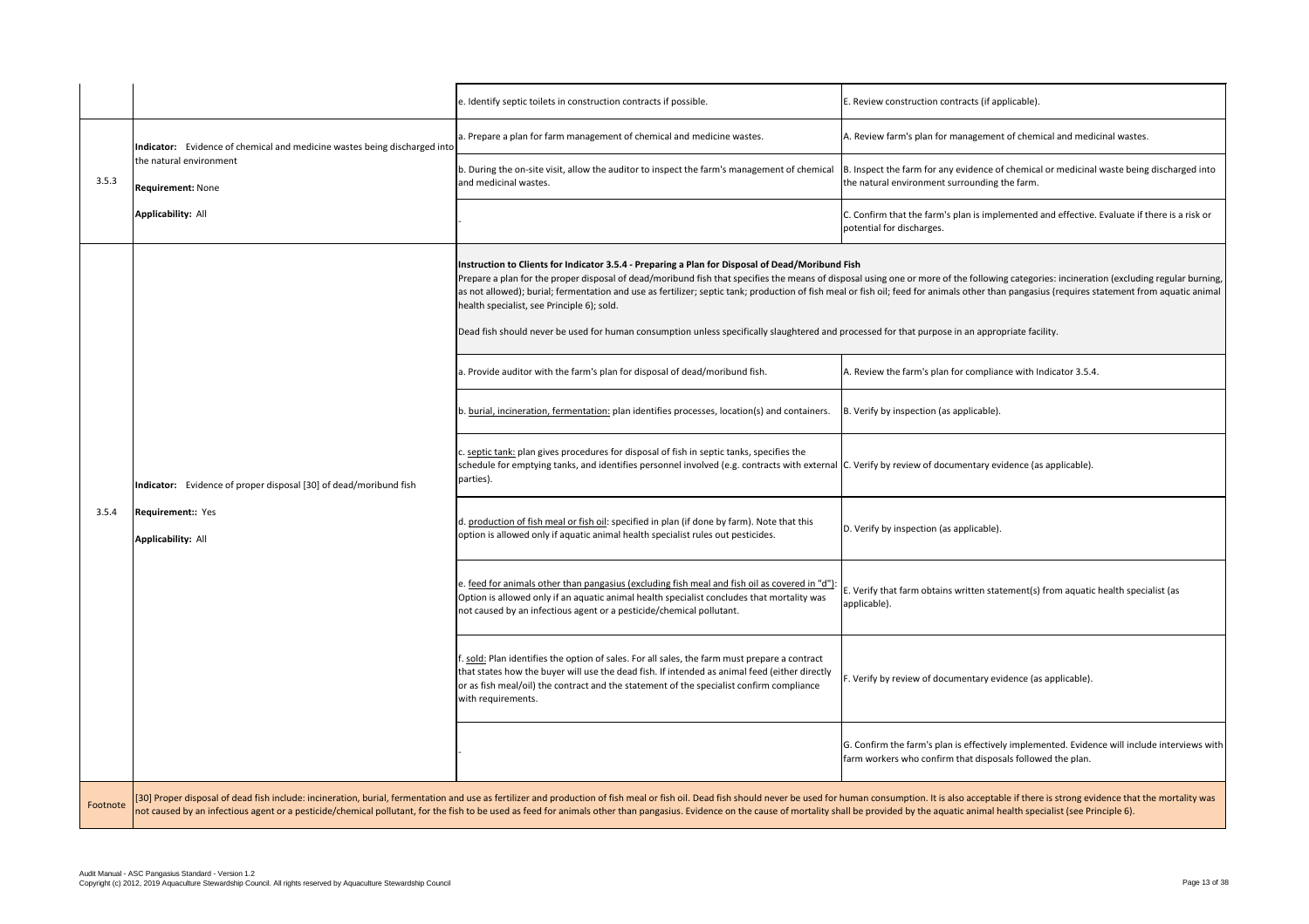| | | | |
|---|---|---|---|
| | | e. Identify septic toilets in construction contracts if possible. | E. Review construction contracts (if applicable). |
| 3.5.3 | **Indicator:** Evidence of chemical and medicine wastes being discharged into the natural environment<br><br>**Requirement:** None<br><br>**Applicability:** All | a. Prepare a plan for farm management of chemical and medicine wastes. | A. Review farm's plan for management of chemical and medicinal wastes. |
| | | b. During the on-site visit, allow the auditor to inspect the farm's management of chemical and medicinal wastes. | B. Inspect the farm for any evidence of chemical or medicinal waste being discharged into the natural environment surrounding the farm. |
| | | - | C. Confirm that the farm's plan is implemented and effective. Evaluate if there is a risk or potential for discharges. |
| 3.5.4 | **Indicator:** Evidence of proper disposal [30] of dead/moribund fish<br><br>**Requirement::** Yes<br><br>**Applicability:** All | **Instruction to Clients for Indicator 3.5.4 - Preparing a Plan for Disposal of Dead/Moribund Fish**<br>Prepare a plan for the proper disposal of dead/moribund fish that specifies the means of disposal using one or more of the following categories: incineration (excluding regular burning, as not allowed); burial; fermentation and use as fertilizer; septic tank; production of fish meal or fish oil; feed for animals other than pangasius (requires statement from aquatic animal health specialist, see Principle 6); sold.<br><br>Dead fish should never be used for human consumption unless specifically slaughtered and processed for that purpose in an appropriate facility. | |
| | | a. Provide auditor with the farm's plan for disposal of dead/moribund fish. | A. Review the farm's plan for compliance with Indicator 3.5.4. |
| | | b. burial, incineration, fermentation: plan identifies processes, location(s) and containers. | B. Verify by inspection (as applicable). |
| | | c. septic tank: plan gives procedures for disposal of fish in septic tanks, specifies the schedule for emptying tanks, and identifies personnel involved (e.g. contracts with external parties). | C. Verify by review of documentary evidence (as applicable). |
| | | d. production of fish meal or fish oil: specified in plan (if done by farm). Note that this option is allowed only if aquatic animal health specialist rules out pesticides. | D. Verify by inspection (as applicable). |
| | | e. feed for animals other than pangasius (excluding fish meal and fish oil as covered in "d"): Option is allowed only if an aquatic animal health specialist concludes that mortality was not caused by an infectious agent or a pesticide/chemical pollutant. | E. Verify that farm obtains written statement(s) from aquatic health specialist (as applicable). |
| | | f. sold: Plan identifies the option of sales. For all sales, the farm must prepare a contract that states how the buyer will use the dead fish. If intended as animal feed (either directly or as fish meal/oil) the contract and the statement of the specialist confirm compliance with requirements. | F. Verify by review of documentary evidence (as applicable). |
| | | - | G. Confirm the farm's plan is effectively implemented. Evidence will include interviews with farm workers who confirm that disposals followed the plan. |
| Footnote | [30] Proper disposal of dead fish include: incineration, burial, fermentation and use as fertilizer and production of fish meal or fish oil. Dead fish should never be used for human consumption. It is also acceptable if there is strong evidence that the mortality was not caused by an infectious agent or a pesticide/chemical pollutant, for the fish to be used as feed for animals other than pangasius. Evidence on the cause of mortality shall be provided by the aquatic animal health specialist (see Principle 6). | | |

Audit Manual - ASC Pangasius Standard - Version 1.2
Copyright (c) 2012, 2019 Aquaculture Stewardship Council. All rights reserved by Aquaculture Stewardship Council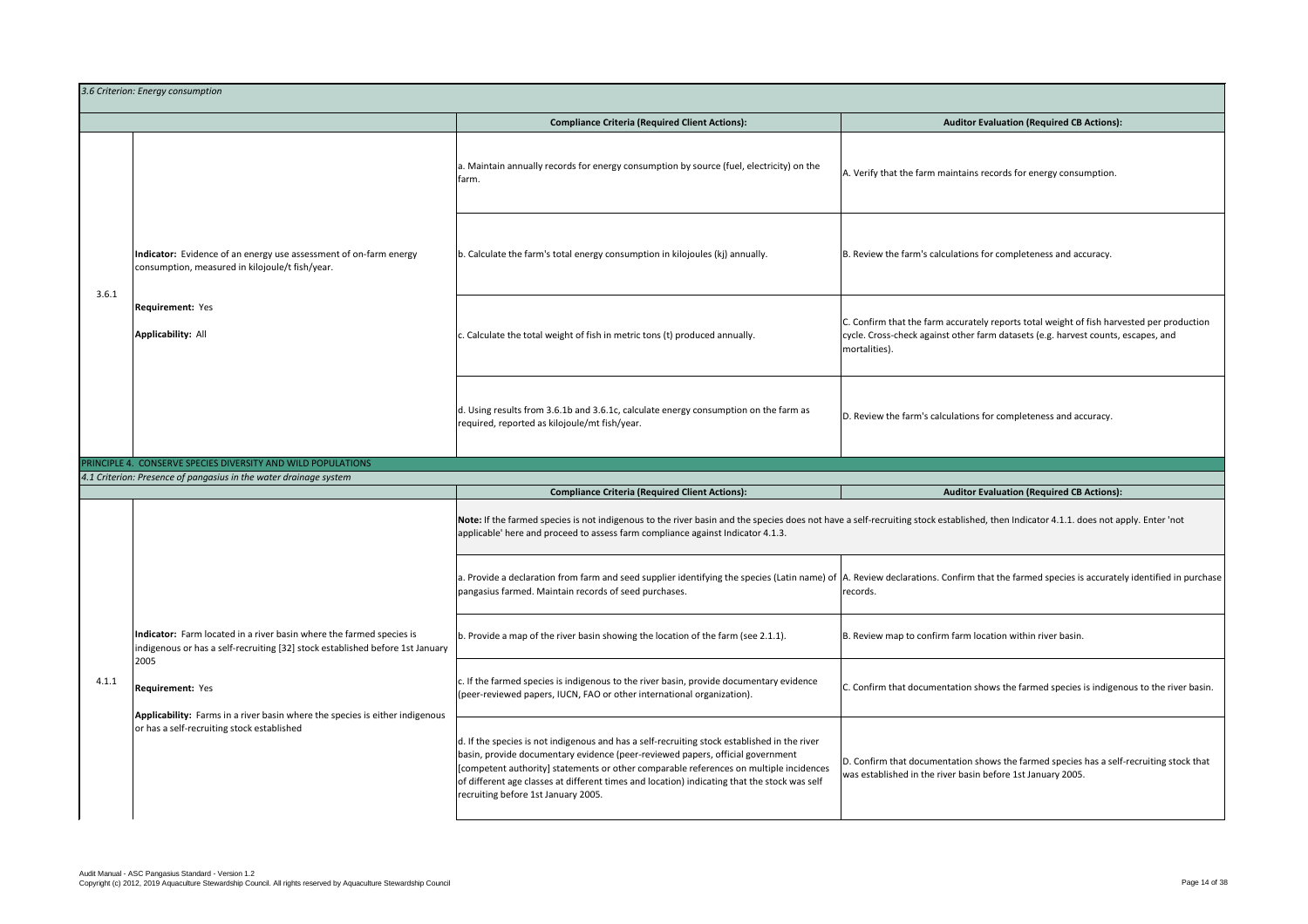*3.6 Criterion: Energy consumption*

| | | Compliance Criteria (Required Client Actions): | Auditor Evaluation (Required CB Actions): |
|---|---|---|---|
| 3.6.1 | **Indicator:** Evidence of an energy use assessment of on-farm energy consumption, measured in kilojoule/t fish/year.<br><br>**Requirement:** Yes<br><br>**Applicability:** All | a. Maintain annually records for energy consumption by source (fuel, electricity) on the farm. | A. Verify that the farm maintains records for energy consumption. |
| | | b. Calculate the farm's total energy consumption in kilojoules (kj) annually. | B. Review the farm's calculations for completeness and accuracy. |
| | | c. Calculate the total weight of fish in metric tons (t) produced annually. | C. Confirm that the farm accurately reports total weight of fish harvested per production cycle. Cross-check against other farm datasets (e.g. harvest counts, escapes, and mortalities). |
| | | d. Using results from 3.6.1b and 3.6.1c, calculate energy consumption on the farm as required, reported as kilojoule/mt fish/year. | D. Review the farm's calculations for completeness and accuracy. |

PRINCIPLE 4. CONSERVE SPECIES DIVERSITY AND WILD POPULATIONS

*4.1 Criterion: Presence of pangasius in the water drainage system*

| | | Compliance Criteria (Required Client Actions): | Auditor Evaluation (Required CB Actions): |
|---|---|---|---|
| 4.1.1 | **Indicator:** Farm located in a river basin where the farmed species is indigenous or has a self-recruiting [32] stock established before 1st January 2005<br><br>**Requirement:** Yes<br><br>**Applicability:** Farms in a river basin where the species is either indigenous or has a self-recruiting stock established | **Note:** If the farmed species is not indigenous to the river basin and the species does not have a self-recruiting stock established, then Indicator 4.1.1. does not apply. Enter 'not applicable' here and proceed to assess farm compliance against Indicator 4.1.3. | |
| | | a. Provide a declaration from farm and seed supplier identifying the species (Latin name) of pangasius farmed. Maintain records of seed purchases. | A. Review declarations. Confirm that the farmed species is accurately identified in purchase records. |
| | | b. Provide a map of the river basin showing the location of the farm (see 2.1.1). | B. Review map to confirm farm location within river basin. |
| | | c. If the farmed species is indigenous to the river basin, provide documentary evidence (peer-reviewed papers, IUCN, FAO or other international organization). | C. Confirm that documentation shows the farmed species is indigenous to the river basin. |
| | | d. If the species is not indigenous and has a self-recruiting stock established in the river basin, provide documentary evidence (peer-reviewed papers, official government [competent authority] statements or other comparable references on multiple incidences of different age classes at different times and location) indicating that the stock was self recruiting before 1st January 2005. | D. Confirm that documentation shows the farmed species has a self-recruiting stock that was established in the river basin before 1st January 2005. |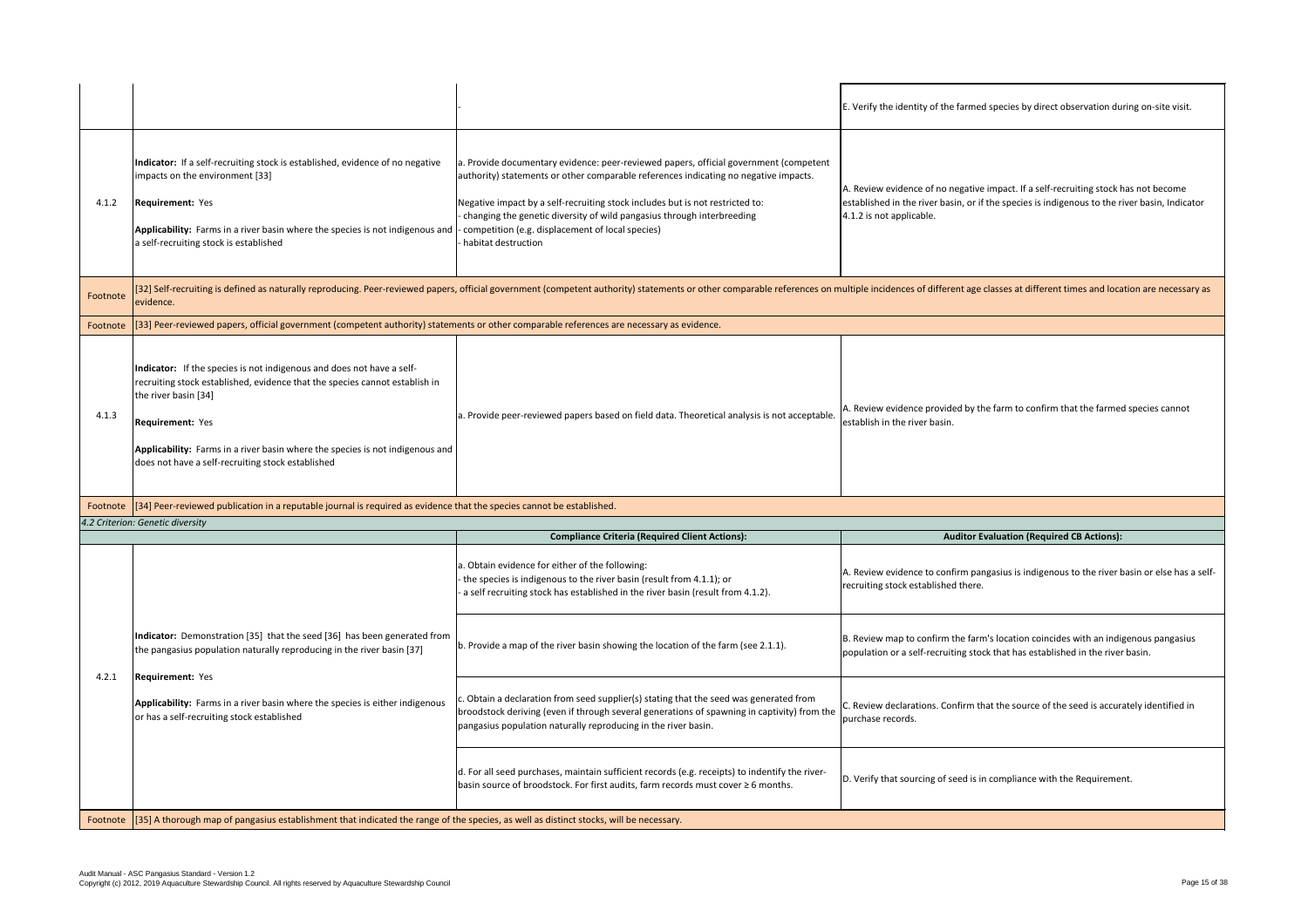| | | | |
|---|---|---|---|
| | | - | E. Verify the identity of the farmed species by direct observation during on-site visit. |
| 4.1.2 | **Indicator:** If a self-recruiting stock is established, evidence of no negative impacts on the environment [33]<br><br>**Requirement:** Yes<br><br>**Applicability:** Farms in a river basin where the species is not indigenous and a self-recruiting stock is established | a. Provide documentary evidence: peer-reviewed papers, official government (competent authority) statements or other comparable references indicating no negative impacts.<br><br>Negative impact by a self-recruiting stock includes but is not restricted to:<br>- changing the genetic diversity of wild pangasius through interbreeding<br>- competition (e.g. displacement of local species)<br>- habitat destruction | A. Review evidence of no negative impact. If a self-recruiting stock has not become established in the river basin, or if the species is indigenous to the river basin, Indicator 4.1.2 is not applicable. |
| Footnote | [32] Self-recruiting is defined as naturally reproducing. Peer-reviewed papers, official government (competent authority) statements or other comparable references on multiple incidences of different age classes at different times and location are necessary as evidence. | | |
| Footnote | [33] Peer-reviewed papers, official government (competent authority) statements or other comparable references are necessary as evidence. | | |
| 4.1.3 | **Indicator:** If the species is not indigenous and does not have a self-recruiting stock established, evidence that the species cannot establish in the river basin [34]<br><br>**Requirement:** Yes<br><br>**Applicability:** Farms in a river basin where the species is not indigenous and does not have a self-recruiting stock established | a. Provide peer-reviewed papers based on field data. Theoretical analysis is not acceptable. | A. Review evidence provided by the farm to confirm that the farmed species cannot establish in the river basin. |
| Footnote | [34] Peer-reviewed publication in a reputable journal is required as evidence that the species cannot be established. | | |
| *4.2 Criterion: Genetic diversity* | | | |
| | | **Compliance Criteria (Required Client Actions):** | **Auditor Evaluation (Required CB Actions):** |
| 4.2.1 | **Indicator:** Demonstration [35] that the seed [36] has been generated from the pangasius population naturally reproducing in the river basin [37]<br><br>**Requirement:** Yes<br><br>**Applicability:** Farms in a river basin where the species is either indigenous or has a self-recruiting stock established | a. Obtain evidence for either of the following:<br>- the species is indigenous to the river basin (result from 4.1.1); or<br>- a self recruiting stock has established in the river basin (result from 4.1.2). | A. Review evidence to confirm pangasius is indigenous to the river basin or else has a self-recruiting stock established there. |
| | | b. Provide a map of the river basin showing the location of the farm (see 2.1.1). | B. Review map to confirm the farm's location coincides with an indigenous pangasius population or a self-recruiting stock that has established in the river basin. |
| | | c. Obtain a declaration from seed supplier(s) stating that the seed was generated from broodstock deriving (even if through several generations of spawning in captivity) from the pangasius population naturally reproducing in the river basin. | C. Review declarations. Confirm that the source of the seed is accurately identified in purchase records. |
| | | d. For all seed purchases, maintain sufficient records (e.g. receipts) to indentify the river-basin source of broodstock. For first audits, farm records must cover ≥ 6 months. | D. Verify that sourcing of seed is in compliance with the Requirement. |
| Footnote | [35] A thorough map of pangasius establishment that indicated the range of the species, as well as distinct stocks, will be necessary. | | |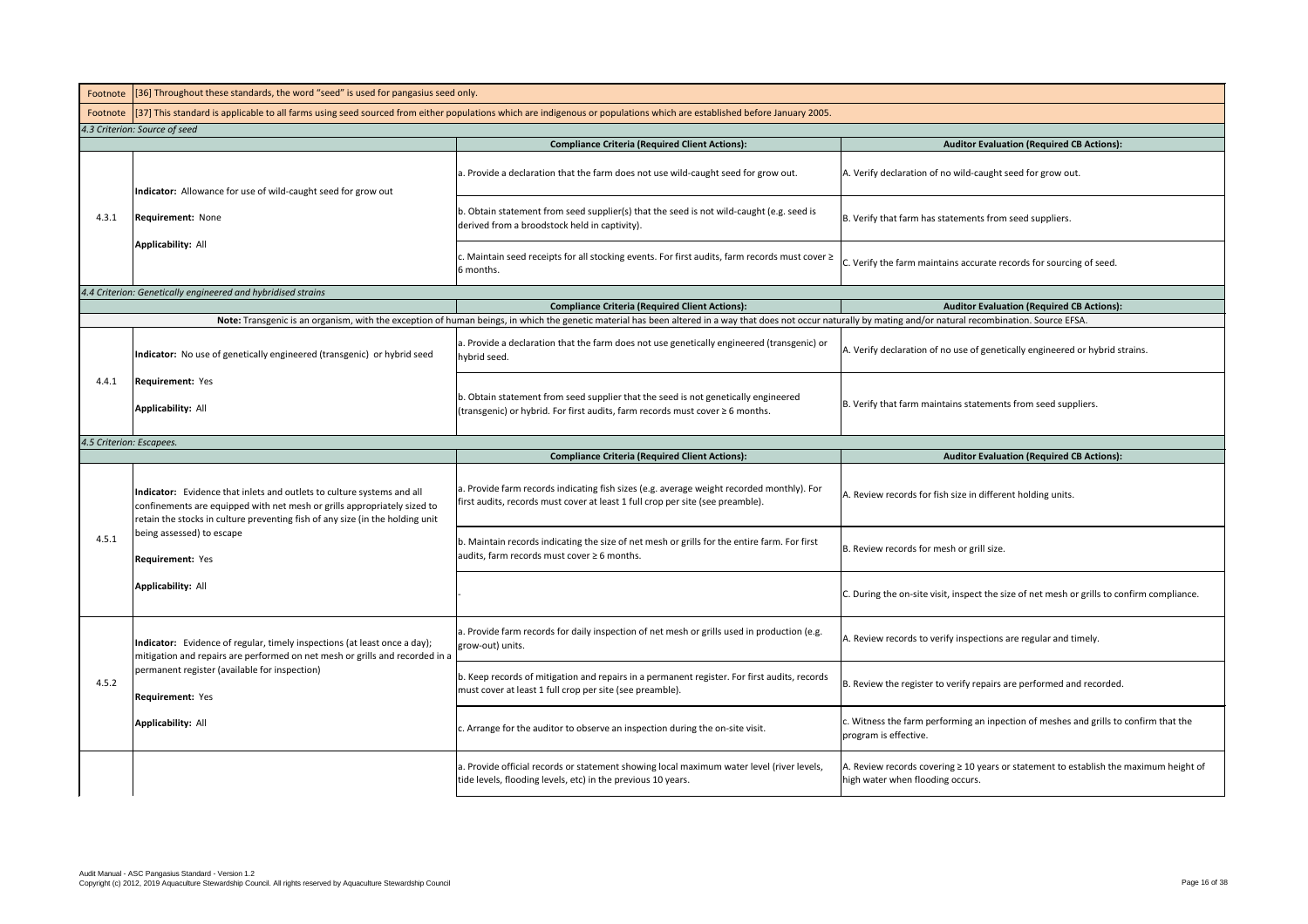| Footnote | [36] Throughout these standards, the word "seed" is used for pangasius seed only. | | |
|---|---|---|---|
| Footnote | [37] This standard is applicable to all farms using seed sourced from either populations which are indigenous or populations which are established before January 2005. | | |

*4.3 Criterion: Source of seed*

| | | Compliance Criteria (Required Client Actions): | Auditor Evaluation (Required CB Actions): |
|---|---|---|---|
| 4.3.1 | **Indicator:** Allowance for use of wild-caught seed for grow out<br><br>**Requirement:** None<br><br>**Applicability:** All | a. Provide a declaration that the farm does not use wild-caught seed for grow out. | A. Verify declaration of no wild-caught seed for grow out. |
| | | b. Obtain statement from seed supplier(s) that the seed is not wild-caught (e.g. seed is derived from a broodstock held in captivity). | B. Verify that farm has statements from seed suppliers. |
| | | c. Maintain seed receipts for all stocking events. For first audits, farm records must cover ≥ 6 months. | C. Verify the farm maintains accurate records for sourcing of seed. |

*4.4 Criterion: Genetically engineered and hybridised strains*

| | | Compliance Criteria (Required Client Actions): | Auditor Evaluation (Required CB Actions): |
|---|---|---|---|
| | **Note:** Transgenic is an organism, with the exception of human beings, in which the genetic material has been altered in a way that does not occur naturally by mating and/or natural recombination. Source EFSA. | | |
| 4.4.1 | **Indicator:** No use of genetically engineered (transgenic) or hybrid seed<br><br>**Requirement:** Yes<br><br>**Applicability:** All | a. Provide a declaration that the farm does not use genetically engineered (transgenic) or hybrid seed. | A. Verify declaration of no use of genetically engineered or hybrid strains. |
| | | b. Obtain statement from seed supplier that the seed is not genetically engineered (transgenic) or hybrid. For first audits, farm records must cover ≥ 6 months. | B. Verify that farm maintains statements from seed suppliers. |

*4.5 Criterion: Escapees.*

| | | Compliance Criteria (Required Client Actions): | Auditor Evaluation (Required CB Actions): |
|---|---|---|---|
| 4.5.1 | **Indicator:** Evidence that inlets and outlets to culture systems and all confinements are equipped with net mesh or grills appropriately sized to retain the stocks in culture preventing fish of any size (in the holding unit being assessed) to escape<br><br>**Requirement:** Yes<br><br>**Applicability:** All | a. Provide farm records indicating fish sizes (e.g. average weight recorded monthly). For first audits, records must cover at least 1 full crop per site (see preamble). | A. Review records for fish size in different holding units. |
| | | b. Maintain records indicating the size of net mesh or grills for the entire farm. For first audits, farm records must cover ≥ 6 months. | B. Review records for mesh or grill size. |
| | | - | C. During the on-site visit, inspect the size of net mesh or grills to confirm compliance. |
| 4.5.2 | **Indicator:** Evidence of regular, timely inspections (at least once a day); mitigation and repairs are performed on net mesh or grills and recorded in a permanent register (available for inspection)<br><br>**Requirement:** Yes<br><br>**Applicability:** All | a. Provide farm records for daily inspection of net mesh or grills used in production (e.g. grow-out) units. | A. Review records to verify inspections are regular and timely. |
| | | b. Keep records of mitigation and repairs in a permanent register. For first audits, records must cover at least 1 full crop per site (see preamble). | B. Review the register to verify repairs are performed and recorded. |
| | | c. Arrange for the auditor to observe an inspection during the on-site visit. | c. Witness the farm performing an inpection of meshes and grills to confirm that the program is effective. |
| | | a. Provide official records or statement showing local maximum water level (river levels, tide levels, flooding levels, etc) in the previous 10 years. | A. Review records covering ≥ 10 years or statement to establish the maximum height of high water when flooding occurs. |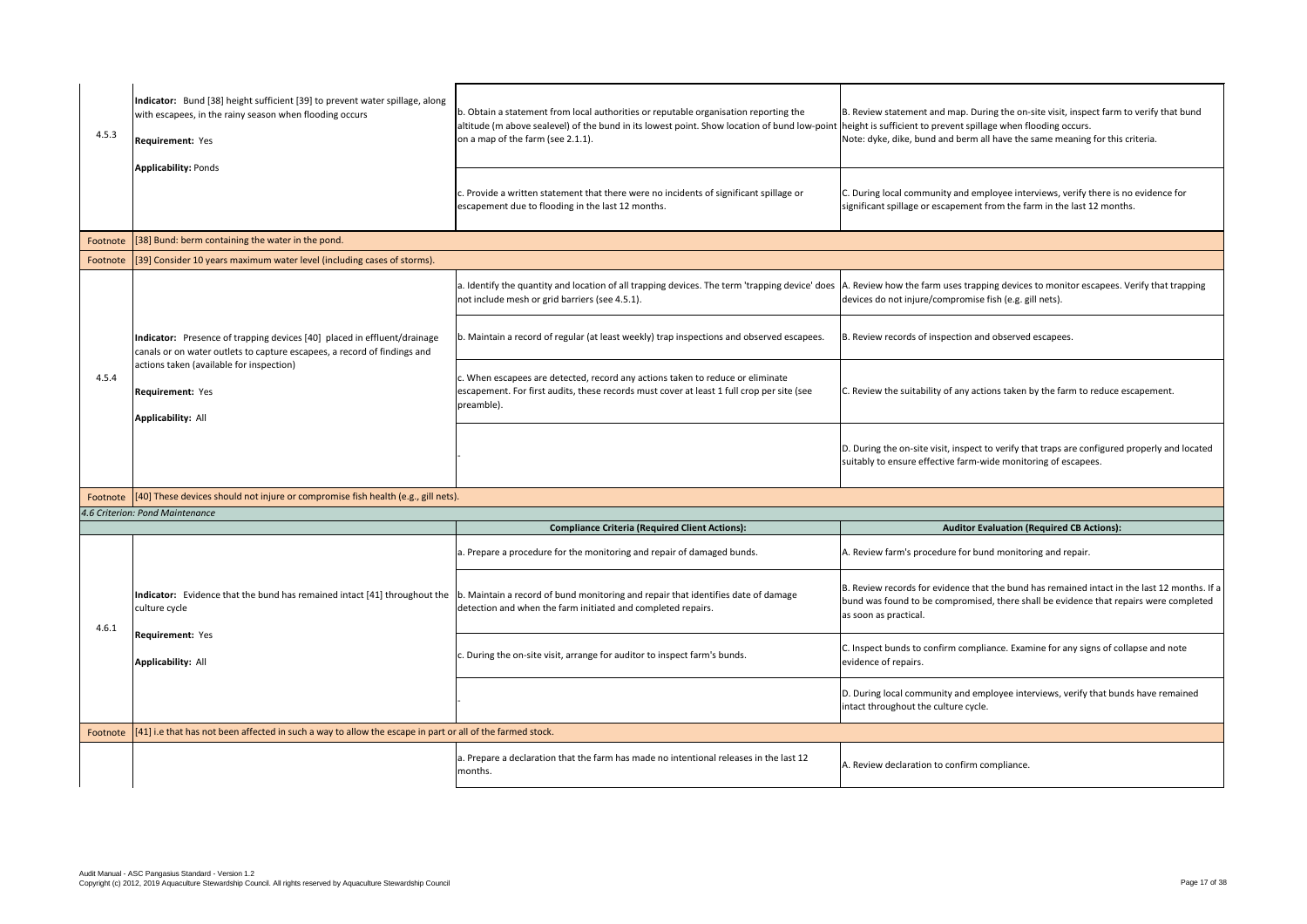| | | | |
|---|---|---|---|
| 4.5.3 | **Indicator:** Bund [38] height sufficient [39] to prevent water spillage, along with escapees, in the rainy season when flooding occurs<br><br>**Requirement:** Yes<br><br>**Applicability:** Ponds | b. Obtain a statement from local authorities or reputable organisation reporting the altitude (m above sealevel) of the bund in its lowest point. Show location of bund low-point on a map of the farm (see 2.1.1). | B. Review statement and map. During the on-site visit, inspect farm to verify that bund height is sufficient to prevent spillage when flooding occurs.<br>Note: dyke, dike, bund and berm all have the same meaning for this criteria. |
| | | c. Provide a written statement that there were no incidents of significant spillage or escapement due to flooding in the last 12 months. | C. During local community and employee interviews, verify there is no evidence for significant spillage or escapement from the farm in the last 12 months. |
| Footnote | [38] Bund: berm containing the water in the pond. | | |
| Footnote | [39] Consider 10 years maximum water level (including cases of storms). | | |
| 4.5.4 | **Indicator:** Presence of trapping devices [40] placed in effluent/drainage canals or on water outlets to capture escapees, a record of findings and actions taken (available for inspection)<br><br>**Requirement:** Yes<br><br>**Applicability:** All | a. Identify the quantity and location of all trapping devices. The term 'trapping device' does not include mesh or grid barriers (see 4.5.1). | A. Review how the farm uses trapping devices to monitor escapees. Verify that trapping devices do not injure/compromise fish (e.g. gill nets). |
| | | b. Maintain a record of regular (at least weekly) trap inspections and observed escapees. | B. Review records of inspection and observed escapees. |
| | | c. When escapees are detected, record any actions taken to reduce or eliminate escapement. For first audits, these records must cover at least 1 full crop per site (see preamble). | C. Review the suitability of any actions taken by the farm to reduce escapement. |
| | | - | D. During the on-site visit, inspect to verify that traps are configured properly and located suitably to ensure effective farm-wide monitoring of escapees. |
| Footnote | [40] These devices should not injure or compromise fish health (e.g., gill nets). | | |
| *4.6 Criterion: Pond Maintenance* | | | |
| | | **Compliance Criteria (Required Client Actions):** | **Auditor Evaluation (Required CB Actions):** |
| 4.6.1 | **Indicator:** Evidence that the bund has remained intact [41] throughout the culture cycle<br><br>**Requirement:** Yes<br><br>**Applicability:** All | a. Prepare a procedure for the monitoring and repair of damaged bunds. | A. Review farm's procedure for bund monitoring and repair. |
| | | b. Maintain a record of bund monitoring and repair that identifies date of damage detection and when the farm initiated and completed repairs. | B. Review records for evidence that the bund has remained intact in the last 12 months. If a bund was found to be compromised, there shall be evidence that repairs were completed as soon as practical. |
| | | c. During the on-site visit, arrange for auditor to inspect farm's bunds. | C. Inspect bunds to confirm compliance. Examine for any signs of collapse and note evidence of repairs. |
| | | - | D. During local community and employee interviews, verify that bunds have remained intact throughout the culture cycle. |
| Footnote | [41] i.e that has not been affected in such a way to allow the escape in part or all of the farmed stock. | | |
| | | a. Prepare a declaration that the farm has made no intentional releases in the last 12 months. | A. Review declaration to confirm compliance. |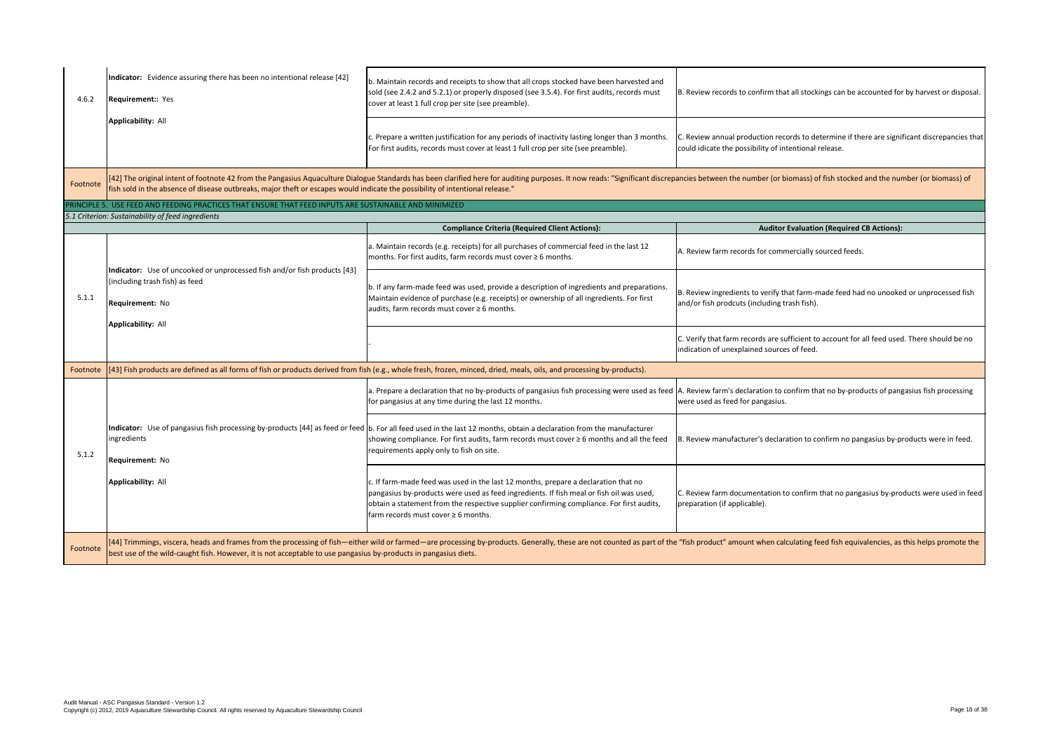| | | | |
|---|---|---|---|
| 4.6.2 | **Indicator:** Evidence assuring there has been no intentional release [42]<br><br>**Requirement::** Yes<br><br>**Applicability:** All | b. Maintain records and receipts to show that all crops stocked have been harvested and sold (see 2.4.2 and 5.2.1) or properly disposed (see 3.5.4). For first audits, records must cover at least 1 full crop per site (see preamble). | B. Review records to confirm that all stockings can be accounted for by harvest or disposal. |
| | | c. Prepare a written justification for any periods of inactivity lasting longer than 3 months. For first audits, records must cover at least 1 full crop per site (see preamble). | C. Review annual production records to determine if there are significant discrepancies that could idicate the possibility of intentional release. |
| Footnote | [42] The original intent of footnote 42 from the Pangasius Aquaculture Dialogue Standards has been clarified here for auditing purposes. It now reads: "Significant discrepancies between the number (or biomass) of fish stocked and the number (or biomass) of fish sold in the absence of disease outbreaks, major theft or escapes would indicate the possibility of intentional release." | | |
| PRINCIPLE 5. USE FEED AND FEEDING PRACTICES THAT ENSURE THAT FEED INPUTS ARE SUSTAINABLE AND MINIMIZED | | | |
| *5.1 Criterion: Sustainability of feed ingredients* | | | |
| | | **Compliance Criteria (Required Client Actions):** | **Auditor Evaluation (Required CB Actions):** |
| 5.1.1 | **Indicator:** Use of uncooked or unprocessed fish and/or fish products [43] (including trash fish) as feed<br><br>**Requirement:** No<br><br>**Applicability:** All | a. Maintain records (e.g. receipts) for all purchases of commercial feed in the last 12 months. For first audits, farm records must cover ≥ 6 months. | A. Review farm records for commercially sourced feeds. |
| | | b. If any farm-made feed was used, provide a description of ingredients and preparations. Maintain evidence of purchase (e.g. receipts) or ownership of all ingredients. For first audits, farm records must cover ≥ 6 months. | B. Review ingredients to verify that farm-made feed had no unooked or unprocessed fish and/or fish prodcuts (including trash fish). |
| | | - | C. Verify that farm records are sufficient to account for all feed used. There should be no indication of unexplained sources of feed. |
| Footnote | [43] Fish products are defined as all forms of fish or products derived from fish (e.g., whole fresh, frozen, minced, dried, meals, oils, and processing by-products). | | |
| 5.1.2 | **Indicator:** Use of pangasius fish processing by-products [44] as feed or feed ingredients<br><br>**Requirement:** No<br><br>**Applicability:** All | a. Prepare a declaration that no by-products of pangasius fish processing were used as feed for pangasius at any time during the last 12 months. | A. Review farm's declaration to confirm that no by-products of pangasius fish processing were used as feed for pangasius. |
| | | b. For all feed used in the last 12 months, obtain a declaration from the manufacturer showing compliance. For first audits, farm records must cover ≥ 6 months and all the feed requirements apply only to fish on site. | B. Review manufacturer's declaration to confirm no pangasius by-products were in feed. |
| | | c. If farm-made feed was used in the last 12 months, prepare a declaration that no pangasius by-products were used as feed ingredients. If fish meal or fish oil was used, obtain a statement from the respective supplier confirming compliance. For first audits, farm records must cover ≥ 6 months. | C. Review farm documentation to confirm that no pangasius by-products were used in feed preparation (if applicable). |
| Footnote | [44] Trimmings, viscera, heads and frames from the processing of fish—either wild or farmed—are processing by-products. Generally, these are not counted as part of the "fish product" amount when calculating feed fish equivalencies, as this helps promote the best use of the wild-caught fish. However, it is not acceptable to use pangasius by-products in pangasius diets. | | |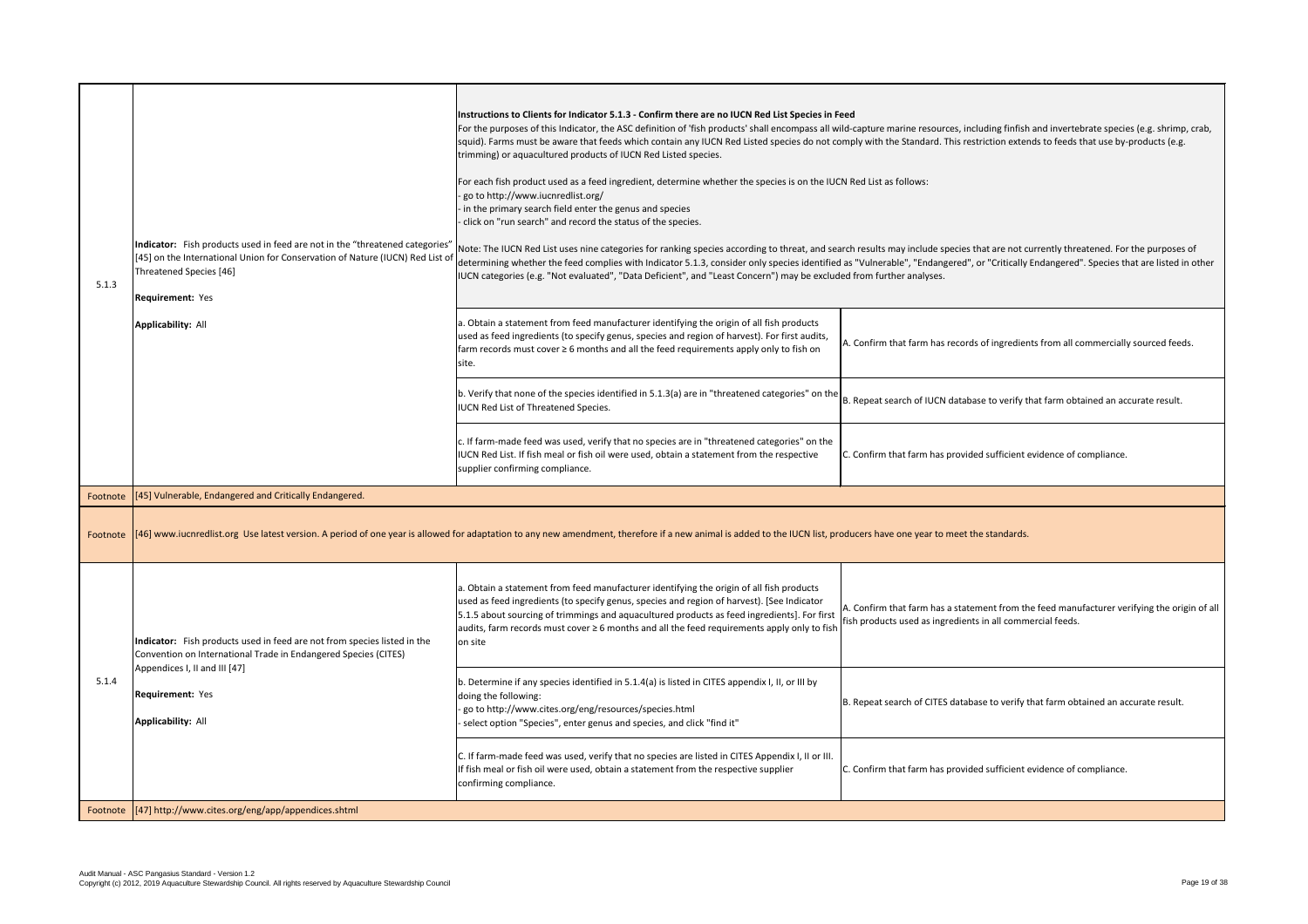| | | | |
|---|---|---|---|
| 5.1.3 | **Indicator:** Fish products used in feed are not in the "threatened categories" [45] on the International Union for Conservation of Nature (IUCN) Red List of Threatened Species [46]<br><br>**Requirement:** Yes<br><br>**Applicability:** All | **Instructions to Clients for Indicator 5.1.3 - Confirm there are no IUCN Red List Species in Feed**<br>For the purposes of this Indicator, the ASC definition of 'fish products' shall encompass all wild-capture marine resources, including finfish and invertebrate species (e.g. shrimp, crab, squid). Farms must be aware that feeds which contain any IUCN Red Listed species do not comply with the Standard. This restriction extends to feeds that use by-products (e.g. trimming) or aquacultured products of IUCN Red Listed species.<br><br>For each fish product used as a feed ingredient, determine whether the species is on the IUCN Red List as follows:<br>- go to http://www.iucnredlist.org/<br>- in the primary search field enter the genus and species<br>- click on "run search" and record the status of the species.<br><br>Note: The IUCN Red List uses nine categories for ranking species according to threat, and search results may include species that are not currently threatened. For the purposes of determining whether the feed complies with Indicator 5.1.3, consider only species identified as "Vulnerable", "Endangered", or "Critically Endangered". Species that are listed in other IUCN categories (e.g. "Not evaluated", "Data Deficient", and "Least Concern") may be excluded from further analyses. | |
| | | a. Obtain a statement from feed manufacturer identifying the origin of all fish products used as feed ingredients (to specify genus, species and region of harvest). For first audits, farm records must cover ≥ 6 months and all the feed requirements apply only to fish on site. | A. Confirm that farm has records of ingredients from all commercially sourced feeds. |
| | | b. Verify that none of the species identified in 5.1.3(a) are in "threatened categories" on the IUCN Red List of Threatened Species. | B. Repeat search of IUCN database to verify that farm obtained an accurate result. |
| | | c. If farm-made feed was used, verify that no species are in "threatened categories" on the IUCN Red List. If fish meal or fish oil were used, obtain a statement from the respective supplier confirming compliance. | C. Confirm that farm has provided sufficient evidence of compliance. |
| Footnote | [45] Vulnerable, Endangered and Critically Endangered. | | |
| Footnote | [46] www.iucnredlist.org Use latest version. A period of one year is allowed for adaptation to any new amendment, therefore if a new animal is added to the IUCN list, producers have one year to meet the standards. | | |
| 5.1.4 | **Indicator:** Fish products used in feed are not from species listed in the Convention on International Trade in Endangered Species (CITES) Appendices I, II and III [47]<br><br>**Requirement:** Yes<br><br>**Applicability:** All | a. Obtain a statement from feed manufacturer identifying the origin of all fish products used as feed ingredients (to specify genus, species and region of harvest). [See Indicator 5.1.5 about sourcing of trimmings and aquacultured products as feed ingredients]. For first audits, farm records must cover ≥ 6 months and all the feed requirements apply only to fish on site | A. Confirm that farm has a statement from the feed manufacturer verifying the origin of all fish products used as ingredients in all commercial feeds. |
| | | b. Determine if any species identified in 5.1.4(a) is listed in CITES appendix I, II, or III by doing the following:<br>- go to http://www.cites.org/eng/resources/species.html<br>- select option "Species", enter genus and species, and click "find it" | B. Repeat search of CITES database to verify that farm obtained an accurate result. |
| | | C. If farm-made feed was used, verify that no species are listed in CITES Appendix I, II or III. If fish meal or fish oil were used, obtain a statement from the respective supplier confirming compliance. | C. Confirm that farm has provided sufficient evidence of compliance. |
| Footnote | [47] http://www.cites.org/eng/app/appendices.shtml | | |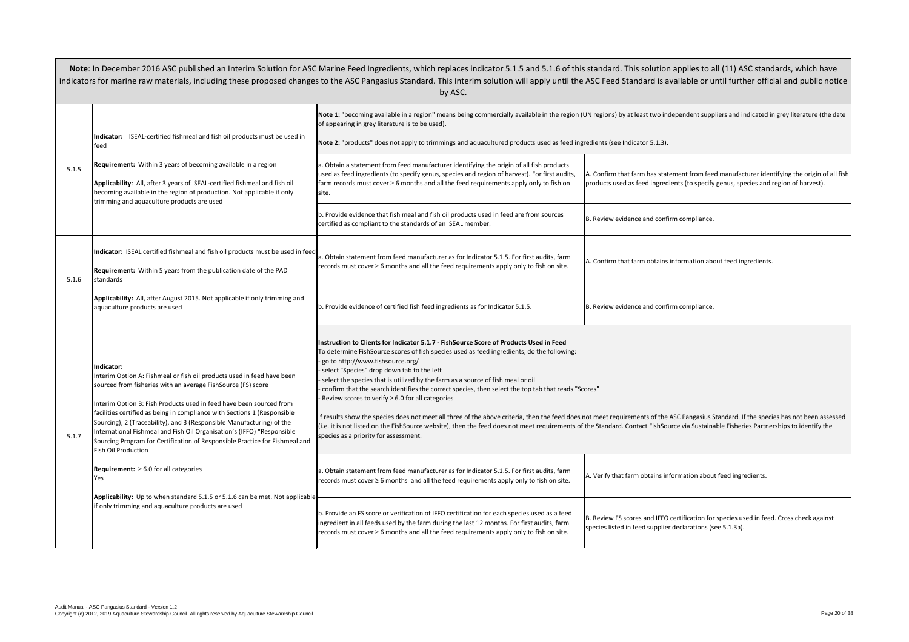**Note**: In December 2016 ASC published an Interim Solution for ASC Marine Feed Ingredients, which replaces indicator 5.1.5 and 5.1.6 of this standard. This solution applies to all (11) ASC standards, which have indicators for marine raw materials, including these proposed changes to the ASC Pangasius Standard. This interim solution will apply until the ASC Feed Standard is available or until further official and public notice by ASC.

| | | | |
|---|---|---|---|
| 5.1.5 | **Indicator:** ISEAL-certified fishmeal and fish oil products must be used in feed<br><br>**Requirement:** Within 3 years of becoming available in a region<br><br>**Applicability**: All, after 3 years of ISEAL-certified fishmeal and fish oil becoming available in the region of production. Not applicable if only trimming and aquaculture products are used | **Note 1:** "becoming available in a region" means being commercially available in the region (UN regions) by at least two independent suppliers and indicated in grey literature (the date of appearing in grey literature is to be used).<br><br>**Note 2:** "products" does not apply to trimmings and aquacultured products used as feed ingredients (see Indicator 5.1.3). | |
| | | a. Obtain a statement from feed manufacturer identifying the origin of all fish products used as feed ingredients (to specify genus, species and region of harvest). For first audits, farm records must cover ≥ 6 months and all the feed requirements apply only to fish on site. | A. Confirm that farm has statement from feed manufacturer identifying the origin of all fish products used as feed ingredients (to specify genus, species and region of harvest). |
| | | b. Provide evidence that fish meal and fish oil products used in feed are from sources certified as compliant to the standards of an ISEAL member. | B. Review evidence and confirm compliance. |
| 5.1.6 | **Indicator:** ISEAL certified fishmeal and fish oil products must be used in feed<br><br>**Requirement:** Within 5 years from the publication date of the PAD standards<br><br>**Applicability:** All, after August 2015. Not applicable if only trimming and aquaculture products are used | a. Obtain statement from feed manufacturer as for Indicator 5.1.5. For first audits, farm records must cover ≥ 6 months and all the feed requirements apply only to fish on site. | A. Confirm that farm obtains information about feed ingredients. |
| | | b. Provide evidence of certified fish feed ingredients as for Indicator 5.1.5. | B. Review evidence and confirm compliance. |
| 5.1.7 | **Indicator:**<br>Interim Option A: Fishmeal or fish oil products used in feed have been sourced from fisheries with an average FishSource (FS) score<br><br>Interim Option B: Fish Products used in feed have been sourced from facilities certified as being in compliance with Sections 1 (Responsible Sourcing), 2 (Traceability), and 3 (Responsible Manufacturing) of the International Fishmeal and Fish Oil Organisation's (IFFO) "Responsible Sourcing Program for Certification of Responsible Practice for Fishmeal and Fish Oil Production<br><br>**Requirement:** ≥ 6.0 for all categories<br>Yes<br><br>**Applicability:** Up to when standard 5.1.5 or 5.1.6 can be met. Not applicable if only trimming and aquaculture products are used | **Instruction to Clients for Indicator 5.1.7 - FishSource Score of Products Used in Feed**<br>To determine FishSource scores of fish species used as feed ingredients, do the following:<br>- go to http://www.fishsource.org/<br>- select "Species" drop down tab to the left<br>- select the species that is utilized by the farm as a source of fish meal or oil<br>- confirm that the search identifies the correct species, then select the top tab that reads "Scores"<br>- Review scores to verify ≥ 6.0 for all categories<br><br>If results show the species does not meet all three of the above criteria, then the feed does not meet requirements of the ASC Pangasius Standard. If the species has not been assessed (i.e. it is not listed on the FishSource website), then the feed does not meet requirements of the Standard. Contact FishSource via Sustainable Fisheries Partnerships to identify the species as a priority for assessment. | |
| | | a. Obtain statement from feed manufacturer as for Indicator 5.1.5. For first audits, farm records must cover ≥ 6 months and all the feed requirements apply only to fish on site. | A. Verify that farm obtains information about feed ingredients. |
| | | b. Provide an FS score or verification of IFFO certification for each species used as a feed ingredient in all feeds used by the farm during the last 12 months. For first audits, farm records must cover ≥ 6 months and all the feed requirements apply only to fish on site. | B. Review FS scores and IFFO certification for species used in feed. Cross check against species listed in feed supplier declarations (see 5.1.3a). |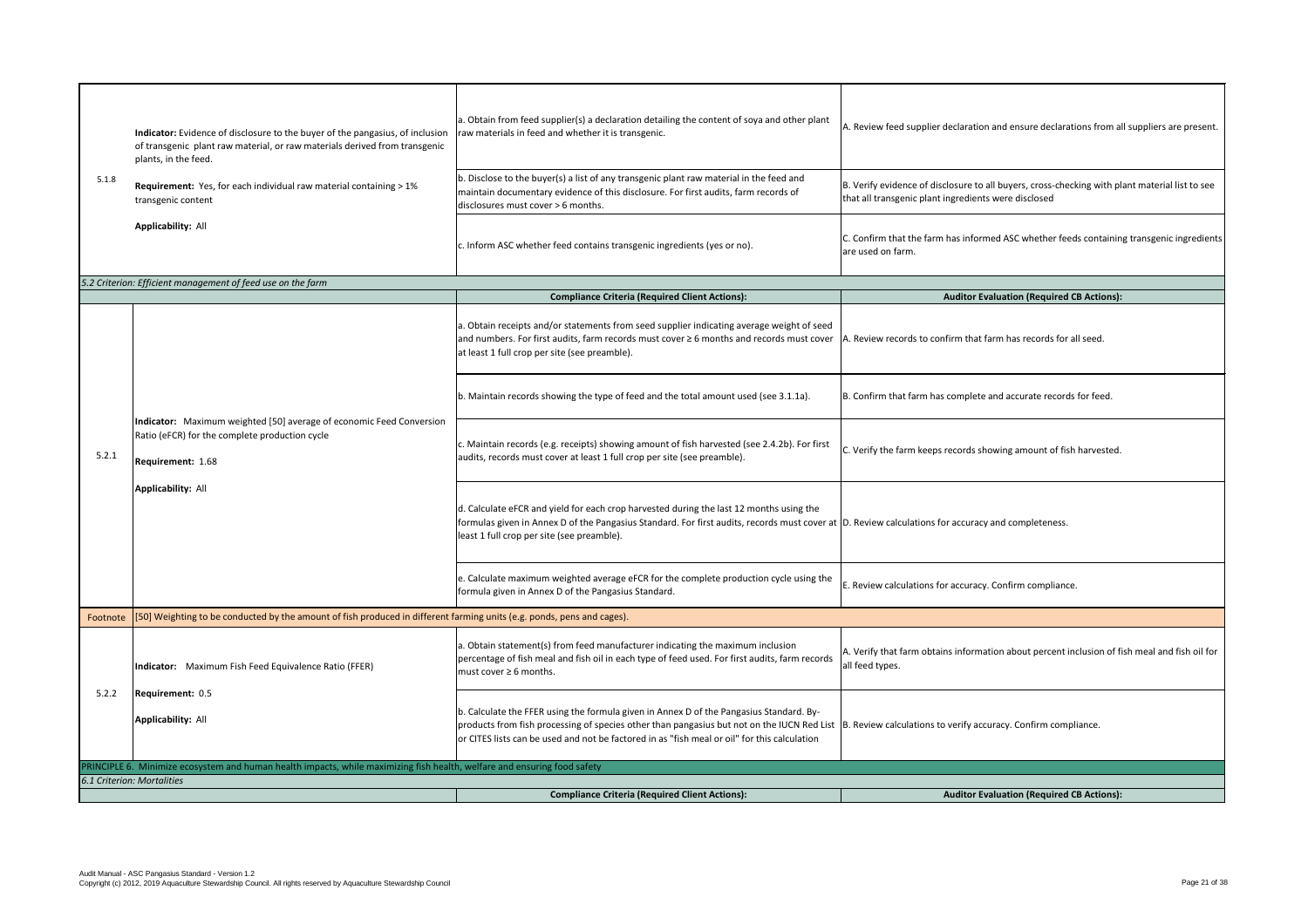| | | | |
|---|---|---|---|
| 5.1.8 | **Indicator:** Evidence of disclosure to the buyer of the pangasius, of inclusion of transgenic plant raw material, or raw materials derived from transgenic plants, in the feed.<br><br>**Requirement:** Yes, for each individual raw material containing > 1% transgenic content<br><br>**Applicability:** All | a. Obtain from feed supplier(s) a declaration detailing the content of soya and other plant raw materials in feed and whether it is transgenic. | A. Review feed supplier declaration and ensure declarations from all suppliers are present. |
| | | b. Disclose to the buyer(s) a list of any transgenic plant raw material in the feed and maintain documentary evidence of this disclosure. For first audits, farm records of disclosures must cover > 6 months. | B. Verify evidence of disclosure to all buyers, cross-checking with plant material list to see that all transgenic plant ingredients were disclosed |
| | | c. Inform ASC whether feed contains transgenic ingredients (yes or no). | C. Confirm that the farm has informed ASC whether feeds containing transgenic ingredients are used on farm. |
| *5.2 Criterion: Efficient management of feed use on the farm* | | | |
| | | **Compliance Criteria (Required Client Actions):** | **Auditor Evaluation (Required CB Actions):** |
| 5.2.1 | **Indicator:** Maximum weighted [50] average of economic Feed Conversion Ratio (eFCR) for the complete production cycle<br><br>**Requirement:** 1.68<br><br>**Applicability:** All | a. Obtain receipts and/or statements from seed supplier indicating average weight of seed and numbers. For first audits, farm records must cover ≥ 6 months and records must cover at least 1 full crop per site (see preamble). | A. Review records to confirm that farm has records for all seed. |
| | | b. Maintain records showing the type of feed and the total amount used (see 3.1.1a). | B. Confirm that farm has complete and accurate records for feed. |
| | | c. Maintain records (e.g. receipts) showing amount of fish harvested (see 2.4.2b). For first audits, records must cover at least 1 full crop per site (see preamble). | C. Verify the farm keeps records showing amount of fish harvested. |
| | | d. Calculate eFCR and yield for each crop harvested during the last 12 months using the formulas given in Annex D of the Pangasius Standard. For first audits, records must cover at least 1 full crop per site (see preamble). | D. Review calculations for accuracy and completeness. |
| | | e. Calculate maximum weighted average eFCR for the complete production cycle using the formula given in Annex D of the Pangasius Standard. | E. Review calculations for accuracy. Confirm compliance. |
| Footnote | [50] Weighting to be conducted by the amount of fish produced in different farming units (e.g. ponds, pens and cages). | | |
| 5.2.2 | **Indicator:** Maximum Fish Feed Equivalence Ratio (FFER)<br><br>**Requirement:** 0.5<br><br>**Applicability:** All | a. Obtain statement(s) from feed manufacturer indicating the maximum inclusion percentage of fish meal and fish oil in each type of feed used. For first audits, farm records must cover ≥ 6 months. | A. Verify that farm obtains information about percent inclusion of fish meal and fish oil for all feed types. |
| | | b. Calculate the FFER using the formula given in Annex D of the Pangasius Standard. By-products from fish processing of species other than pangasius but not on the IUCN Red List or CITES lists can be used and not be factored in as "fish meal or oil" for this calculation | B. Review calculations to verify accuracy. Confirm compliance. |
| PRINCIPLE 6. Minimize ecosystem and human health impacts, while maximizing fish health, welfare and ensuring food safety | | | |
| *6.1 Criterion: Mortalities* | | | |
| | | **Compliance Criteria (Required Client Actions):** | **Auditor Evaluation (Required CB Actions):** |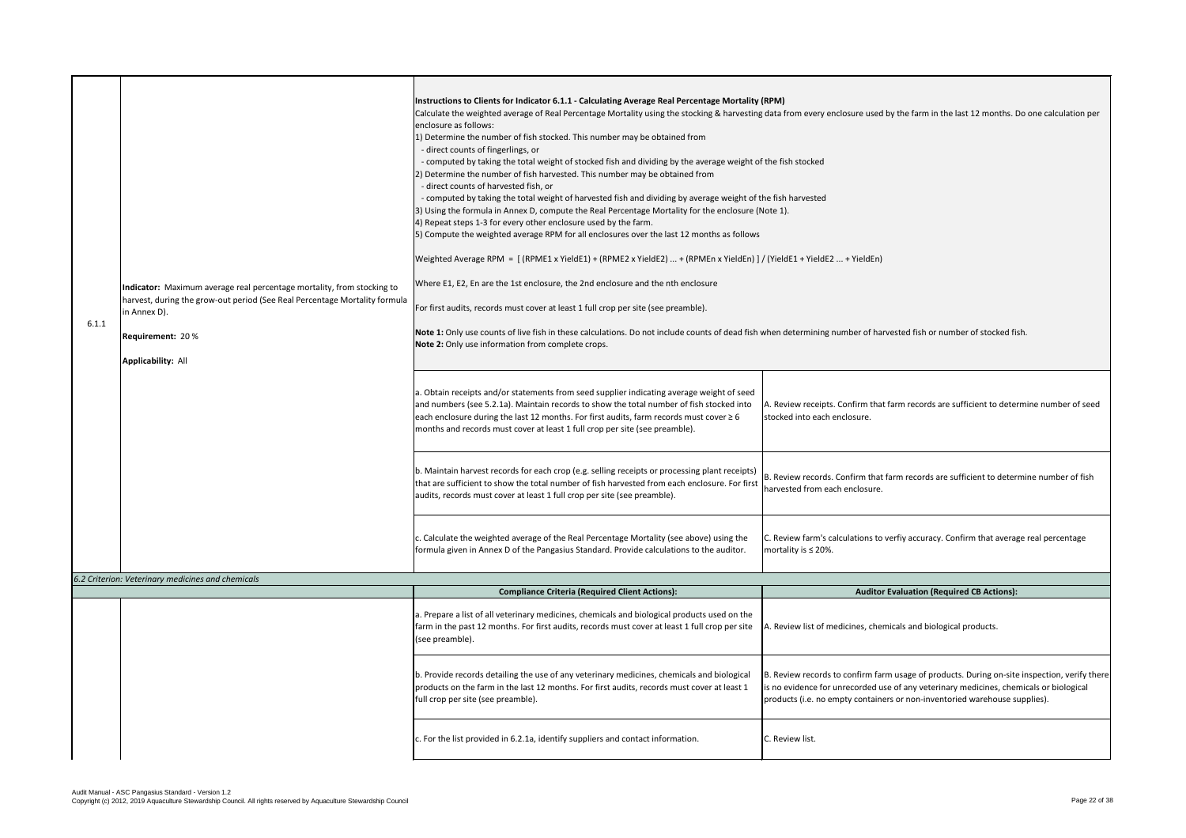| | | | |
|---|---|---|---|
| 6.1.1 | **Indicator:** Maximum average real percentage mortality, from stocking to harvest, during the grow-out period (See Real Percentage Mortality formula in Annex D).<br><br>**Requirement:** 20 %<br><br>**Applicability:** All | **Instructions to Clients for Indicator 6.1.1 - Calculating Average Real Percentage Mortality (RPM)**<br>Calculate the weighted average of Real Percentage Mortality using the stocking & harvesting data from every enclosure used by the farm in the last 12 months. Do one calculation per enclosure as follows:<br>1) Determine the number of fish stocked. This number may be obtained from<br>- direct counts of fingerlings, or<br>- computed by taking the total weight of stocked fish and dividing by the average weight of the fish stocked<br>2) Determine the number of fish harvested. This number may be obtained from<br>- direct counts of harvested fish, or<br>- computed by taking the total weight of harvested fish and dividing by average weight of the fish harvested<br>3) Using the formula in Annex D, compute the Real Percentage Mortality for the enclosure (Note 1).<br>4) Repeat steps 1-3 for every other enclosure used by the farm.<br>5) Compute the weighted average RPM for all enclosures over the last 12 months as follows<br><br>Weighted Average RPM = [ (RPME1 x YieldE1) + (RPME2 x YieldE2) ... + (RPMEn x YieldEn) ] / (YieldE1 + YieldE2 ... + YieldEn)<br><br>Where E1, E2, En are the 1st enclosure, the 2nd enclosure and the nth enclosure<br><br>For first audits, records must cover at least 1 full crop per site (see preamble).<br><br>**Note 1:** Only use counts of live fish in these calculations. Do not include counts of dead fish when determining number of harvested fish or number of stocked fish.<br>**Note 2:** Only use information from complete crops. | |
| | | a. Obtain receipts and/or statements from seed supplier indicating average weight of seed and numbers (see 5.2.1a). Maintain records to show the total number of fish stocked into each enclosure during the last 12 months. For first audits, farm records must cover ≥ 6 months and records must cover at least 1 full crop per site (see preamble). | A. Review receipts. Confirm that farm records are sufficient to determine number of seed stocked into each enclosure. |
| | | b. Maintain harvest records for each crop (e.g. selling receipts or processing plant receipts) that are sufficient to show the total number of fish harvested from each enclosure. For first audits, records must cover at least 1 full crop per site (see preamble). | B. Review records. Confirm that farm records are sufficient to determine number of fish harvested from each enclosure. |
| | | c. Calculate the weighted average of the Real Percentage Mortality (see above) using the formula given in Annex D of the Pangasius Standard. Provide calculations to the auditor. | C. Review farm's calculations to verfiy accuracy. Confirm that average real percentage mortality is ≤ 20%. |

*6.2 Criterion: Veterinary medicines and chemicals*

| | | **Compliance Criteria (Required Client Actions):** | **Auditor Evaluation (Required CB Actions):** |
|---|---|---|---|
| | | a. Prepare a list of all veterinary medicines, chemicals and biological products used on the farm in the past 12 months. For first audits, records must cover at least 1 full crop per site (see preamble). | A. Review list of medicines, chemicals and biological products. |
| | | b. Provide records detailing the use of any veterinary medicines, chemicals and biological products on the farm in the last 12 months. For first audits, records must cover at least 1 full crop per site (see preamble). | B. Review records to confirm farm usage of products. During on-site inspection, verify there is no evidence for unrecorded use of any veterinary medicines, chemicals or biological products (i.e. no empty containers or non-inventoried warehouse supplies). |
| | | c. For the list provided in 6.2.1a, identify suppliers and contact information. | C. Review list. |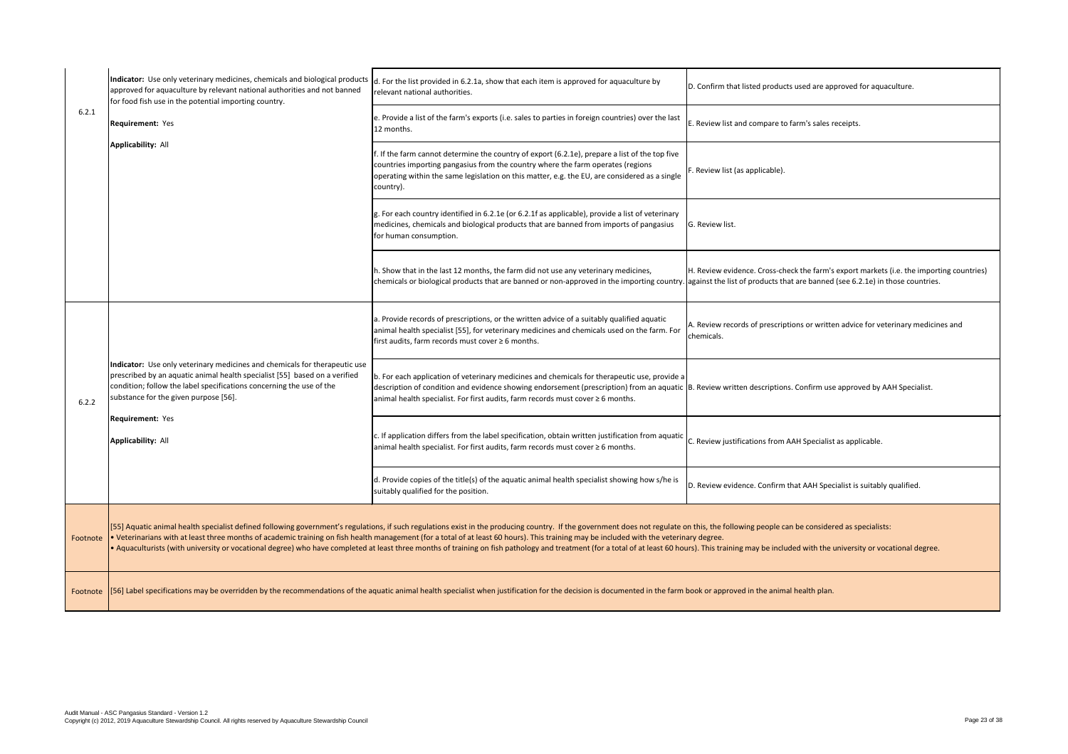| | | | |
|---|---|---|---|
| 6.2.1 | **Indicator:** Use only veterinary medicines, chemicals and biological products approved for aquaculture by relevant national authorities and not banned for food fish use in the potential importing country.<br><br>**Requirement:** Yes<br><br>**Applicability:** All | d. For the list provided in 6.2.1a, show that each item is approved for aquaculture by relevant national authorities. | D. Confirm that listed products used are approved for aquaculture. |
| | | e. Provide a list of the farm's exports (i.e. sales to parties in foreign countries) over the last 12 months. | E. Review list and compare to farm's sales receipts. |
| | | f. If the farm cannot determine the country of export (6.2.1e), prepare a list of the top five countries importing pangasius from the country where the farm operates (regions operating within the same legislation on this matter, e.g. the EU, are considered as a single country). | F. Review list (as applicable). |
| | | g. For each country identified in 6.2.1e (or 6.2.1f as applicable), provide a list of veterinary medicines, chemicals and biological products that are banned from imports of pangasius for human consumption. | G. Review list. |
| | | h. Show that in the last 12 months, the farm did not use any veterinary medicines, chemicals or biological products that are banned or non-approved in the importing country. | H. Review evidence. Cross-check the farm's export markets (i.e. the importing countries) against the list of products that are banned (see 6.2.1e) in those countries. |
| 6.2.2 | **Indicator:** Use only veterinary medicines and chemicals for therapeutic use prescribed by an aquatic animal health specialist [55] based on a verified condition; follow the label specifications concerning the use of the substance for the given purpose [56].<br><br>**Requirement:** Yes<br><br>**Applicability:** All | a. Provide records of prescriptions, or the written advice of a suitably qualified aquatic animal health specialist [55], for veterinary medicines and chemicals used on the farm. For first audits, farm records must cover ≥ 6 months. | A. Review records of prescriptions or written advice for veterinary medicines and chemicals. |
| | | b. For each application of veterinary medicines and chemicals for therapeutic use, provide a description of condition and evidence showing endorsement (prescription) from an aquatic animal health specialist. For first audits, farm records must cover ≥ 6 months. | B. Review written descriptions. Confirm use approved by AAH Specialist. |
| | | c. If application differs from the label specification, obtain written justification from aquatic animal health specialist. For first audits, farm records must cover ≥ 6 months. | C. Review justifications from AAH Specialist as applicable. |
| | | d. Provide copies of the title(s) of the aquatic animal health specialist showing how s/he is suitably qualified for the position. | D. Review evidence. Confirm that AAH Specialist is suitably qualified. |
| Footnote | [55] Aquatic animal health specialist defined following government's regulations, if such regulations exist in the producing country. If the government does not regulate on this, the following people can be considered as specialists:<br>• Veterinarians with at least three months of academic training on fish health management (for a total of at least 60 hours). This training may be included with the veterinary degree.<br>• Aquaculturists (with university or vocational degree) who have completed at least three months of training on fish pathology and treatment (for a total of at least 60 hours). This training may be included with the university or vocational degree. | | |
| Footnote | [56] Label specifications may be overridden by the recommendations of the aquatic animal health specialist when justification for the decision is documented in the farm book or approved in the animal health plan. | | |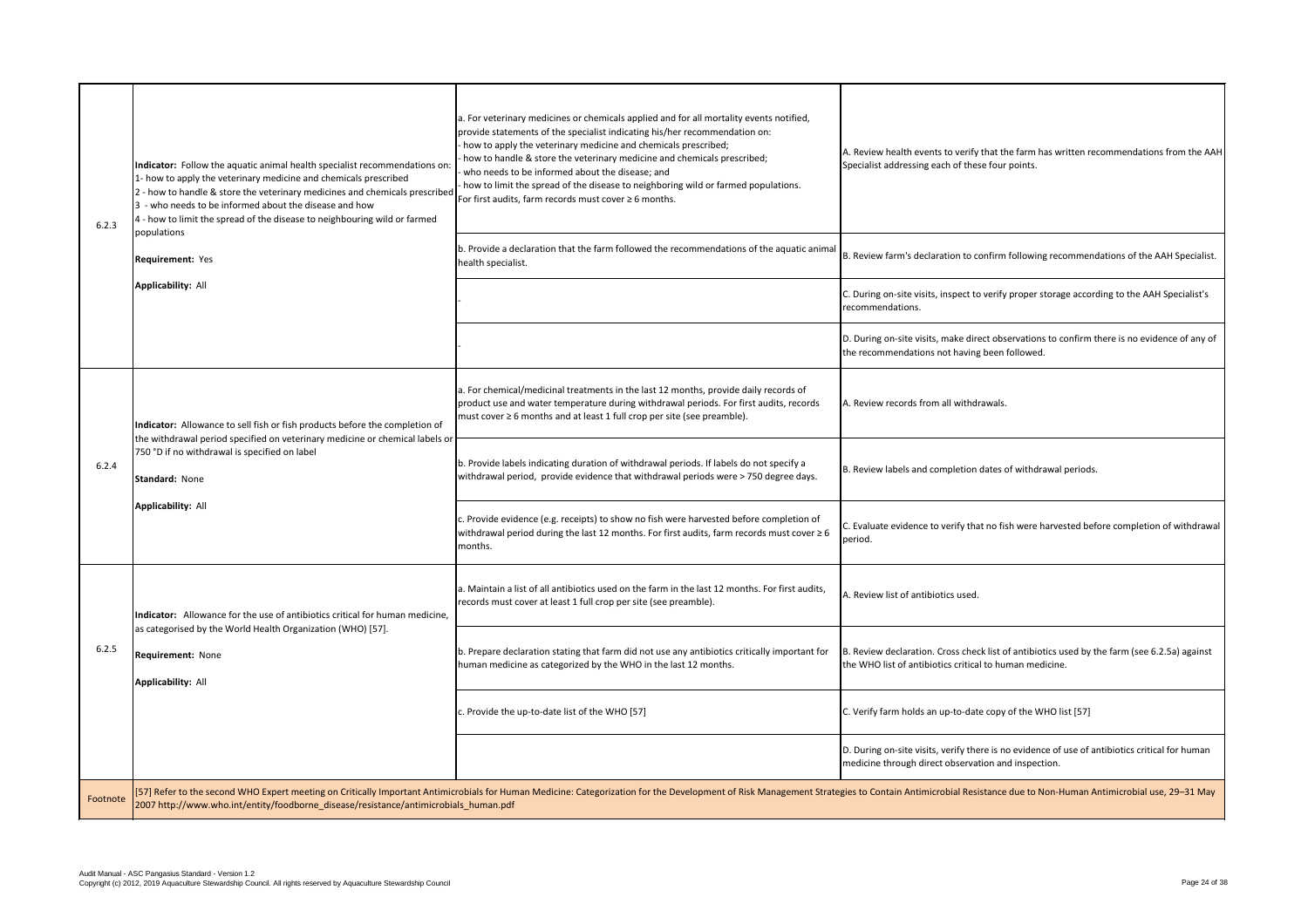| | | | |
|---|---|---|---|
| 6.2.3 | **Indicator:** Follow the aquatic animal health specialist recommendations on:<br>1- how to apply the veterinary medicine and chemicals prescribed<br>2 - how to handle & store the veterinary medicines and chemicals prescribed<br>3 - who needs to be informed about the disease and how<br>4 - how to limit the spread of the disease to neighbouring wild or farmed populations<br><br>**Requirement:** Yes<br><br>**Applicability:** All | a. For veterinary medicines or chemicals applied and for all mortality events notified, provide statements of the specialist indicating his/her recommendation on:<br>- how to apply the veterinary medicine and chemicals prescribed;<br>- how to handle & store the veterinary medicine and chemicals prescribed;<br>- who needs to be informed about the disease; and<br>- how to limit the spread of the disease to neighboring wild or farmed populations.<br>For first audits, farm records must cover ≥ 6 months. | A. Review health events to verify that the farm has written recommendations from the AAH Specialist addressing each of these four points. |
| | | b. Provide a declaration that the farm followed the recommendations of the aquatic animal health specialist. | B. Review farm's declaration to confirm following recommendations of the AAH Specialist. |
| | | - | C. During on-site visits, inspect to verify proper storage according to the AAH Specialist's recommendations. |
| | | - | D. During on-site visits, make direct observations to confirm there is no evidence of any of the recommendations not having been followed. |
| 6.2.4 | **Indicator:** Allowance to sell fish or fish products before the completion of the withdrawal period specified on veterinary medicine or chemical labels or 750 °D if no withdrawal is specified on label<br><br>**Standard:** None<br><br>**Applicability:** All | a. For chemical/medicinal treatments in the last 12 months, provide daily records of product use and water temperature during withdrawal periods. For first audits, records must cover ≥ 6 months and at least 1 full crop per site (see preamble). | A. Review records from all withdrawals. |
| | | b. Provide labels indicating duration of withdrawal periods. If labels do not specify a withdrawal period, provide evidence that withdrawal periods were > 750 degree days. | B. Review labels and completion dates of withdrawal periods. |
| | | c. Provide evidence (e.g. receipts) to show no fish were harvested before completion of withdrawal period during the last 12 months. For first audits, farm records must cover ≥ 6 months. | C. Evaluate evidence to verify that no fish were harvested before completion of withdrawal period. |
| 6.2.5 | **Indicator:** Allowance for the use of antibiotics critical for human medicine, as categorised by the World Health Organization (WHO) [57].<br><br>**Requirement:** None<br><br>**Applicability:** All | a. Maintain a list of all antibiotics used on the farm in the last 12 months. For first audits, records must cover at least 1 full crop per site (see preamble). | A. Review list of antibiotics used. |
| | | b. Prepare declaration stating that farm did not use any antibiotics critically important for human medicine as categorized by the WHO in the last 12 months. | B. Review declaration. Cross check list of antibiotics used by the farm (see 6.2.5a) against the WHO list of antibiotics critical to human medicine. |
| | | c. Provide the up-to-date list of the WHO [57] | C. Verify farm holds an up-to-date copy of the WHO list [57] |
| | | | D. During on-site visits, verify there is no evidence of use of antibiotics critical for human medicine through direct observation and inspection. |
| Footnote | [57] Refer to the second WHO Expert meeting on Critically Important Antimicrobials for Human Medicine: Categorization for the Development of Risk Management Strategies to Contain Antimicrobial Resistance due to Non-Human Antimicrobial use, 29–31 May 2007 http://www.who.int/entity/foodborne_disease/resistance/antimicrobials_human.pdf | | |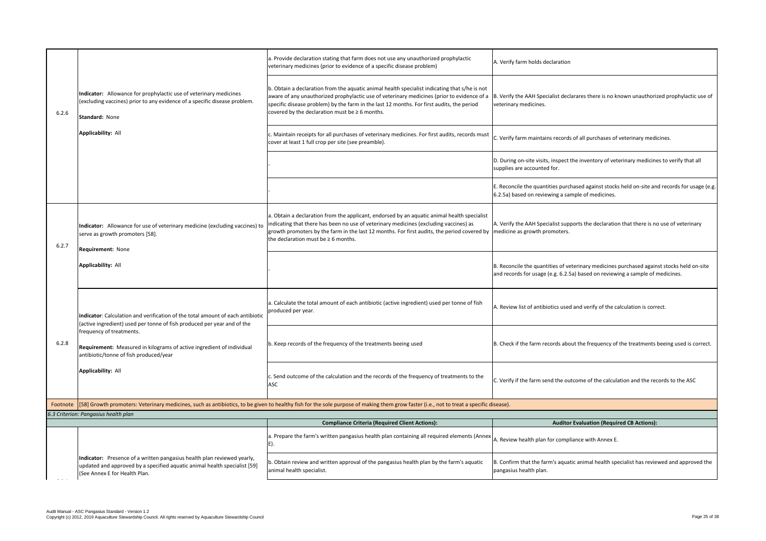| | | | |
|---|---|---|---|
| 6.2.6 | **Indicator:** Allowance for prophylactic use of veterinary medicines (excluding vaccines) prior to any evidence of a specific disease problem.<br><br>**Standard:** None<br><br>**Applicability:** All | a. Provide declaration stating that farm does not use any unauthorized prophylactic veterinary medicines (prior to evidence of a specific disease problem) | A. Verify farm holds declaration |
| | | b. Obtain a declaration from the aquatic animal health specialist indicating that s/he is not aware of any unauthorized prophylactic use of veterinary medicines (prior to evidence of a specific disease problem) by the farm in the last 12 months. For first audits, the period covered by the declaration must be ≥ 6 months. | B. Verify the AAH Specialist declarares there is no known unauthorized prophylactic use of veterinary medicines. |
| | | c. Maintain receipts for all purchases of veterinary medicines. For first audits, records must cover at least 1 full crop per site (see preamble). | C. Verify farm maintains records of all purchases of veterinary medicines. |
| | | - | D. During on-site visits, inspect the inventory of veterinary medicines to verify that all supplies are accounted for. |
| | | - | E. Reconcile the quantities purchased against stocks held on-site and records for usage (e.g. 6.2.5a) based on reviewing a sample of medicines. |
| 6.2.7 | **Indicator:** Allowance for use of veterinary medicine (excluding vaccines) to serve as growth promoters [58].<br><br>**Requirement:** None<br><br>**Applicability:** All | a. Obtain a declaration from the applicant, endorsed by an aquatic animal health specialist indicating that there has been no use of veterinary medicines (excluding vaccines) as growth promoters by the farm in the last 12 months. For first audits, the period covered by the declaration must be ≥ 6 months. | A. Verify the AAH Specialist supports the declaration that there is no use of veterinary medicine as growth promoters. |
| | | - | B. Reconcile the quantities of veterinary medicines purchased against stocks held on-site and records for usage (e.g. 6.2.5a) based on reviewing a sample of medicines. |
| 6.2.8 | **indicator**: Calculation and verification of the total amount of each antibiotic (active ingredient) used per tonne of fish produced per year and of the frequency of treatments.<br><br>**Requirement:** Measured in kilograms of active ingredient of individual antibiotic/tonne of fish produced/year<br><br>**Applicability:** All | a. Calculate the total amount of each antibiotic (active ingredient) used per tonne of fish produced per year. | A. Review list of antibiotics used and verify of the calculation is correct. |
| | | b. Keep records of the frequency of the treatments beeing used | B. Check if the farm records about the frequency of the treatments beeing used is correct. |
| | | c. Send outcome of the calculation and the records of the frequency of treatments to the ASC | C. Verify if the farm send the outcome of the calculation and the records to the ASC |
| Footnote | [58] Growth promoters: Veterinary medicines, such as antibiotics, to be given to healthy fish for the sole purpose of making them grow faster (i.e., not to treat a specific disease). | | |

*6.3 Criterion: Pangasius health plan*

| | | **Compliance Criteria (Required Client Actions):** | **Auditor Evaluation (Required CB Actions):** |
|---|---|---|---|
| | **Indicator:** Presence of a written pangasius health plan reviewed yearly, updated and approved by a specified aquatic animal health specialist [59] (See Annex E for Health Plan. | a. Prepare the farm's written pangasius health plan containing all required elements (Annex E). | A. Review health plan for compliance with Annex E. |
| | | b. Obtain review and written approval of the pangasius health plan by the farm's aquatic animal health specialist. | B. Confirm that the farm's aquatic animal health specialist has reviewed and approved the pangasius health plan. |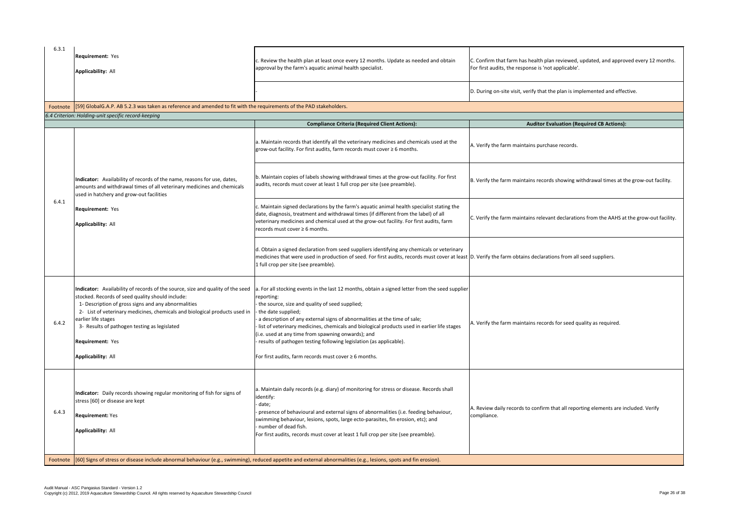| | | | |
|---|---|---|---|
| 6.3.1 | **Requirement:** Yes<br><br>**Applicability:** All | c. Review the health plan at least once every 12 months. Update as needed and obtain approval by the farm's aquatic animal health specialist. | C. Confirm that farm has health plan reviewed, updated, and approved every 12 months. For first audits, the response is 'not applicable'. |
| | | - | D. During on-site visit, verify that the plan is implemented and effective. |
| Footnote | [59] GlobalG.A.P. AB 5.2.3 was taken as reference and amended to fit with the requirements of the PAD stakeholders. | | |

*6.4 Criterion: Holding-unit specific record-keeping*

| | | **Compliance Criteria (Required Client Actions):** | **Auditor Evaluation (Required CB Actions):** |
|---|---|---|---|
| 6.4.1 | **Indicator:** Availability of records of the name, reasons for use, dates, amounts and withdrawal times of all veterinary medicines and chemicals used in hatchery and grow-out facilities<br><br>**Requirement:** Yes<br><br>**Applicability:** All | a. Maintain records that identify all the veterinary medicines and chemicals used at the grow-out facility. For first audits, farm records must cover ≥ 6 months. | A. Verify the farm maintains purchase records. |
| | | b. Maintain copies of labels showing withdrawal times at the grow-out facility. For first audits, records must cover at least 1 full crop per site (see preamble). | B. Verify the farm maintains records showing withdrawal times at the grow-out facility. |
| | | c. Maintain signed declarations by the farm's aquatic animal health specialist stating the date, diagnosis, treatment and withdrawal times (if different from the label) of all veterinary medicines and chemical used at the grow-out facility. For first audits, farm records must cover ≥ 6 months. | C. Verify the farm maintains relevant declarations from the AAHS at the grow-out facility. |
| | | d. Obtain a signed declaration from seed suppliers identifying any chemicals or veterinary medicines that were used in production of seed. For first audits, records must cover at least 1 full crop per site (see preamble). | D. Verify the farm obtains declarations from all seed suppliers. |
| 6.4.2 | **Indicator:** Availability of records of the source, size and quality of the seed stocked. Records of seed quality should include:<br>1- Description of gross signs and any abnormalities<br>2- List of veterinary medicines, chemicals and biological products used in earlier life stages<br>3- Results of pathogen testing as legislated<br><br>**Requirement:** Yes<br><br>**Applicability:** All | a. For all stocking events in the last 12 months, obtain a signed letter from the seed supplier reporting:<br>- the source, size and quality of seed supplied;<br>- the date supplied;<br>- a description of any external signs of abnormalities at the time of sale;<br>- list of veterinary medicines, chemicals and biological products used in earlier life stages (i.e. used at any time from spawning onwards); and<br>- results of pathogen testing following legislation (as applicable).<br><br>For first audits, farm records must cover ≥ 6 months. | A. Verify the farm maintains records for seed quality as required. |
| 6.4.3 | **Indicator:** Daily records showing regular monitoring of fish for signs of stress [60] or disease are kept<br><br>**Requirement:** Yes<br><br>**Applicability:** All | a. Maintain daily records (e.g. diary) of monitoring for stress or disease. Records shall identify:<br>- date;<br>- presence of behavioural and external signs of abnormalities (i.e. feeding behaviour, swimming behaviour, lesions, spots, large ecto-parasites, fin erosion, etc); and<br>- number of dead fish.<br>For first audits, records must cover at least 1 full crop per site (see preamble). | A. Review daily records to confirm that all reporting elements are included. Verify compliance. |
| Footnote | [60] Signs of stress or disease include abnormal behaviour (e.g., swimming), reduced appetite and external abnormalities (e.g., lesions, spots and fin erosion). | | |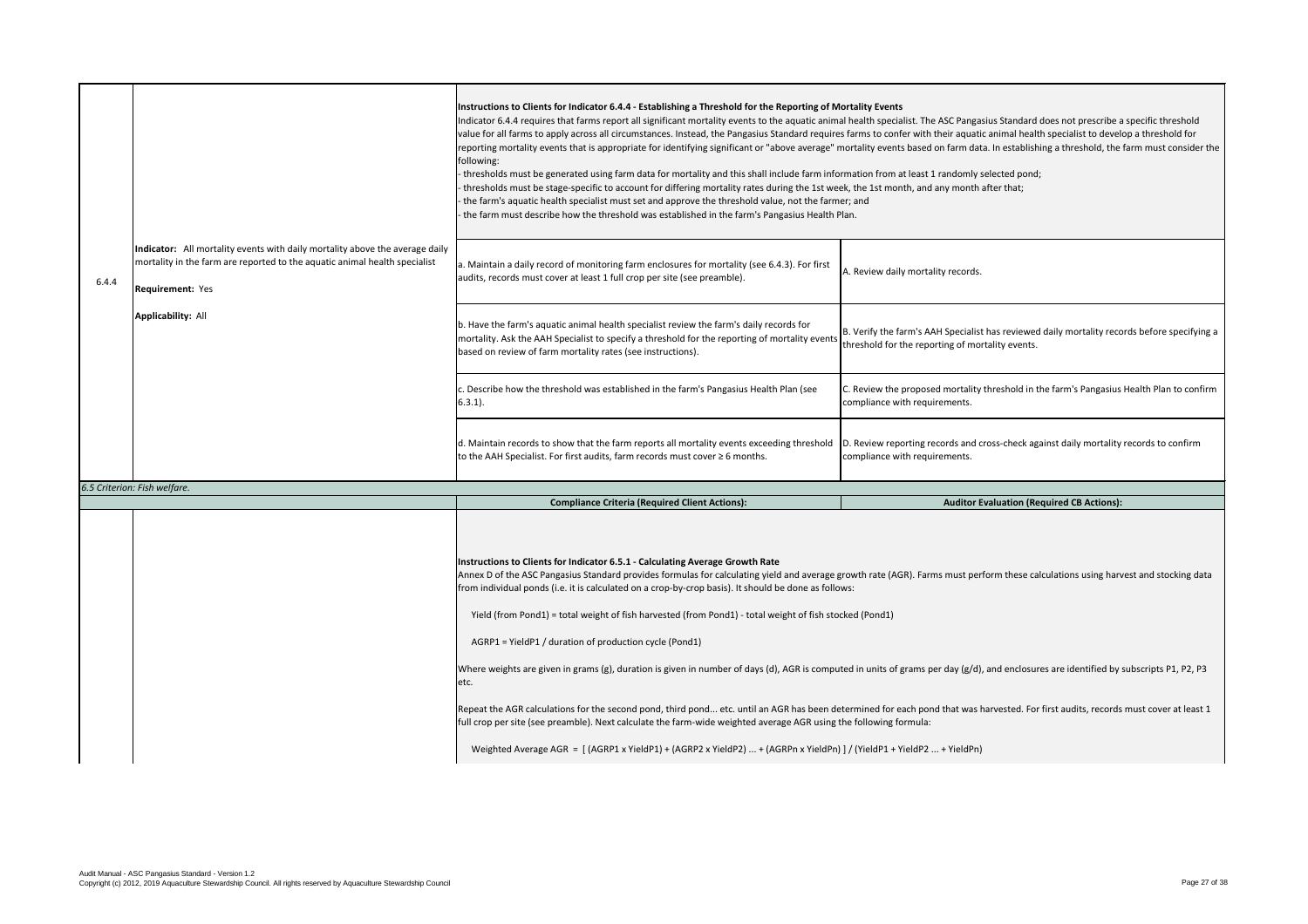| | | | |
|---|---|---|---|
| 6.4.4 | **Indicator:** All mortality events with daily mortality above the average daily mortality in the farm are reported to the aquatic animal health specialist<br><br>**Requirement:** Yes<br><br>**Applicability:** All | **Instructions to Clients for Indicator 6.4.4 - Establishing a Threshold for the Reporting of Mortality Events**<br>Indicator 6.4.4 requires that farms report all significant mortality events to the aquatic animal health specialist. The ASC Pangasius Standard does not prescribe a specific threshold value for all farms to apply across all circumstances. Instead, the Pangasius Standard requires farms to confer with their aquatic animal health specialist to develop a threshold for reporting mortality events that is appropriate for identifying significant or "above average" mortality events based on farm data. In establishing a threshold, the farm must consider the following:<br>- thresholds must be generated using farm data for mortality and this shall include farm information from at least 1 randomly selected pond;<br>- thresholds must be stage-specific to account for differing mortality rates during the 1st week, the 1st month, and any month after that;<br>- the farm's aquatic health specialist must set and approve the threshold value, not the farmer; and<br>- the farm must describe how the threshold was established in the farm's Pangasius Health Plan. | |
| | | a. Maintain a daily record of monitoring farm enclosures for mortality (see 6.4.3). For first audits, records must cover at least 1 full crop per site (see preamble). | A. Review daily mortality records. |
| | | b. Have the farm's aquatic animal health specialist review the farm's daily records for mortality. Ask the AAH Specialist to specify a threshold for the reporting of mortality events based on review of farm mortality rates (see instructions). | B. Verify the farm's AAH Specialist has reviewed daily mortality records before specifying a threshold for the reporting of mortality events. |
| | | c. Describe how the threshold was established in the farm's Pangasius Health Plan (see 6.3.1). | C. Review the proposed mortality threshold in the farm's Pangasius Health Plan to confirm compliance with requirements. |
| | | d. Maintain records to show that the farm reports all mortality events exceeding threshold to the AAH Specialist. For first audits, farm records must cover ≥ 6 months. | D. Review reporting records and cross-check against daily mortality records to confirm compliance with requirements. |

*6.5 Criterion: Fish welfare.*

| | | **Compliance Criteria (Required Client Actions):** | **Auditor Evaluation (Required CB Actions):** |
|---|---|---|---|
| | | **Instructions to Clients for Indicator 6.5.1 - Calculating Average Growth Rate**<br>Annex D of the ASC Pangasius Standard provides formulas for calculating yield and average growth rate (AGR). Farms must perform these calculations using harvest and stocking data from individual ponds (i.e. it is calculated on a crop-by-crop basis). It should be done as follows:<br><br>Yield (from Pond1) = total weight of fish harvested (from Pond1) - total weight of fish stocked (Pond1)<br><br>AGRP1 = YieldP1 / duration of production cycle (Pond1)<br><br>Where weights are given in grams (g), duration is given in number of days (d), AGR is computed in units of grams per day (g/d), and enclosures are identified by subscripts P1, P2, P3 etc.<br><br>Repeat the AGR calculations for the second pond, third pond... etc. until an AGR has been determined for each pond that was harvested. For first audits, records must cover at least 1 full crop per site (see preamble). Next calculate the farm-wide weighted average AGR using the following formula:<br><br>Weighted Average AGR = [ (AGRP1 x YieldP1) + (AGRP2 x YieldP2) ... + (AGRPn x YieldPn) ] / (YieldP1 + YieldP2 ... + YieldPn) | |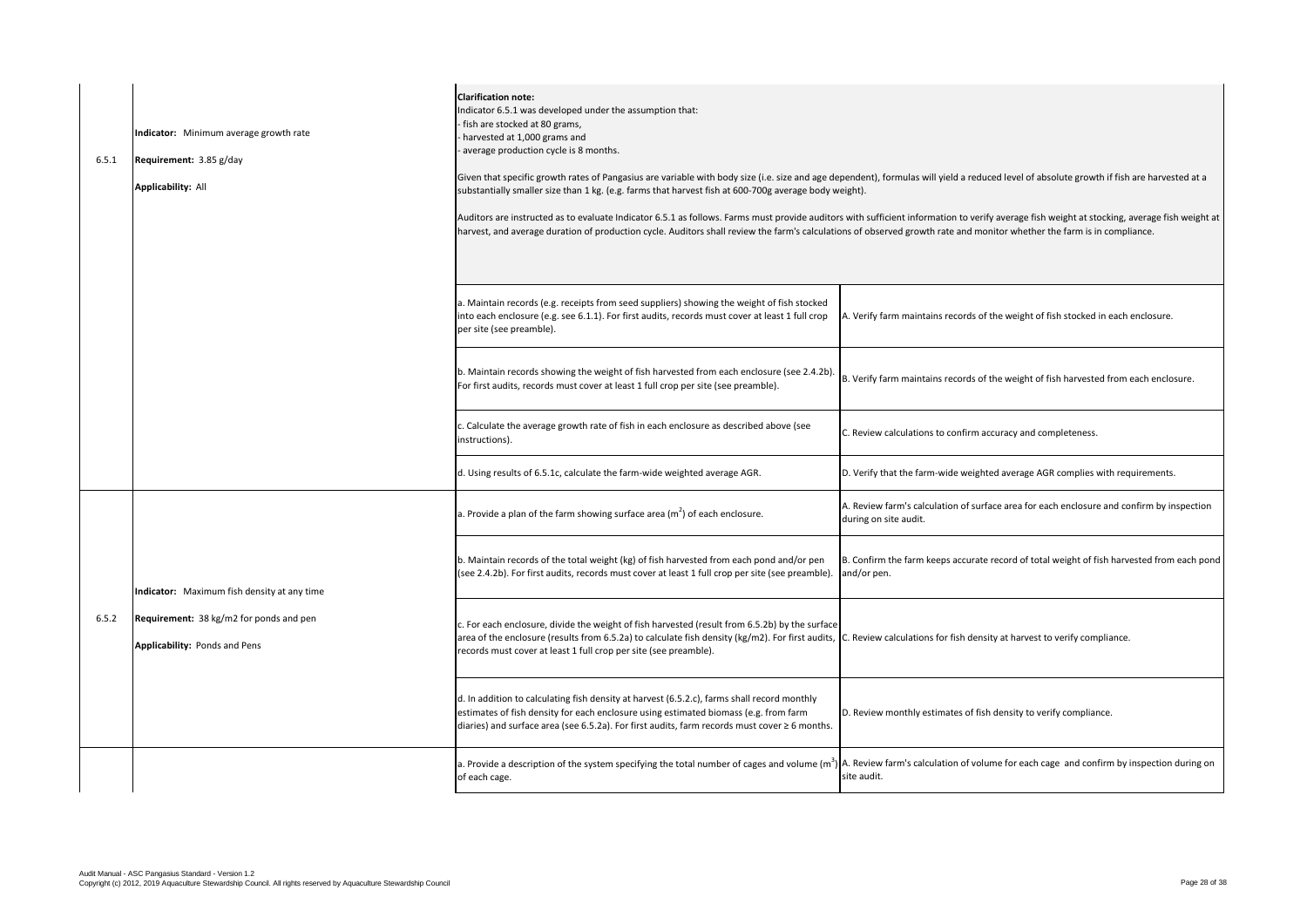| | | | |
|---|---|---|---|
| 6.5.1 | **Indicator:** Minimum average growth rate<br><br>**Requirement:** 3.85 g/day<br><br>**Applicability:** All | **Clarification note:**<br>Indicator 6.5.1 was developed under the assumption that:<br>- fish are stocked at 80 grams,<br>- harvested at 1,000 grams and<br>- average production cycle is 8 months.<br><br>Given that specific growth rates of Pangasius are variable with body size (i.e. size and age dependent), formulas will yield a reduced level of absolute growth if fish are harvested at a substantially smaller size than 1 kg. (e.g. farms that harvest fish at 600-700g average body weight).<br><br>Auditors are instructed as to evaluate Indicator 6.5.1 as follows. Farms must provide auditors with sufficient information to verify average fish weight at stocking, average fish weight at harvest, and average duration of production cycle. Auditors shall review the farm's calculations of observed growth rate and monitor whether the farm is in compliance. | |
| | | a. Maintain records (e.g. receipts from seed suppliers) showing the weight of fish stocked into each enclosure (e.g. see 6.1.1). For first audits, records must cover at least 1 full crop per site (see preamble). | A. Verify farm maintains records of the weight of fish stocked in each enclosure. |
| | | b. Maintain records showing the weight of fish harvested from each enclosure (see 2.4.2b). For first audits, records must cover at least 1 full crop per site (see preamble). | B. Verify farm maintains records of the weight of fish harvested from each enclosure. |
| | | c. Calculate the average growth rate of fish in each enclosure as described above (see instructions). | C. Review calculations to confirm accuracy and completeness. |
| | | d. Using results of 6.5.1c, calculate the farm-wide weighted average AGR. | D. Verify that the farm-wide weighted average AGR complies with requirements. |
| 6.5.2 | **Indicator:** Maximum fish density at any time<br><br>**Requirement:** 38 kg/m2 for ponds and pen<br><br>**Applicability:** Ponds and Pens | a. Provide a plan of the farm showing surface area ($m^2$) of each enclosure. | A. Review farm's calculation of surface area for each enclosure and confirm by inspection during on site audit. |
| | | b. Maintain records of the total weight (kg) of fish harvested from each pond and/or pen (see 2.4.2b). For first audits, records must cover at least 1 full crop per site (see preamble). | B. Confirm the farm keeps accurate record of total weight of fish harvested from each pond and/or pen. |
| | | c. For each enclosure, divide the weight of fish harvested (result from 6.5.2b) by the surface area of the enclosure (results from 6.5.2a) to calculate fish density (kg/m2). For first audits, records must cover at least 1 full crop per site (see preamble). | C. Review calculations for fish density at harvest to verify compliance. |
| | | d. In addition to calculating fish density at harvest (6.5.2.c), farms shall record monthly estimates of fish density for each enclosure using estimated biomass (e.g. from farm diaries) and surface area (see 6.5.2a). For first audits, farm records must cover ≥ 6 months. | D. Review monthly estimates of fish density to verify compliance. |
| | | a. Provide a description of the system specifying the total number of cages and volume ($m^3$) of each cage. | A. Review farm's calculation of volume for each cage and confirm by inspection during on site audit. |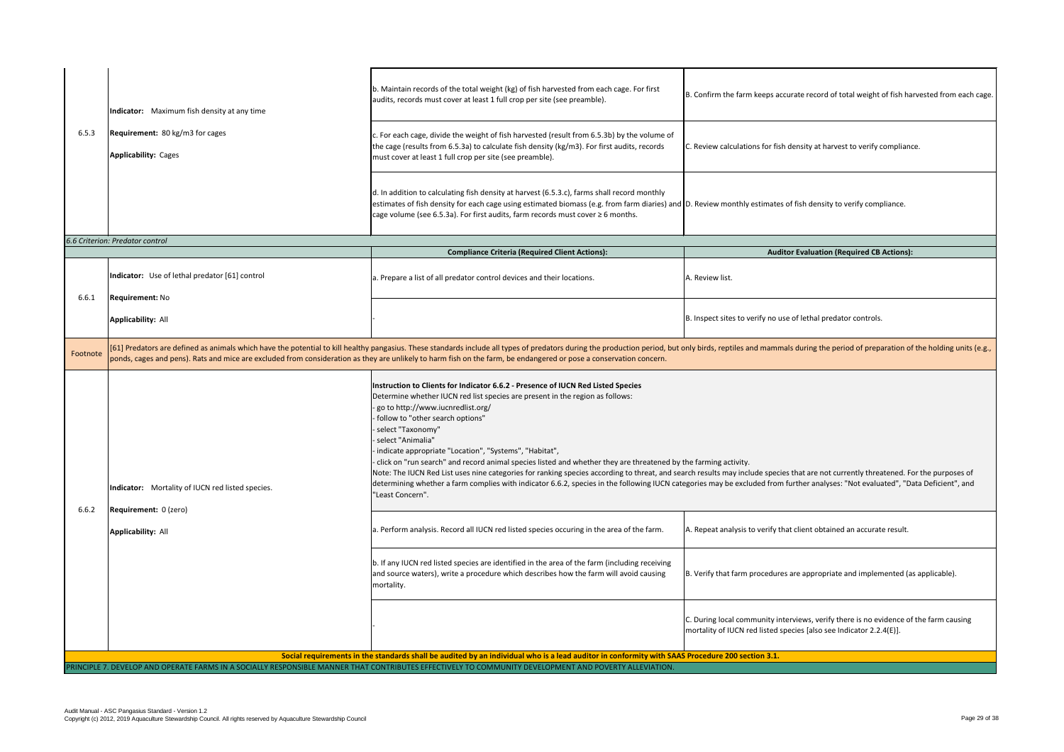| | | | |
|---|---|---|---|
| 6.5.3 | **Indicator:** Maximum fish density at any time<br><br>**Requirement:** 80 kg/m3 for cages<br><br>**Applicability:** Cages | b. Maintain records of the total weight (kg) of fish harvested from each cage. For first audits, records must cover at least 1 full crop per site (see preamble). | B. Confirm the farm keeps accurate record of total weight of fish harvested from each cage. |
| | | c. For each cage, divide the weight of fish harvested (result from 6.5.3b) by the volume of the cage (results from 6.5.3a) to calculate fish density (kg/m3). For first audits, records must cover at least 1 full crop per site (see preamble). | C. Review calculations for fish density at harvest to verify compliance. |
| | | d. In addition to calculating fish density at harvest (6.5.3.c), farms shall record monthly estimates of fish density for each cage using estimated biomass (e.g. from farm diaries) and cage volume (see 6.5.3a). For first audits, farm records must cover ≥ 6 months. | D. Review monthly estimates of fish density to verify compliance. |

*6.6 Criterion: Predator control*

| | | **Compliance Criteria (Required Client Actions):** | **Auditor Evaluation (Required CB Actions):** |
|---|---|---|---|
| 6.6.1 | **Indicator:** Use of lethal predator [61] control<br><br>**Requirement:** No<br><br>**Applicability:** All | a. Prepare a list of all predator control devices and their locations. | A. Review list. |
| | | - | B. Inspect sites to verify no use of lethal predator controls. |
| Footnote | [61] Predators are defined as animals which have the potential to kill healthy pangasius. These standards include all types of predators during the production period, but only birds, reptiles and mammals during the period of preparation of the holding units (e.g., ponds, cages and pens). Rats and mice are excluded from consideration as they are unlikely to harm fish on the farm, be endangered or pose a conservation concern. | | |
| 6.6.2 | **Indicator:** Mortality of IUCN red listed species.<br><br>**Requirement:** 0 (zero)<br><br>**Applicability:** All | **Instruction to Clients for Indicator 6.6.2 - Presence of IUCN Red Listed Species**<br>Determine whether IUCN red list species are present in the region as follows:<br>- go to http://www.iucnredlist.org/<br>- follow to "other search options"<br>- select "Taxonomy"<br>- select "Animalia"<br>- indicate appropriate "Location", "Systems", "Habitat",<br>- click on "run search" and record animal species listed and whether they are threatened by the farming activity.<br>Note: The IUCN Red List uses nine categories for ranking species according to threat, and search results may include species that are not currently threatened. For the purposes of determining whether a farm complies with indicator 6.6.2, species in the following IUCN categories may be excluded from further analyses: "Not evaluated", "Data Deficient", and "Least Concern". | |
| | | a. Perform analysis. Record all IUCN red listed species occuring in the area of the farm. | A. Repeat analysis to verify that client obtained an accurate result. |
| | | b. If any IUCN red listed species are identified in the area of the farm (including receiving and source waters), write a procedure which describes how the farm will avoid causing mortality. | B. Verify that farm procedures are appropriate and implemented (as applicable). |
| | | - | C. During local community interviews, verify there is no evidence of the farm causing mortality of IUCN red listed species [also see Indicator 2.2.4(E)]. |

**Social requirements in the standards shall be audited by an individual who is a lead auditor in conformity with SAAS Procedure 200 section 3.1.**

PRINCIPLE 7. DEVELOP AND OPERATE FARMS IN A SOCIALLY RESPONSIBLE MANNER THAT CONTRIBUTES EFFECTIVELY TO COMMUNITY DEVELOPMENT AND POVERTY ALLEVIATION.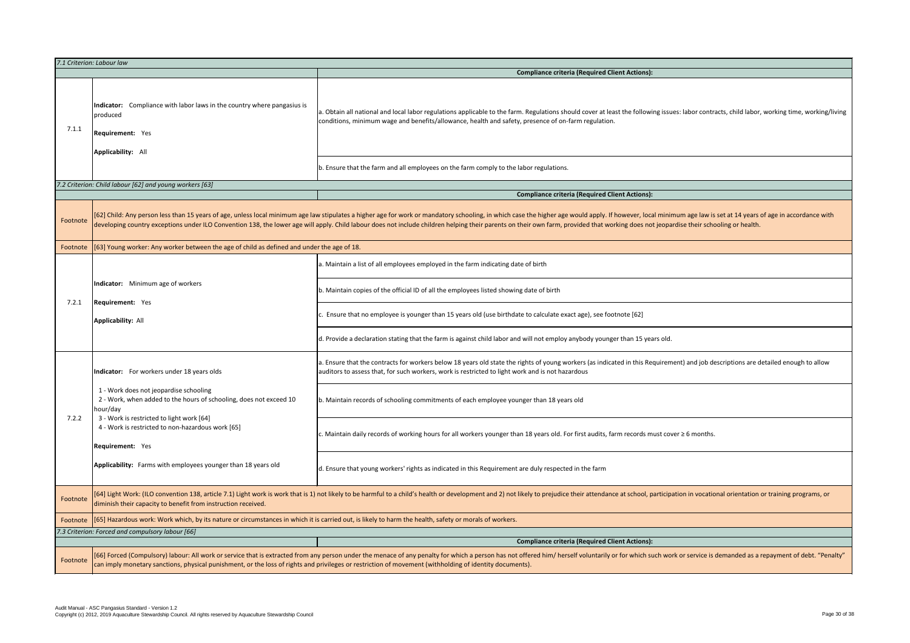| *7.1 Criterion: Labour law* | | |
|---|---|---|
| | | **Compliance criteria (Required Client Actions):** |
| 7.1.1 | **Indicator:** Compliance with labor laws in the country where pangasius is produced<br><br>**Requirement:** Yes<br><br>**Applicability:** All | a. Obtain all national and local labor regulations applicable to the farm. Regulations should cover at least the following issues: labor contracts, child labor, working time, working/living conditions, minimum wage and benefits/allowance, health and safety, presence of on-farm regulation. |
| | | b. Ensure that the farm and all employees on the farm comply to the labor regulations. |
| *7.2 Criterion: Child labour [62] and young workers [63]* | | |
| | | **Compliance criteria (Required Client Actions):** |
| Footnote | [62] Child: Any person less than 15 years of age, unless local minimum age law stipulates a higher age for work or mandatory schooling, in which case the higher age would apply. If however, local minimum age law is set at 14 years of age in accordance with developing country exceptions under ILO Convention 138, the lower age will apply. Child labour does not include children helping their parents on their own farm, provided that working does not jeopardise their schooling or health. | |
| Footnote | [63] Young worker: Any worker between the age of child as defined and under the age of 18. | |
| 7.2.1 | **Indicator:** Minimum age of workers<br><br>**Requirement:** Yes<br><br>**Applicability:** All | a. Maintain a list of all employees employed in the farm indicating date of birth |
| | | b. Maintain copies of the official ID of all the employees listed showing date of birth |
| | | c. Ensure that no employee is younger than 15 years old (use birthdate to calculate exact age), see footnote [62] |
| | | d. Provide a declaration stating that the farm is against child labor and will not employ anybody younger than 15 years old. |
| 7.2.2 | **Indicator:** For workers under 18 years olds<br><br>1 - Work does not jeopardise schooling<br>2 - Work, when added to the hours of schooling, does not exceed 10 hour/day<br>3 - Work is restricted to light work [64]<br>4 - Work is restricted to non-hazardous work [65]<br><br>**Requirement:** Yes<br><br>**Applicability:** Farms with employees younger than 18 years old | a. Ensure that the contracts for workers below 18 years old state the rights of young workers (as indicated in this Requirement) and job descriptions are detailed enough to allow auditors to assess that, for such workers, work is restricted to light work and is not hazardous |
| | | b. Maintain records of schooling commitments of each employee younger than 18 years old |
| | | c. Maintain daily records of working hours for all workers younger than 18 years old. For first audits, farm records must cover ≥ 6 months. |
| | | d. Ensure that young workers' rights as indicated in this Requirement are duly respected in the farm |
| Footnote | [64] Light Work: (ILO convention 138, article 7.1) Light work is work that is 1) not likely to be harmful to a child's health or development and 2) not likely to prejudice their attendance at school, participation in vocational orientation or training programs, or diminish their capacity to benefit from instruction received. | |
| Footnote | [65] Hazardous work: Work which, by its nature or circumstances in which it is carried out, is likely to harm the health, safety or morals of workers. | |
| *7.3 Criterion: Forced and compulsory labour [66]* | | |
| | | **Compliance criteria (Required Client Actions):** |
| Footnote | [66] Forced (Compulsory) labour: All work or service that is extracted from any person under the menace of any penalty for which a person has not offered him/ herself voluntarily or for which such work or service is demanded as a repayment of debt. "Penalty" can imply monetary sanctions, physical punishment, or the loss of rights and privileges or restriction of movement (withholding of identity documents). | |

Audit Manual - ASC Pangasius Standard - Version 1.2
Copyright (c) 2012, 2019 Aquaculture Stewardship Council. All rights reserved by Aquaculture Stewardship Council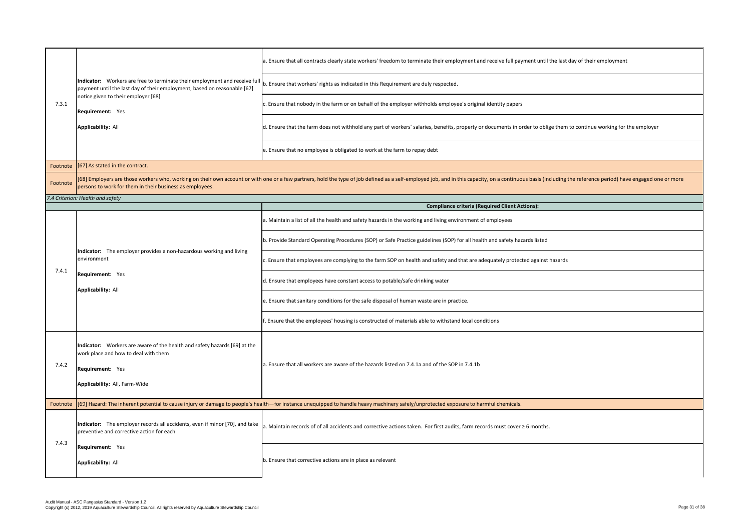| | | |
|---|---|---|
| 7.3.1 | **Indicator:** Workers are free to terminate their employment and receive full payment until the last day of their employment, based on reasonable [67] notice given to their employer [68]<br><br>**Requirement:** Yes<br><br>**Applicability:** All | a. Ensure that all contracts clearly state workers' freedom to terminate their employment and receive full payment until the last day of their employment |
| | | b. Ensure that workers' rights as indicated in this Requirement are duly respected. |
| | | c. Ensure that nobody in the farm or on behalf of the employer withholds employee's original identity papers |
| | | d. Ensure that the farm does not withhold any part of workers' salaries, benefits, property or documents in order to oblige them to continue working for the employer |
| | | e. Ensure that no employee is obligated to work at the farm to repay debt |
| Footnote | [67] As stated in the contract. | |
| Footnote | [68] Employers are those workers who, working on their own account or with one or a few partners, hold the type of job defined as a self-employed job, and in this capacity, on a continuous basis (including the reference period) have engaged one or more persons to work for them in their business as employees. | |
| *7.4 Criterion: Health and safety* | | |
| | | **Compliance criteria (Required Client Actions):** |
| 7.4.1 | **Indicator:** The employer provides a non-hazardous working and living environment<br><br>**Requirement:** Yes<br><br>**Applicability:** All | a. Maintain a list of all the health and safety hazards in the working and living environment of employees |
| | | b. Provide Standard Operating Procedures (SOP) or Safe Practice guidelines (SOP) for all health and safety hazards listed |
| | | c. Ensure that employees are complying to the farm SOP on health and safety and that are adequately protected against hazards |
| | | d. Ensure that employees have constant access to potable/safe drinking water |
| | | e. Ensure that sanitary conditions for the safe disposal of human waste are in practice. |
| | | f. Ensure that the employees' housing is constructed of materials able to withstand local conditions |
| 7.4.2 | **Indicator:** Workers are aware of the health and safety hazards [69] at the work place and how to deal with them<br><br>**Requirement:** Yes<br><br>**Applicability:** All, Farm-Wide | a. Ensure that all workers are aware of the hazards listed on 7.4.1a and of the SOP in 7.4.1b |
| Footnote | [69] Hazard: The inherent potential to cause injury or damage to people's health—for instance unequipped to handle heavy machinery safely/unprotected exposure to harmful chemicals. | |
| 7.4.3 | **Indicator:** The employer records all accidents, even if minor [70], and take preventive and corrective action for each<br><br>**Requirement:** Yes<br><br>**Applicability:** All | a. Maintain records of of all accidents and corrective actions taken. For first audits, farm records must cover ≥ 6 months. |
| | | b. Ensure that corrective actions are in place as relevant |

Audit Manual - ASC Pangasius Standard - Version 1.2
Copyright (c) 2012, 2019 Aquaculture Stewardship Council. All rights reserved by Aquaculture Stewardship Council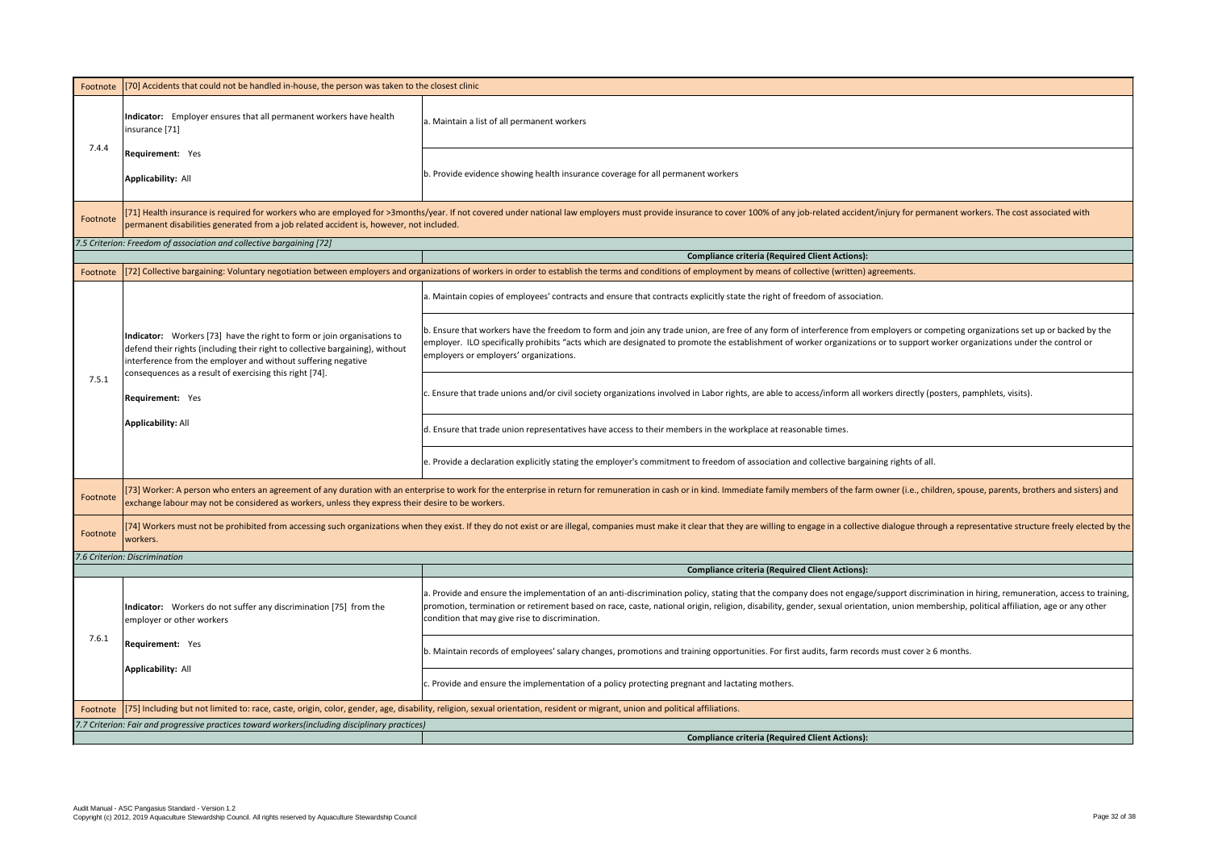| Footnote | [70] Accidents that could not be handled in-house, the person was taken to the closest clinic | |
|---|---|---|
| 7.4.4 | **Indicator:** Employer ensures that all permanent workers have health insurance [71]<br><br>**Requirement:** Yes<br><br>**Applicability:** All | a. Maintain a list of all permanent workers |
| | | b. Provide evidence showing health insurance coverage for all permanent workers |
| Footnote | [71] Health insurance is required for workers who are employed for >3months/year. If not covered under national law employers must provide insurance to cover 100% of any job-related accident/injury for permanent workers. The cost associated with permanent disabilities generated from a job related accident is, however, not included. | |
| *7.5 Criterion: Freedom of association and collective bargaining [72]* | | |
| | | **Compliance criteria (Required Client Actions):** |
| Footnote | [72] Collective bargaining: Voluntary negotiation between employers and organizations of workers in order to establish the terms and conditions of employment by means of collective (written) agreements. | |
| 7.5.1 | **Indicator:** Workers [73] have the right to form or join organisations to defend their rights (including their right to collective bargaining), without interference from the employer and without suffering negative consequences as a result of exercising this right [74].<br><br>**Requirement:** Yes<br><br>**Applicability:** All | a. Maintain copies of employees' contracts and ensure that contracts explicitly state the right of freedom of association. |
| | | b. Ensure that workers have the freedom to form and join any trade union, are free of any form of interference from employers or competing organizations set up or backed by the employer. ILO specifically prohibits "acts which are designated to promote the establishment of worker organizations or to support worker organizations under the control or employers or employers' organizations. |
| | | c. Ensure that trade unions and/or civil society organizations involved in Labor rights, are able to access/inform all workers directly (posters, pamphlets, visits). |
| | | d. Ensure that trade union representatives have access to their members in the workplace at reasonable times. |
| | | e. Provide a declaration explicitly stating the employer's commitment to freedom of association and collective bargaining rights of all. |
| Footnote | [73] Worker: A person who enters an agreement of any duration with an enterprise to work for the enterprise in return for remuneration in cash or in kind. Immediate family members of the farm owner (i.e., children, spouse, parents, brothers and sisters) and exchange labour may not be considered as workers, unless they express their desire to be workers. | |
| Footnote | [74] Workers must not be prohibited from accessing such organizations when they exist. If they do not exist or are illegal, companies must make it clear that they are willing to engage in a collective dialogue through a representative structure freely elected by the workers. | |
| *7.6 Criterion: Discrimination* | | |
| | | **Compliance criteria (Required Client Actions):** |
| 7.6.1 | **Indicator:** Workers do not suffer any discrimination [75] from the employer or other workers<br><br>**Requirement:** Yes<br><br>**Applicability:** All | a. Provide and ensure the implementation of an anti-discrimination policy, stating that the company does not engage/support discrimination in hiring, remuneration, access to training, promotion, termination or retirement based on race, caste, national origin, religion, disability, gender, sexual orientation, union membership, political affiliation, age or any other condition that may give rise to discrimination. |
| | | b. Maintain records of employees' salary changes, promotions and training opportunities. For first audits, farm records must cover ≥ 6 months. |
| | | c. Provide and ensure the implementation of a policy protecting pregnant and lactating mothers. |
| Footnote | [75] Including but not limited to: race, caste, origin, color, gender, age, disability, religion, sexual orientation, resident or migrant, union and political affiliations. | |
| *7.7 Criterion: Fair and progressive practices toward workers(including disciplinary practices)* | | |
| | | **Compliance criteria (Required Client Actions):** |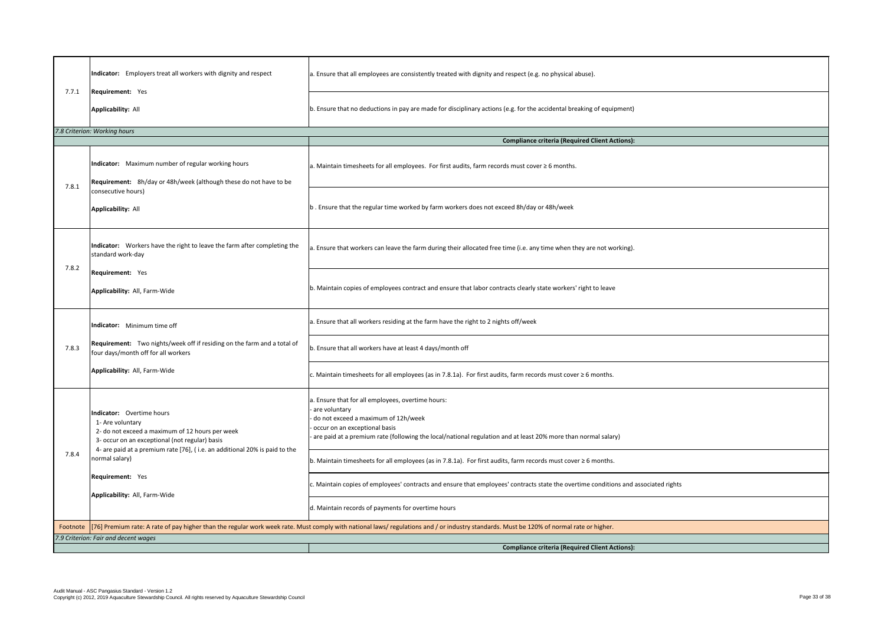| | | |
|---|---|---|
| 7.7.1 | **Indicator:** Employers treat all workers with dignity and respect<br>**Requirement:** Yes<br>**Applicability:** All | a. Ensure that all employees are consistently treated with dignity and respect (e.g. no physical abuse). |
| | | b. Ensure that no deductions in pay are made for disciplinary actions (e.g. for the accidental breaking of equipment) |
| *7.8 Criterion: Working hours* | | |
| | | **Compliance criteria (Required Client Actions):** |
| 7.8.1 | **Indicator:** Maximum number of regular working hours<br>**Requirement:** 8h/day or 48h/week (although these do not have to be consecutive hours)<br>**Applicability:** All | a. Maintain timesheets for all employees. For first audits, farm records must cover ≥ 6 months. |
| | | b . Ensure that the regular time worked by farm workers does not exceed 8h/day or 48h/week |
| 7.8.2 | **Indicator:** Workers have the right to leave the farm after completing the standard work-day<br>**Requirement:** Yes<br>**Applicability:** All, Farm-Wide | a. Ensure that workers can leave the farm during their allocated free time (i.e. any time when they are not working). |
| | | b. Maintain copies of employees contract and ensure that labor contracts clearly state workers' right to leave |
| 7.8.3 | **Indicator:** Minimum time off<br>**Requirement:** Two nights/week off if residing on the farm and a total of four days/month off for all workers<br>**Applicability:** All, Farm-Wide | a. Ensure that all workers residing at the farm have the right to 2 nights off/week |
| | | b. Ensure that all workers have at least 4 days/month off |
| | | c. Maintain timesheets for all employees (as in 7.8.1a). For first audits, farm records must cover ≥ 6 months. |
| 7.8.4 | **Indicator:** Overtime hours<br>1- Are voluntary<br>2- do not exceed a maximum of 12 hours per week<br>3- occur on an exceptional (not regular) basis<br>4- are paid at a premium rate [76], ( i.e. an additional 20% is paid to the normal salary)<br>**Requirement:** Yes<br>**Applicability:** All, Farm-Wide | a. Ensure that for all employees, overtime hours:<br>- are voluntary<br>- do not exceed a maximum of 12h/week<br>- occur on an exceptional basis<br>- are paid at a premium rate (following the local/national regulation and at least 20% more than normal salary) |
| | | b. Maintain timesheets for all employees (as in 7.8.1a). For first audits, farm records must cover ≥ 6 months. |
| | | c. Maintain copies of employees' contracts and ensure that employees' contracts state the overtime conditions and associated rights |
| | | d. Maintain records of payments for overtime hours |
| Footnote | [76] Premium rate: A rate of pay higher than the regular work week rate. Must comply with national laws/ regulations and / or industry standards. Must be 120% of normal rate or higher. | |
| *7.9 Criterion: Fair and decent wages* | | |
| | | **Compliance criteria (Required Client Actions):** |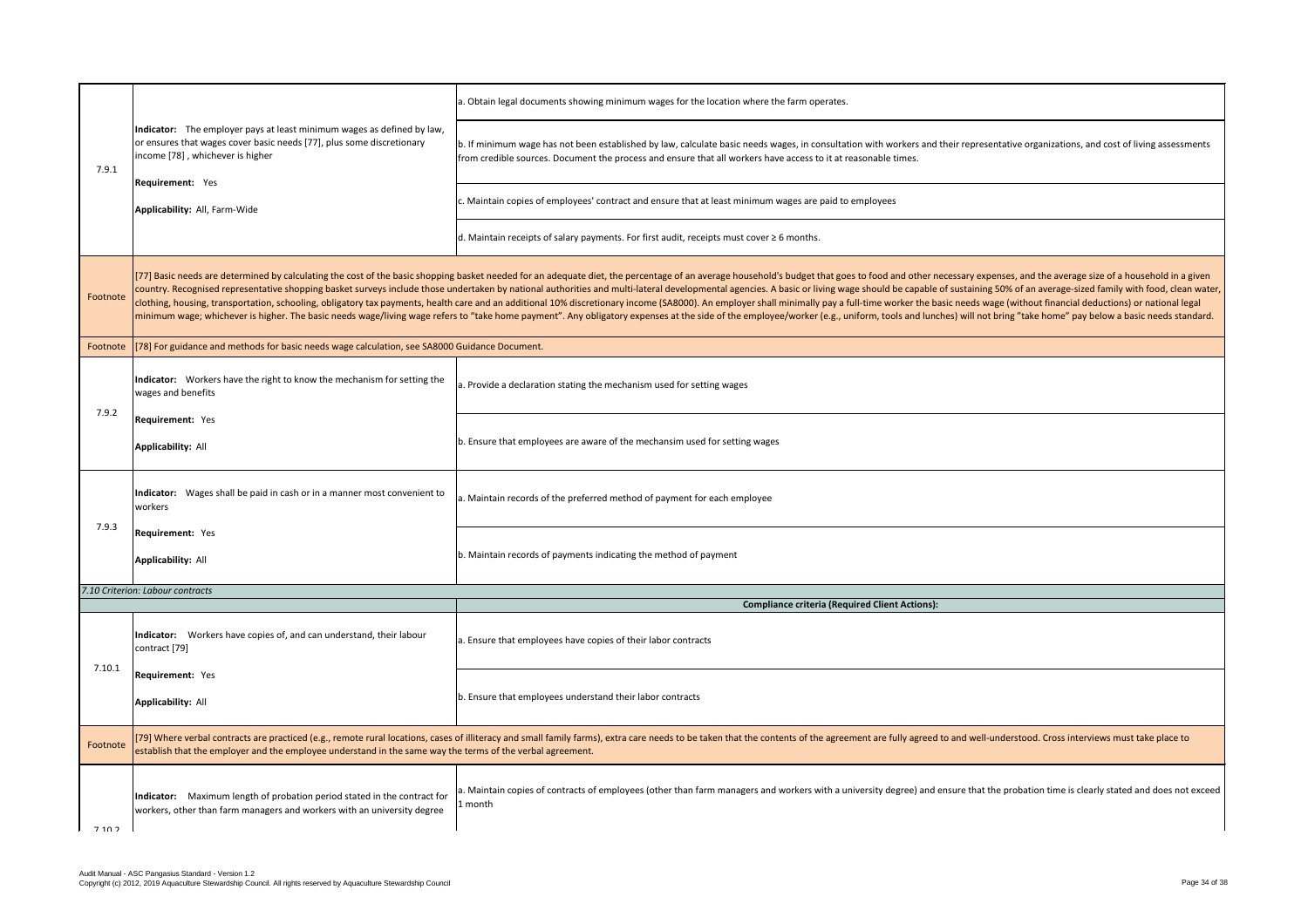| | | |
|---|---|---|
| 7.9.1 | **Indicator:** The employer pays at least minimum wages as defined by law, or ensures that wages cover basic needs [77], plus some discretionary income [78] , whichever is higher<br><br>**Requirement:** Yes<br><br>**Applicability:** All, Farm-Wide | a. Obtain legal documents showing minimum wages for the location where the farm operates. |
| | | b. If minimum wage has not been established by law, calculate basic needs wages, in consultation with workers and their representative organizations, and cost of living assessments from credible sources. Document the process and ensure that all workers have access to it at reasonable times. |
| | | c. Maintain copies of employees' contract and ensure that at least minimum wages are paid to employees |
| | | d. Maintain receipts of salary payments. For first audit, receipts must cover ≥ 6 months. |
| Footnote | [77] Basic needs are determined by calculating the cost of the basic shopping basket needed for an adequate diet, the percentage of an average household's budget that goes to food and other necessary expenses, and the average size of a household in a given country. Recognised representative shopping basket surveys include those undertaken by national authorities and multi-lateral developmental agencies. A basic or living wage should be capable of sustaining 50% of an average-sized family with food, clean water, clothing, housing, transportation, schooling, obligatory tax payments, health care and an additional 10% discretionary income (SA8000). An employer shall minimally pay a full-time worker the basic needs wage (without financial deductions) or national legal minimum wage; whichever is higher. The basic needs wage/living wage refers to "take home payment". Any obligatory expenses at the side of the employee/worker (e.g., uniform, tools and lunches) will not bring "take home" pay below a basic needs standard. | |
| Footnote | [78] For guidance and methods for basic needs wage calculation, see SA8000 Guidance Document. | |
| 7.9.2 | **Indicator:** Workers have the right to know the mechanism for setting the wages and benefits<br><br>**Requirement:** Yes<br><br>**Applicability:** All | a. Provide a declaration stating the mechanism used for setting wages |
| | | b. Ensure that employees are aware of the mechansim used for setting wages |
| 7.9.3 | **Indicator:** Wages shall be paid in cash or in a manner most convenient to workers<br><br>**Requirement:** Yes<br><br>**Applicability:** All | a. Maintain records of the preferred method of payment for each employee |
| | | b. Maintain records of payments indicating the method of payment |
| *7.10 Criterion: Labour contracts* | | |
| | | **Compliance criteria (Required Client Actions):** |
| 7.10.1 | **Indicator:** Workers have copies of, and can understand, their labour contract [79]<br><br>**Requirement:** Yes<br><br>**Applicability:** All | a. Ensure that employees have copies of their labor contracts |
| | | b. Ensure that employees understand their labor contracts |
| Footnote | [79] Where verbal contracts are practiced (e.g., remote rural locations, cases of illiteracy and small family farms), extra care needs to be taken that the contents of the agreement are fully agreed to and well-understood. Cross interviews must take place to establish that the employer and the employee understand in the same way the terms of the verbal agreement. | |
| 7.10.2 | **Indicator:** Maximum length of probation period stated in the contract for workers, other than farm managers and workers with an university degree | a. Maintain copies of contracts of employees (other than farm managers and workers with a university degree) and ensure that the probation time is clearly stated and does not exceed 1 month |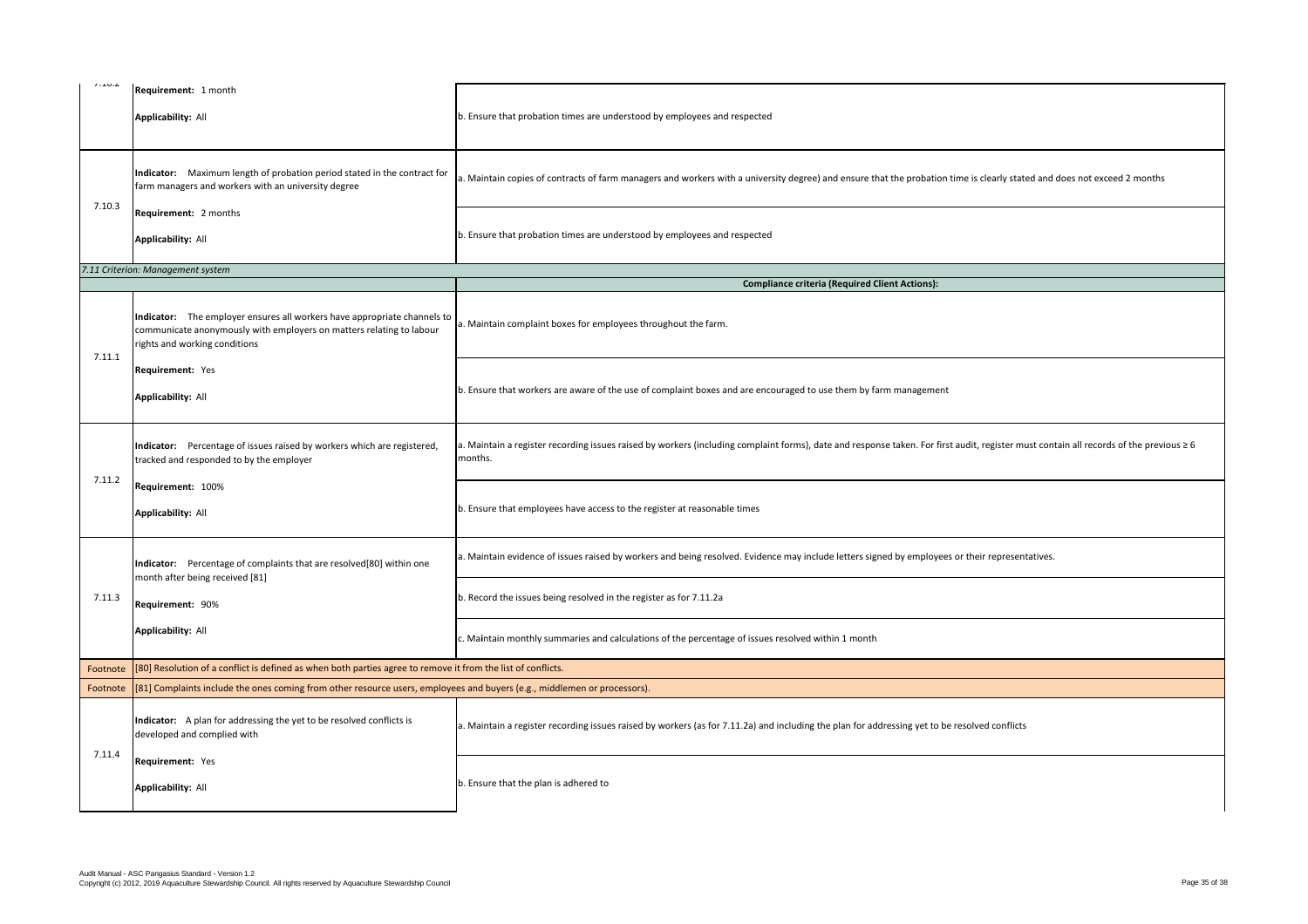| | | |
|---|---|---|
| 7.10.2 | **Requirement:** 1 month<br><br>**Applicability:** All | b. Ensure that probation times are understood by employees and respected |
| 7.10.3 | **Indicator:** Maximum length of probation period stated in the contract for farm managers and workers with an university degree<br><br>**Requirement:** 2 months<br><br>**Applicability:** All | a. Maintain copies of contracts of farm managers and workers with a university degree) and ensure that the probation time is clearly stated and does not exceed 2 months |
| | | b. Ensure that probation times are understood by employees and respected |
| *7.11 Criterion: Management system* | | |
| | | **Compliance criteria (Required Client Actions):** |
| 7.11.1 | **Indicator:** The employer ensures all workers have appropriate channels to communicate anonymously with employers on matters relating to labour rights and working conditions<br><br>**Requirement:** Yes<br><br>**Applicability:** All | a. Maintain complaint boxes for employees throughout the farm. |
| | | b. Ensure that workers are aware of the use of complaint boxes and are encouraged to use them by farm management |
| 7.11.2 | **Indicator:** Percentage of issues raised by workers which are registered, tracked and responded to by the employer<br><br>**Requirement:** 100%<br><br>**Applicability:** All | a. Maintain a register recording issues raised by workers (including complaint forms), date and response taken. For first audit, register must contain all records of the previous ≥ 6 months. |
| | | b. Ensure that employees have access to the register at reasonable times |
| 7.11.3 | **Indicator:** Percentage of complaints that are resolved[80] within one month after being received [81]<br><br>**Requirement:** 90%<br><br>**Applicability:** All | a. Maintain evidence of issues raised by workers and being resolved. Evidence may include letters signed by employees or their representatives. |
| | | b. Record the issues being resolved in the register as for 7.11.2a |
| | | c. Maintain monthly summaries and calculations of the percentage of issues resolved within 1 month |
| Footnote | [80] Resolution of a conflict is defined as when both parties agree to remove it from the list of conflicts. | |
| Footnote | [81] Complaints include the ones coming from other resource users, employees and buyers (e.g., middlemen or processors). | |
| 7.11.4 | **Indicator:** A plan for addressing the yet to be resolved conflicts is developed and complied with<br><br>**Requirement:** Yes<br><br>**Applicability:** All | a. Maintain a register recording issues raised by workers (as for 7.11.2a) and including the plan for addressing yet to be resolved conflicts |
| | | b. Ensure that the plan is adhered to |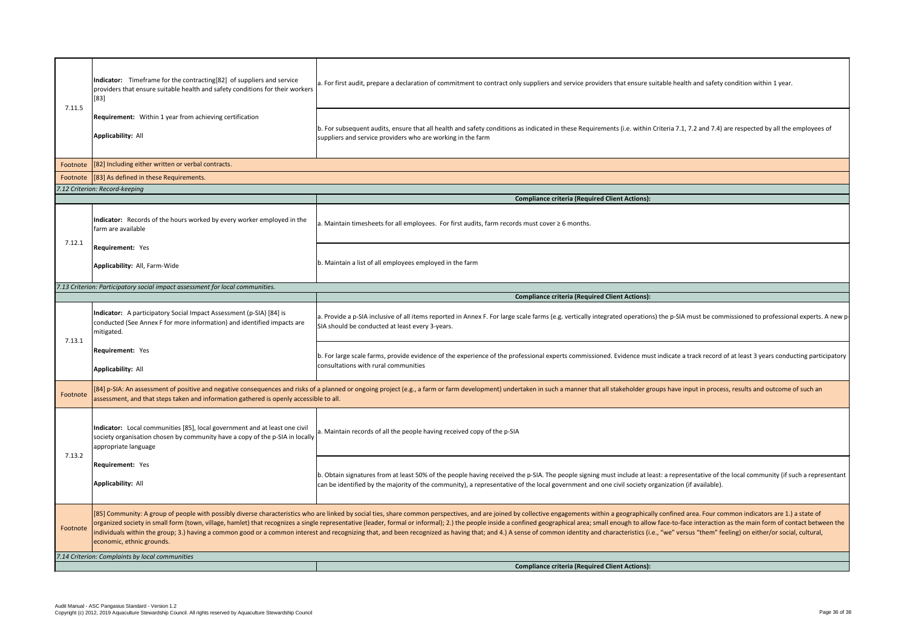| | | |
|---|---|---|
| 7.11.5 | **Indicator:** Timeframe for the contracting[82] of suppliers and service providers that ensure suitable health and safety conditions for their workers [83]<br><br>**Requirement:** Within 1 year from achieving certification<br><br>**Applicability:** All | a. For first audit, prepare a declaration of commitment to contract only suppliers and service providers that ensure suitable health and safety condition within 1 year.<br><br>b. For subsequent audits, ensure that all health and safety conditions as indicated in these Requirements (i.e. within Criteria 7.1, 7.2 and 7.4) are respected by all the employees of suppliers and service providers who are working in the farm |
| Footnote | [82] Including either written or verbal contracts. | |
| Footnote | [83] As defined in these Requirements. | |
| *7.12 Criterion: Record-keeping* | | |
| | | **Compliance criteria (Required Client Actions):** |
| 7.12.1 | **Indicator:** Records of the hours worked by every worker employed in the farm are available<br><br>**Requirement:** Yes<br><br>**Applicability:** All, Farm-Wide | a. Maintain timesheets for all employees. For first audits, farm records must cover ≥ 6 months.<br><br>b. Maintain a list of all employees employed in the farm |
| *7.13 Criterion: Participatory social impact assessment for local communities.* | | |
| | | **Compliance criteria (Required Client Actions):** |
| 7.13.1 | **Indicator:** A participatory Social Impact Assessment (p-SIA) [84] is conducted (See Annex F for more information) and identified impacts are mitigated.<br><br>**Requirement:** Yes<br><br>**Applicability:** All | a. Provide a p-SIA inclusive of all items reported in Annex F. For large scale farms (e.g. vertically integrated operations) the p-SIA must be commissioned to professional experts. A new p-SIA should be conducted at least every 3-years.<br><br>b. For large scale farms, provide evidence of the experience of the professional experts commissioned. Evidence must indicate a track record of at least 3 years conducting participatory consultations with rural communities |
| Footnote | [84] p-SIA: An assessment of positive and negative consequences and risks of a planned or ongoing project (e.g., a farm or farm development) undertaken in such a manner that all stakeholder groups have input in process, results and outcome of such an assessment, and that steps taken and information gathered is openly accessible to all. | |
| 7.13.2 | **Indicator:** Local communities [85], local government and at least one civil society organisation chosen by community have a copy of the p-SIA in locally appropriate language<br><br>**Requirement:** Yes<br><br>**Applicability:** All | a. Maintain records of all the people having received copy of the p-SIA<br><br>b. Obtain signatures from at least 50% of the people having received the p-SIA. The people signing must include at least: a representative of the local community (if such a representant can be identified by the majority of the community), a representative of the local government and one civil society organization (if available). |
| Footnote | [85] Community: A group of people with possibly diverse characteristics who are linked by social ties, share common perspectives, and are joined by collective engagements within a geographically confined area. Four common indicators are 1.) a state of organized society in small form (town, village, hamlet) that recognizes a single representative (leader, formal or informal); 2.) the people inside a confined geographical area; small enough to allow face-to-face interaction as the main form of contact between the individuals within the group; 3.) having a common good or a common interest and recognizing that, and been recognized as having that; and 4.) A sense of common identity and characteristics (i.e., "we" versus "them" feeling) on either/or social, cultural, economic, ethnic grounds. | |
| *7.14 Criterion: Complaints by local communities* | | |
| | | **Compliance criteria (Required Client Actions):** |

Audit Manual - ASC Pangasius Standard - Version 1.2
Copyright (c) 2012, 2019 Aquaculture Stewardship Council. All rights reserved by Aquaculture Stewardship Council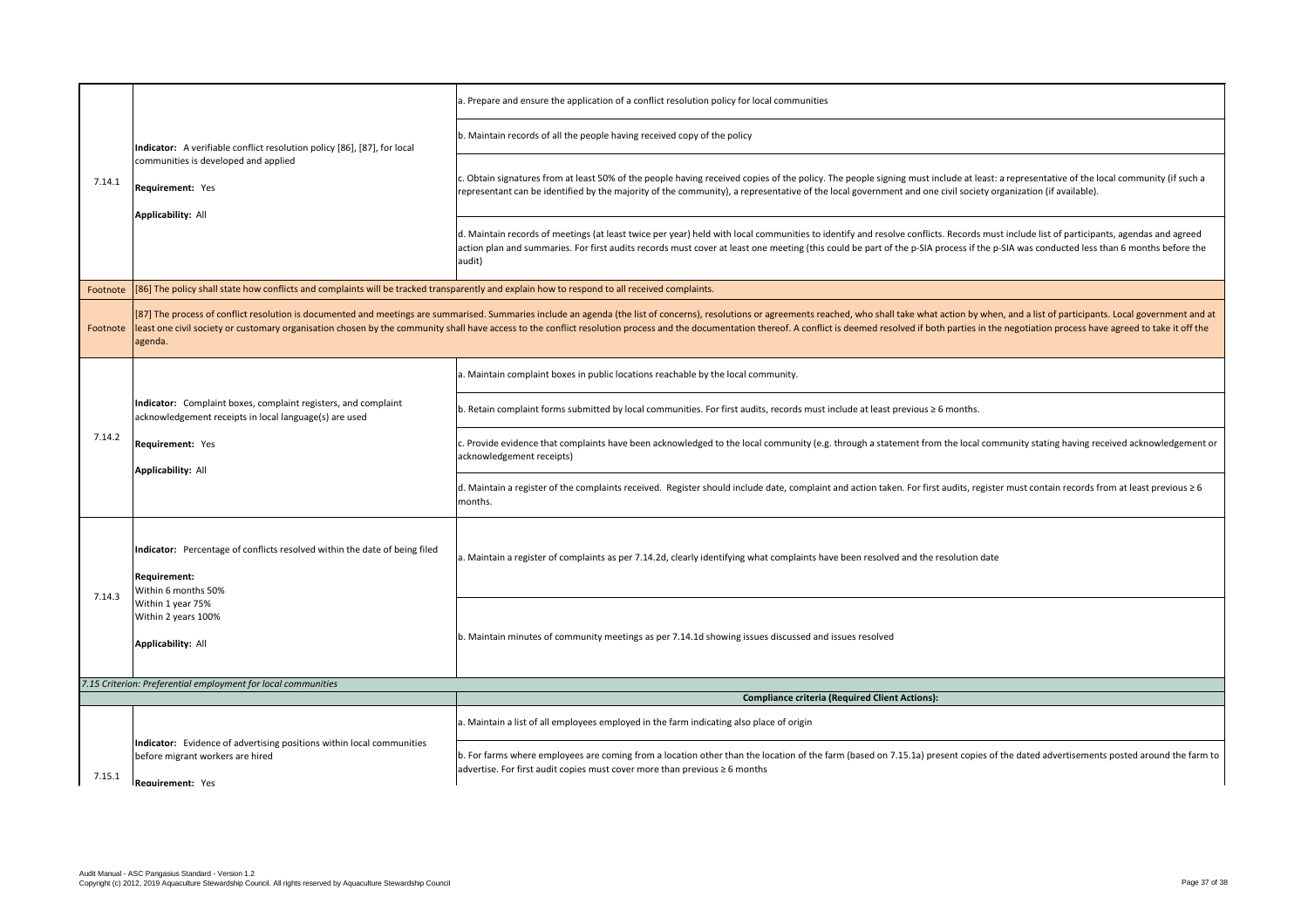| | | |
|---|---|---|
| 7.14.1 | **Indicator:** A verifiable conflict resolution policy [86], [87], for local communities is developed and applied<br><br>**Requirement:** Yes<br><br>**Applicability:** All | a. Prepare and ensure the application of a conflict resolution policy for local communities |
| | | b. Maintain records of all the people having received copy of the policy |
| | | c. Obtain signatures from at least 50% of the people having received copies of the policy. The people signing must include at least: a representative of the local community (if such a representant can be identified by the majority of the community), a representative of the local government and one civil society organization (if available). |
| | | d. Maintain records of meetings (at least twice per year) held with local communities to identify and resolve conflicts. Records must include list of participants, agendas and agreed action plan and summaries. For first audits records must cover at least one meeting (this could be part of the p-SIA process if the p-SIA was conducted less than 6 months before the audit) |
| Footnote | [86] The policy shall state how conflicts and complaints will be tracked transparently and explain how to respond to all received complaints. | |
| Footnote | [87] The process of conflict resolution is documented and meetings are summarised. Summaries include an agenda (the list of concerns), resolutions or agreements reached, who shall take what action by when, and a list of participants. Local government and at least one civil society or customary organisation chosen by the community shall have access to the conflict resolution process and the documentation thereof. A conflict is deemed resolved if both parties in the negotiation process have agreed to take it off the agenda. | |
| 7.14.2 | **Indicator:** Complaint boxes, complaint registers, and complaint acknowledgement receipts in local language(s) are used<br><br>**Requirement:** Yes<br><br>**Applicability:** All | a. Maintain complaint boxes in public locations reachable by the local community. |
| | | b. Retain complaint forms submitted by local communities. For first audits, records must include at least previous ≥ 6 months. |
| | | c. Provide evidence that complaints have been acknowledged to the local community (e.g. through a statement from the local community stating having received acknowledgement or acknowledgement receipts) |
| | | d. Maintain a register of the complaints received. Register should include date, complaint and action taken. For first audits, register must contain records from at least previous ≥ 6 months. |
| 7.14.3 | **Indicator:** Percentage of conflicts resolved within the date of being filed<br><br>**Requirement:**<br>Within 6 months 50%<br>Within 1 year 75%<br>Within 2 years 100%<br><br>**Applicability:** All | a. Maintain a register of complaints as per 7.14.2d, clearly identifying what complaints have been resolved and the resolution date |
| | | b. Maintain minutes of community meetings as per 7.14.1d showing issues discussed and issues resolved |
| *7.15 Criterion: Preferential employment for local communities* | | |
| | | **Compliance criteria (Required Client Actions):** |
| 7.15.1 | **Indicator:** Evidence of advertising positions within local communities before migrant workers are hired<br><br>**Requirement:** Yes | a. Maintain a list of all employees employed in the farm indicating also place of origin |
| | | b. For farms where employees are coming from a location other than the location of the farm (based on 7.15.1a) present copies of the dated advertisements posted around the farm to advertise. For first audit copies must cover more than previous ≥ 6 months |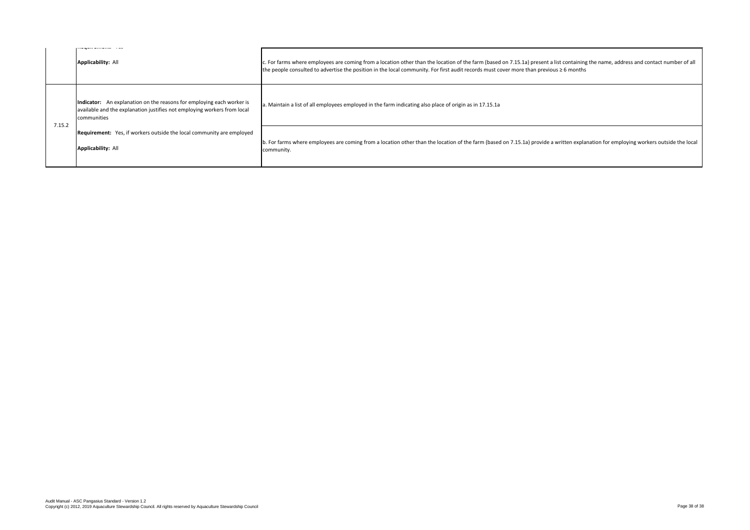| | | |
|---|---|---|
| | **Requirement:** Yes<br><br>**Applicability:** All | c. For farms where employees are coming from a location other than the location of the farm (based on 7.15.1a) present a list containing the name, address and contact number of all the people consulted to advertise the position in the local community. For first audit records must cover more than previous ≥ 6 months |
| 7.15.2 | **Indicator:** An explanation on the reasons for employing each worker is available and the explanation justifies not employing workers from local communities<br><br>**Requirement:** Yes, if workers outside the local community are employed<br><br>**Applicability:** All | a. Maintain a list of all employees employed in the farm indicating also place of origin as in 17.15.1a |
| | | b. For farms where employees are coming from a location other than the location of the farm (based on 7.15.1a) provide a written explanation for employing workers outside the local community. |

Audit Manual - ASC Pangasius Standard - Version 1.2
Copyright (c) 2012, 2019 Aquaculture Stewardship Council. All rights reserved by Aquaculture Stewardship Council